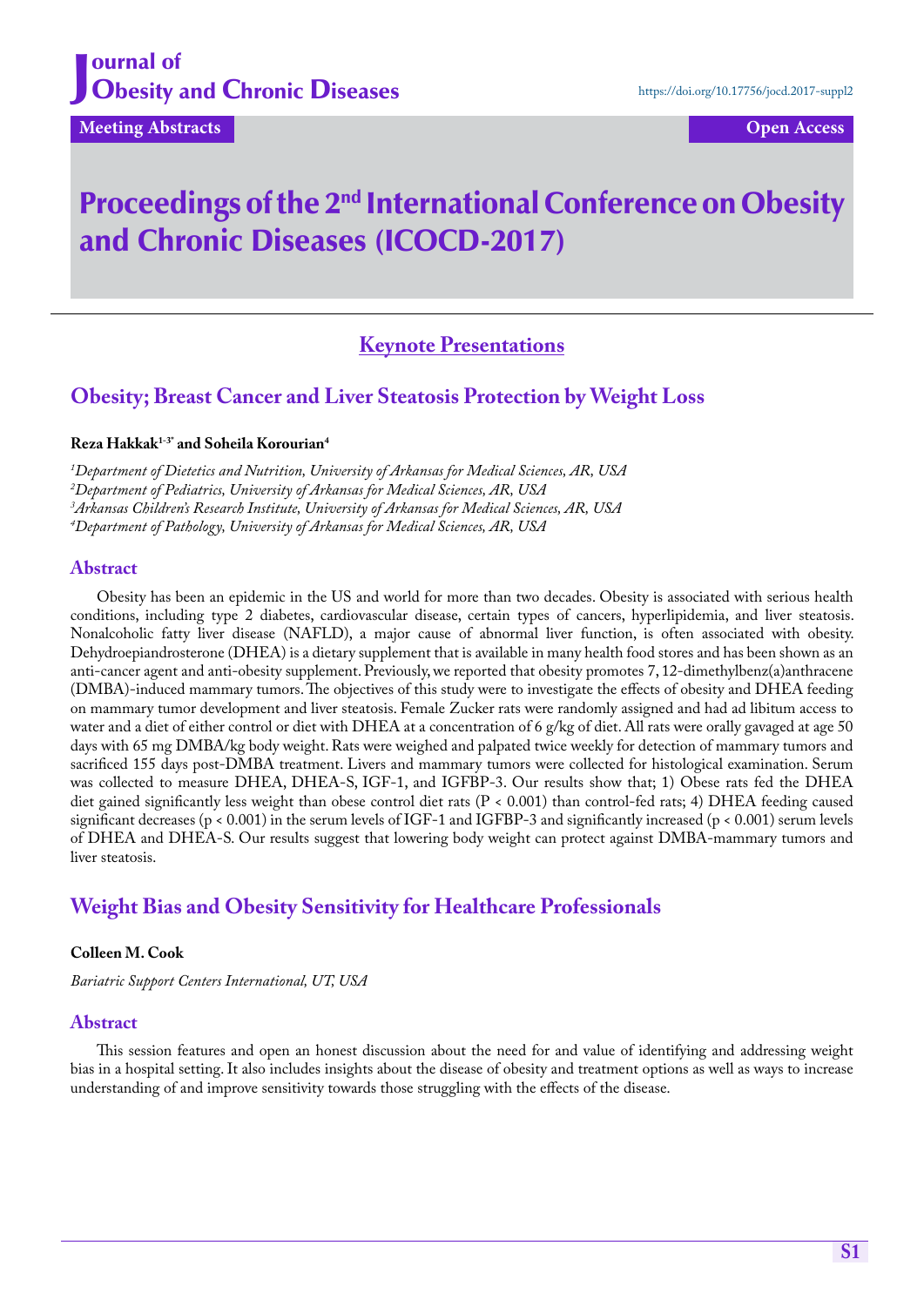# Journal of Obesity and Chronic Diseases

https://doi.org/10.17756/jocd.2017-suppl2

**Meeting Abstracts** **Open Access**

# Proceedings of the 2nd International Conference on Obesity and Chronic Diseases (ICOCD-2017)

## Keynote Presentations

## Obesity; Breast Cancer and Liver Steatosis Protection by Weight Loss

**Reza Hakkak[1-3*] and Soheila Korourian[4]**

[1]*Department of Dietetics and Nutrition, University of Arkansas for Medical Sciences, AR, USA*
[2]*Department of Pediatrics, University of Arkansas for Medical Sciences, AR, USA*
[3]*Arkansas Children's Research Institute, University of Arkansas for Medical Sciences, AR, USA*
[4]*Department of Pathology, University of Arkansas for Medical Sciences, AR, USA*

### Abstract

Obesity has been an epidemic in the US and world for more than two decades. Obesity is associated with serious health conditions, including type 2 diabetes, cardiovascular disease, certain types of cancers, hyperlipidemia, and liver steatosis. Nonalcoholic fatty liver disease (NAFLD), a major cause of abnormal liver function, is often associated with obesity. Dehydroepiandrosterone (DHEA) is a dietary supplement that is available in many health food stores and has been shown as an anti-cancer agent and anti-obesity supplement. Previously, we reported that obesity promotes 7, 12-dimethylbenz(a)anthracene (DMBA)-induced mammary tumors. The objectives of this study were to investigate the effects of obesity and DHEA feeding on mammary tumor development and liver steatosis. Female Zucker rats were randomly assigned and had ad libitum access to water and a diet of either control or diet with DHEA at a concentration of 6 g/kg of diet. All rats were orally gavaged at age 50 days with 65 mg DMBA/kg body weight. Rats were weighed and palpated twice weekly for detection of mammary tumors and sacrificed 155 days post-DMBA treatment. Livers and mammary tumors were collected for histological examination. Serum was collected to measure DHEA, DHEA-S, IGF-1, and IGFBP-3. Our results show that; 1) Obese rats fed the DHEA diet gained significantly less weight than obese control diet rats ($P < 0.001$) than control-fed rats; 4) DHEA feeding caused significant decreases ($p < 0.001$) in the serum levels of IGF-1 and IGFBP-3 and significantly increased ($p < 0.001$) serum levels of DHEA and DHEA-S. Our results suggest that lowering body weight can protect against DMBA-mammary tumors and liver steatosis.

## Weight Bias and Obesity Sensitivity for Healthcare Professionals

**Colleen M. Cook**

*Bariatric Support Centers International, UT, USA*

### Abstract

This session features and open an honest discussion about the need for and value of identifying and addressing weight bias in a hospital setting. It also includes insights about the disease of obesity and treatment options as well as ways to increase understanding of and improve sensitivity towards those struggling with the effects of the disease.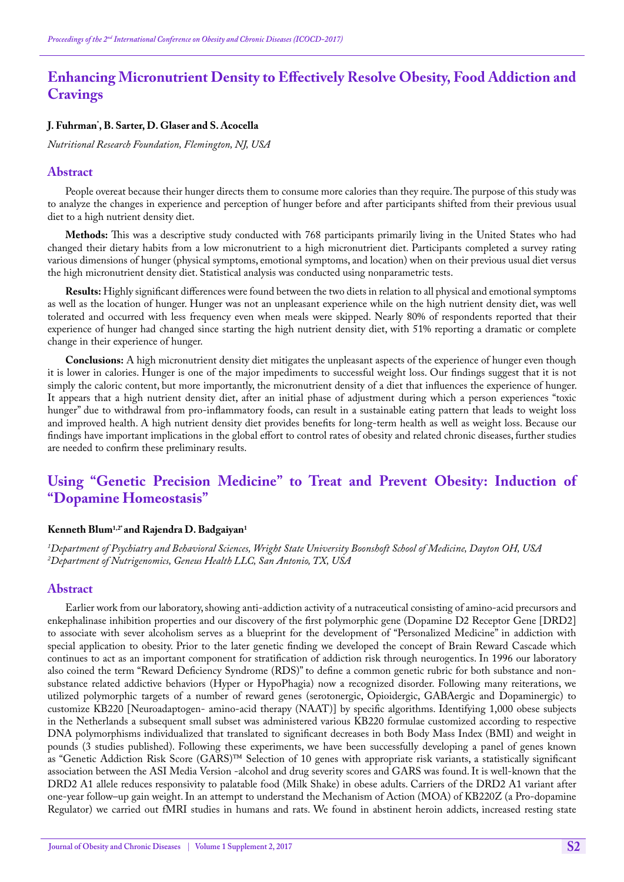# Enhancing Micronutrient Density to Effectively Resolve Obesity, Food Addiction and Cravings

**J. Fuhrman*, B. Sarter, D. Glaser and S. Acocella**

*Nutritional Research Foundation, Flemington, NJ, USA*

## Abstract

People overeat because their hunger directs them to consume more calories than they require. The purpose of this study was to analyze the changes in experience and perception of hunger before and after participants shifted from their previous usual diet to a high nutrient density diet.

**Methods:** This was a descriptive study conducted with 768 participants primarily living in the United States who had changed their dietary habits from a low micronutrient to a high micronutrient diet. Participants completed a survey rating various dimensions of hunger (physical symptoms, emotional symptoms, and location) when on their previous usual diet versus the high micronutrient density diet. Statistical analysis was conducted using nonparametric tests.

**Results:** Highly significant differences were found between the two diets in relation to all physical and emotional symptoms as well as the location of hunger. Hunger was not an unpleasant experience while on the high nutrient density diet, was well tolerated and occurred with less frequency even when meals were skipped. Nearly 80% of respondents reported that their experience of hunger had changed since starting the high nutrient density diet, with 51% reporting a dramatic or complete change in their experience of hunger.

**Conclusions:** A high micronutrient density diet mitigates the unpleasant aspects of the experience of hunger even though it is lower in calories. Hunger is one of the major impediments to successful weight loss. Our findings suggest that it is not simply the caloric content, but more importantly, the micronutrient density of a diet that influences the experience of hunger. It appears that a high nutrient density diet, after an initial phase of adjustment during which a person experiences "toxic hunger" due to withdrawal from pro-inflammatory foods, can result in a sustainable eating pattern that leads to weight loss and improved health. A high nutrient density diet provides benefits for long-term health as well as weight loss. Because our findings have important implications in the global effort to control rates of obesity and related chronic diseases, further studies are needed to confirm these preliminary results.

# Using "Genetic Precision Medicine" to Treat and Prevent Obesity: Induction of "Dopamine Homeostasis"

**Kenneth Blum[1,2*] and Rajendra D. Badgaiyan[1]**

*[1]Department of Psychiatry and Behavioral Sciences, Wright State University Boonshoft School of Medicine, Dayton OH, USA*
*[2]Department of Nutrigenomics, Geneus Health LLC, San Antonio, TX, USA*

## Abstract

Earlier work from our laboratory, showing anti-addiction activity of a nutraceutical consisting of amino-acid precursors and enkephalinase inhibition properties and our discovery of the first polymorphic gene (Dopamine D2 Receptor Gene [DRD2] to associate with sever alcoholism serves as a blueprint for the development of "Personalized Medicine" in addiction with special application to obesity. Prior to the later genetic finding we developed the concept of Brain Reward Cascade which continues to act as an important component for stratification of addiction risk through neurogentics. In 1996 our laboratory also coined the term "Reward Deficiency Syndrome (RDS)" to define a common genetic rubric for both substance and non-substance related addictive behaviors (Hyper or HypoPhagia) now a recognized disorder. Following many reiterations, we utilized polymorphic targets of a number of reward genes (serotonergic, Opioidergic, GABAergic and Dopaminergic) to customize KB220 [Neuroadaptogen- amino-acid therapy (NAAT)] by specific algorithms. Identifying 1,000 obese subjects in the Netherlands a subsequent small subset was administered various KB220 formulae customized according to respective DNA polymorphisms individualized that translated to significant decreases in both Body Mass Index (BMI) and weight in pounds (3 studies published). Following these experiments, we have been successfully developing a panel of genes known as "Genetic Addiction Risk Score (GARS)™ Selection of 10 genes with appropriate risk variants, a statistically significant association between the ASI Media Version -alcohol and drug severity scores and GARS was found. It is well-known that the DRD2 A1 allele reduces responsivity to palatable food (Milk Shake) in obese adults. Carriers of the DRD2 A1 variant after one-year follow–up gain weight. In an attempt to understand the Mechanism of Action (MOA) of KB220Z (a Pro-dopamine Regulator) we carried out fMRI studies in humans and rats. We found in abstinent heroin addicts, increased resting state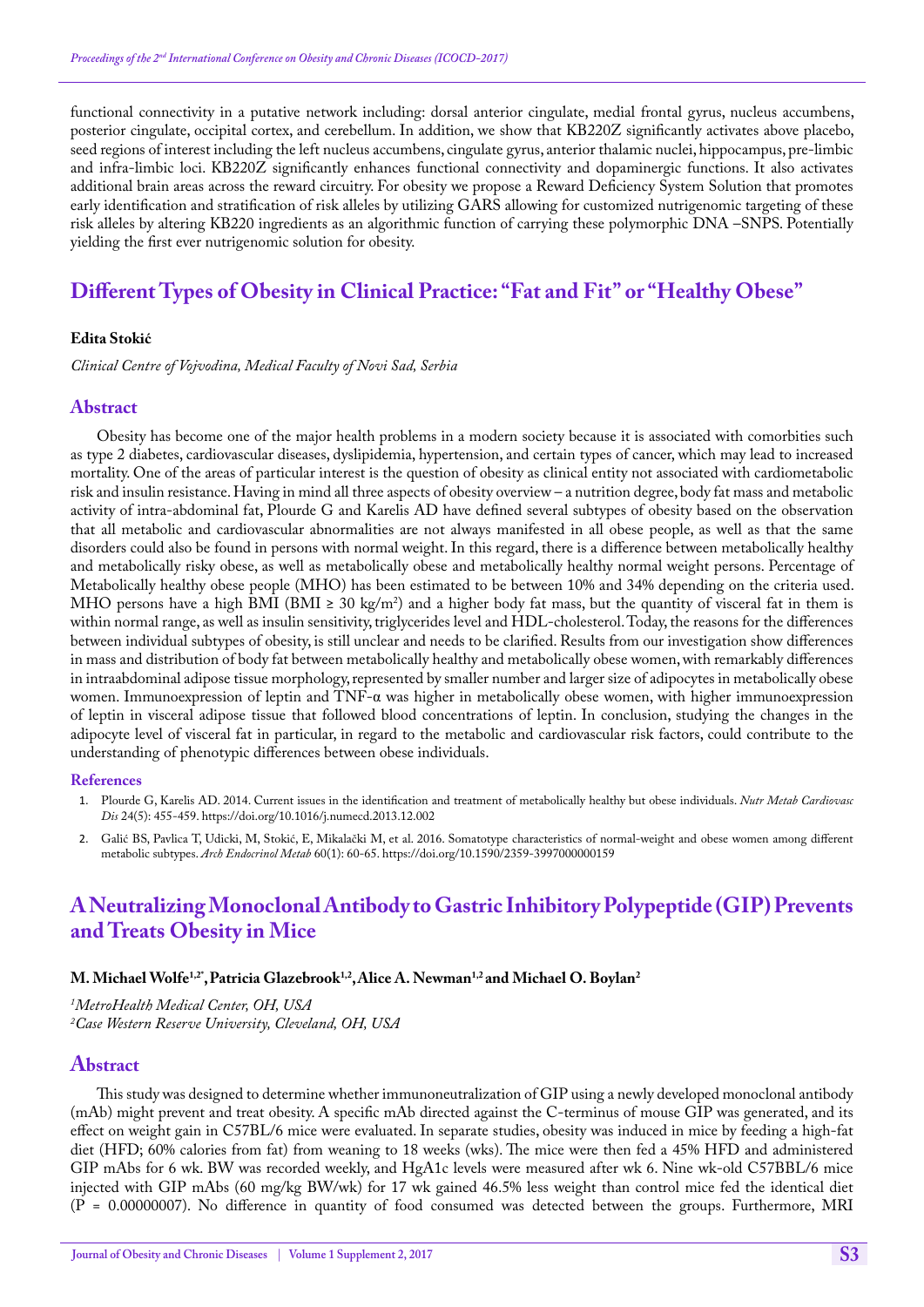functional connectivity in a putative network including: dorsal anterior cingulate, medial frontal gyrus, nucleus accumbens, posterior cingulate, occipital cortex, and cerebellum. In addition, we show that KB220Z significantly activates above placebo, seed regions of interest including the left nucleus accumbens, cingulate gyrus, anterior thalamic nuclei, hippocampus, pre-limbic and infra-limbic loci. KB220Z significantly enhances functional connectivity and dopaminergic functions. It also activates additional brain areas across the reward circuitry. For obesity we propose a Reward Deficiency System Solution that promotes early identification and stratification of risk alleles by utilizing GARS allowing for customized nutrigenomic targeting of these risk alleles by altering KB220 ingredients as an algorithmic function of carrying these polymorphic DNA –SNPS. Potentially yielding the first ever nutrigenomic solution for obesity.

## Different Types of Obesity in Clinical Practice: "Fat and Fit" or "Healthy Obese"

**Edita Stokić**

*Clinical Centre of Vojvodina, Medical Faculty of Novi Sad, Serbia*

### Abstract

Obesity has become one of the major health problems in a modern society because it is associated with comorbities such as type 2 diabetes, cardiovascular diseases, dyslipidemia, hypertension, and certain types of cancer, which may lead to increased mortality. One of the areas of particular interest is the question of obesity as clinical entity not associated with cardiometabolic risk and insulin resistance. Having in mind all three aspects of obesity overview – a nutrition degree, body fat mass and metabolic activity of intra-abdominal fat, Plourde G and Karelis AD have defined several subtypes of obesity based on the observation that all metabolic and cardiovascular abnormalities are not always manifested in all obese people, as well as that the same disorders could also be found in persons with normal weight. In this regard, there is a difference between metabolically healthy and metabolically risky obese, as well as metabolically obese and metabolically healthy normal weight persons. Percentage of Metabolically healthy obese people (MHO) has been estimated to be between 10% and 34% depending on the criteria used. MHO persons have a high BMI (BMI ≥ 30 kg/m$^2$) and a higher body fat mass, but the quantity of visceral fat in them is within normal range, as well as insulin sensitivity, triglycerides level and HDL-cholesterol. Today, the reasons for the differences between individual subtypes of obesity, is still unclear and needs to be clarified. Results from our investigation show differences in mass and distribution of body fat between metabolically healthy and metabolically obese women, with remarkably differences in intraabdominal adipose tissue morphology, represented by smaller number and larger size of adipocytes in metabolically obese women. Immunoexpression of leptin and TNF-α was higher in metabolically obese women, with higher immunoexpression of leptin in visceral adipose tissue that followed blood concentrations of leptin. In conclusion, studying the changes in the adipocyte level of visceral fat in particular, in regard to the metabolic and cardiovascular risk factors, could contribute to the understanding of phenotypic differences between obese individuals.

#### References

1. Plourde G, Karelis AD. 2014. Current issues in the identification and treatment of metabolically healthy but obese individuals. *Nutr Metab Cardiovasc Dis* 24(5): 455-459. https://doi.org/10.1016/j.numecd.2013.12.002
2. Galić BS, Pavlica T, Udicki, M, Stokić, E, Mikalački M, et al. 2016. Somatotype characteristics of normal-weight and obese women among different metabolic subtypes. *Arch Endocrinol Metab* 60(1): 60-65. https://doi.org/10.1590/2359-3997000000159

## A Neutralizing Monoclonal Antibody to Gastric Inhibitory Polypeptide (GIP) Prevents and Treats Obesity in Mice

**M. Michael Wolfe[1,2*], Patricia Glazebrook[1,2], Alice A. Newman[1,2] and Michael O. Boylan[2]**

*[1]MetroHealth Medical Center, OH, USA*
*[2]Case Western Reserve University, Cleveland, OH, USA*

### Abstract

This study was designed to determine whether immunoneutralization of GIP using a newly developed monoclonal antibody (mAb) might prevent and treat obesity. A specific mAb directed against the C-terminus of mouse GIP was generated, and its effect on weight gain in C57BL/6 mice were evaluated. In separate studies, obesity was induced in mice by feeding a high-fat diet (HFD; 60% calories from fat) from weaning to 18 weeks (wks). The mice were then fed a 45% HFD and administered GIP mAbs for 6 wk. BW was recorded weekly, and HgA1c levels were measured after wk 6. Nine wk-old C57BBL/6 mice injected with GIP mAbs (60 mg/kg BW/wk) for 17 wk gained 46.5% less weight than control mice fed the identical diet (P = 0.00000007). No difference in quantity of food consumed was detected between the groups. Furthermore, MRI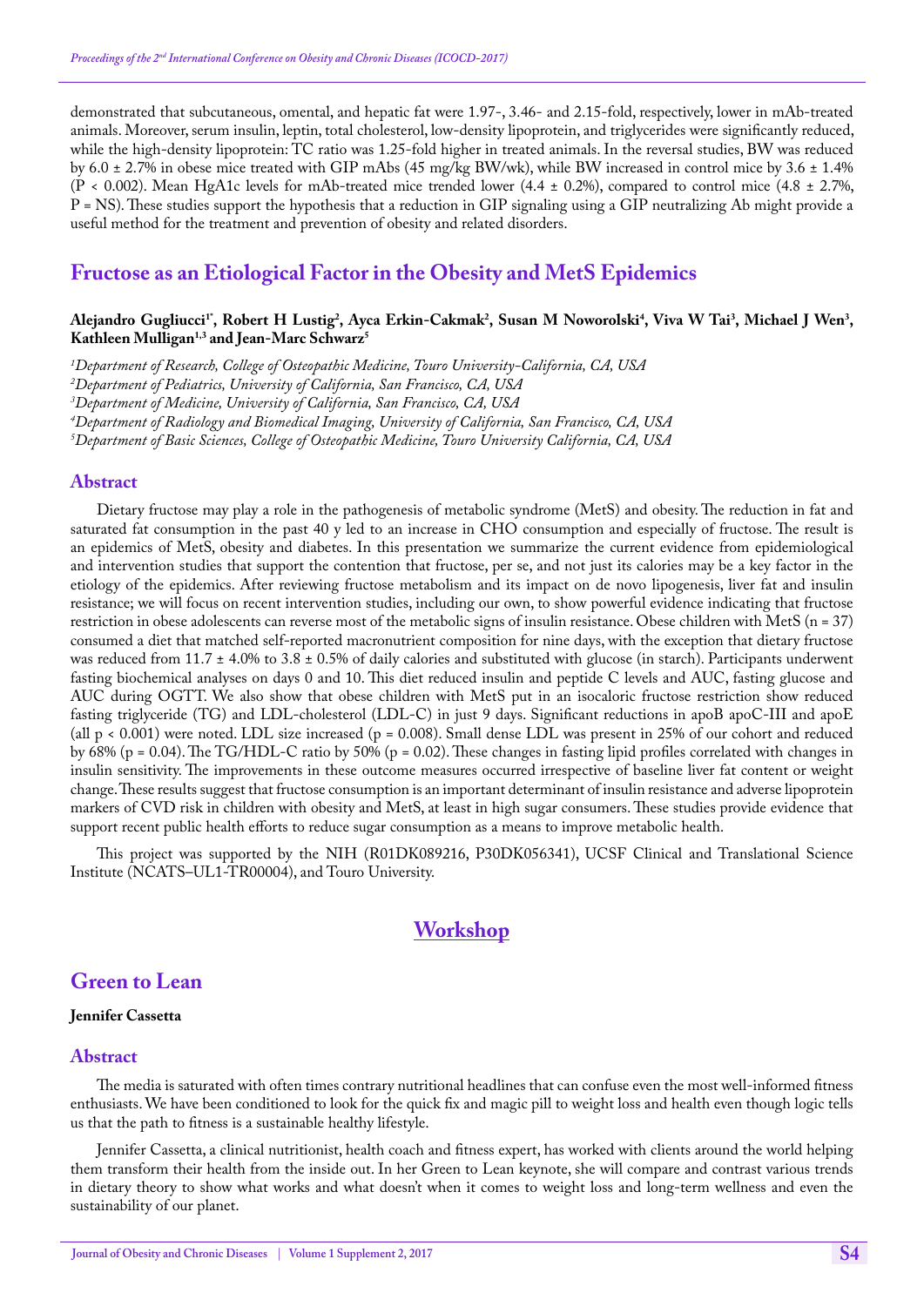demonstrated that subcutaneous, omental, and hepatic fat were 1.97-, 3.46- and 2.15-fold, respectively, lower in mAb-treated animals. Moreover, serum insulin, leptin, total cholesterol, low-density lipoprotein, and triglycerides were significantly reduced, while the high-density lipoprotein: TC ratio was 1.25-fold higher in treated animals. In the reversal studies, BW was reduced by 6.0 ± 2.7% in obese mice treated with GIP mAbs (45 mg/kg BW/wk), while BW increased in control mice by 3.6 ± 1.4% ($P < 0.002$). Mean HgA1c levels for mAb-treated mice trended lower (4.4 ± 0.2%), compared to control mice (4.8 ± 2.7%, P = NS). These studies support the hypothesis that a reduction in GIP signaling using a GIP neutralizing Ab might provide a useful method for the treatment and prevention of obesity and related disorders.

## Fructose as an Etiological Factor in the Obesity and MetS Epidemics

**Alejandro Gugliucci[1*], Robert H Lustig[2], Ayca Erkin-Cakmak[2], Susan M Noworolski[4], Viva W Tai[3], Michael J Wen[3], Kathleen Mulligan[1,3] and Jean-Marc Schwarz[5]**

[1]*Department of Research, College of Osteopathic Medicine, Touro University-California, CA, USA*
[2]*Department of Pediatrics, University of California, San Francisco, CA, USA*
[3]*Department of Medicine, University of California, San Francisco, CA, USA*
[4]*Department of Radiology and Biomedical Imaging, University of California, San Francisco, CA, USA*
[5]*Department of Basic Sciences, College of Osteopathic Medicine, Touro University California, CA, USA*

### Abstract

Dietary fructose may play a role in the pathogenesis of metabolic syndrome (MetS) and obesity. The reduction in fat and saturated fat consumption in the past 40 y led to an increase in CHO consumption and especially of fructose. The result is an epidemics of MetS, obesity and diabetes. In this presentation we summarize the current evidence from epidemiological and intervention studies that support the contention that fructose, per se, and not just its calories may be a key factor in the etiology of the epidemics. After reviewing fructose metabolism and its impact on de novo lipogenesis, liver fat and insulin resistance; we will focus on recent intervention studies, including our own, to show powerful evidence indicating that fructose restriction in obese adolescents can reverse most of the metabolic signs of insulin resistance. Obese children with MetS (n = 37) consumed a diet that matched self-reported macronutrient composition for nine days, with the exception that dietary fructose was reduced from 11.7 ± 4.0% to 3.8 ± 0.5% of daily calories and substituted with glucose (in starch). Participants underwent fasting biochemical analyses on days 0 and 10. This diet reduced insulin and peptide C levels and AUC, fasting glucose and AUC during OGTT. We also show that obese children with MetS put in an isocaloric fructose restriction show reduced fasting triglyceride (TG) and LDL-cholesterol (LDL-C) in just 9 days. Significant reductions in apoB apoC-III and apoE (all $p < 0.001$) were noted. LDL size increased ($p = 0.008$). Small dense LDL was present in 25% of our cohort and reduced by 68% ($p = 0.04$). The TG/HDL-C ratio by 50% ($p = 0.02$). These changes in fasting lipid profiles correlated with changes in insulin sensitivity. The improvements in these outcome measures occurred irrespective of baseline liver fat content or weight change. These results suggest that fructose consumption is an important determinant of insulin resistance and adverse lipoprotein markers of CVD risk in children with obesity and MetS, at least in high sugar consumers. These studies provide evidence that support recent public health efforts to reduce sugar consumption as a means to improve metabolic health.

This project was supported by the NIH (R01DK089216, P30DK056341), UCSF Clinical and Translational Science Institute (NCATS–UL1-TR00004), and Touro University.

# Workshop

## Green to Lean

**Jennifer Cassetta**

### Abstract

The media is saturated with often times contrary nutritional headlines that can confuse even the most well-informed fitness enthusiasts. We have been conditioned to look for the quick fix and magic pill to weight loss and health even though logic tells us that the path to fitness is a sustainable healthy lifestyle.

Jennifer Cassetta, a clinical nutritionist, health coach and fitness expert, has worked with clients around the world helping them transform their health from the inside out. In her Green to Lean keynote, she will compare and contrast various trends in dietary theory to show what works and what doesn't when it comes to weight loss and long-term wellness and even the sustainability of our planet.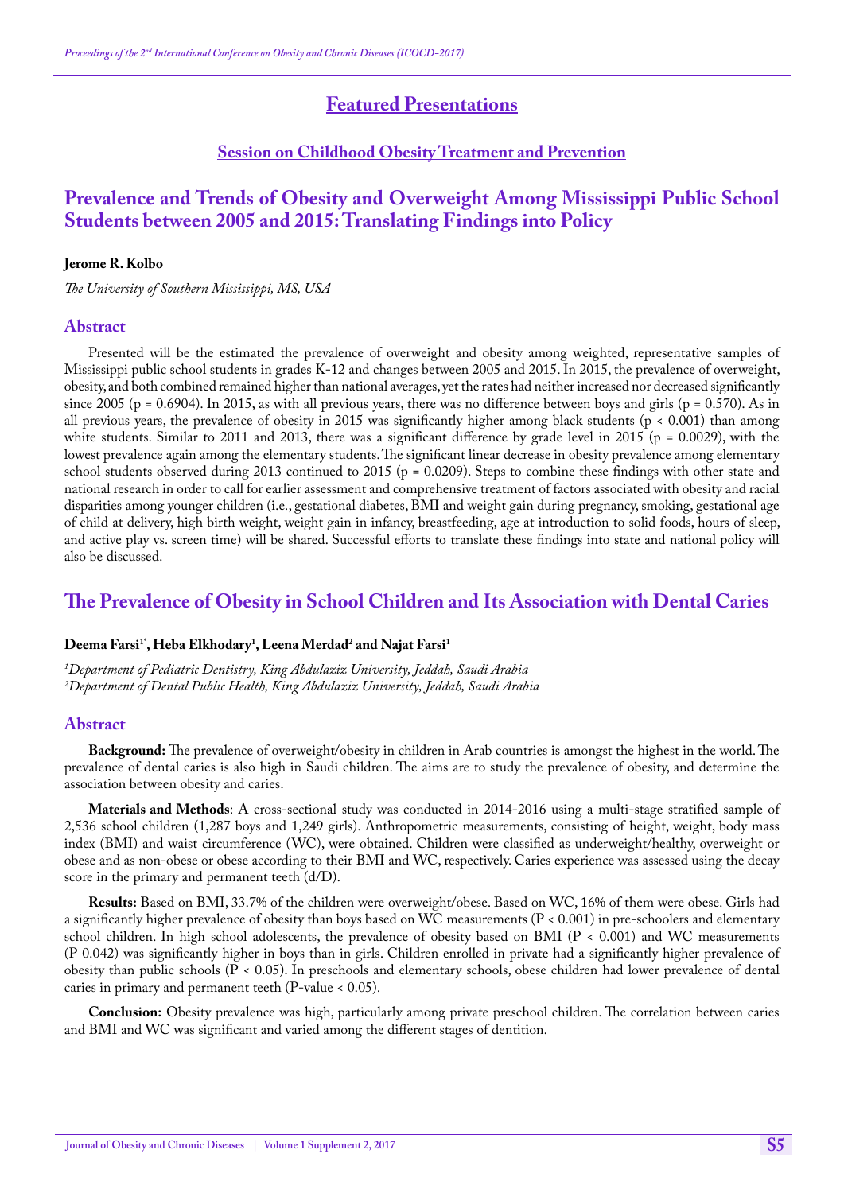# Featured Presentations

## Session on Childhood Obesity Treatment and Prevention

## Prevalence and Trends of Obesity and Overweight Among Mississippi Public School Students between 2005 and 2015: Translating Findings into Policy

**Jerome R. Kolbo**

*The University of Southern Mississippi, MS, USA*

### Abstract

Presented will be the estimated the prevalence of overweight and obesity among weighted, representative samples of Mississippi public school students in grades K-12 and changes between 2005 and 2015. In 2015, the prevalence of overweight, obesity, and both combined remained higher than national averages, yet the rates had neither increased nor decreased significantly since 2005 ($p = 0.6904$). In 2015, as with all previous years, there was no difference between boys and girls ($p = 0.570$). As in all previous years, the prevalence of obesity in 2015 was significantly higher among black students ($p < 0.001$) than among white students. Similar to 2011 and 2013, there was a significant difference by grade level in 2015 ($p = 0.0029$), with the lowest prevalence again among the elementary students. The significant linear decrease in obesity prevalence among elementary school students observed during 2013 continued to 2015 ($p = 0.0209$). Steps to combine these findings with other state and national research in order to call for earlier assessment and comprehensive treatment of factors associated with obesity and racial disparities among younger children (i.e., gestational diabetes, BMI and weight gain during pregnancy, smoking, gestational age of child at delivery, high birth weight, weight gain in infancy, breastfeeding, age at introduction to solid foods, hours of sleep, and active play vs. screen time) will be shared. Successful efforts to translate these findings into state and national policy will also be discussed.

## The Prevalence of Obesity in School Children and Its Association with Dental Caries

**Deema Farsi[1*], Heba Elkhodary[1], Leena Merdad[2] and Najat Farsi[1]**

*[1]Department of Pediatric Dentistry, King Abdulaziz University, Jeddah, Saudi Arabia*
*[2]Department of Dental Public Health, King Abdulaziz University, Jeddah, Saudi Arabia*

### Abstract

**Background:** The prevalence of overweight/obesity in children in Arab countries is amongst the highest in the world. The prevalence of dental caries is also high in Saudi children. The aims are to study the prevalence of obesity, and determine the association between obesity and caries.

**Materials and Methods**: A cross-sectional study was conducted in 2014-2016 using a multi-stage stratified sample of 2,536 school children (1,287 boys and 1,249 girls). Anthropometric measurements, consisting of height, weight, body mass index (BMI) and waist circumference (WC), were obtained. Children were classified as underweight/healthy, overweight or obese and as non-obese or obese according to their BMI and WC, respectively. Caries experience was assessed using the decay score in the primary and permanent teeth (d/D).

**Results:** Based on BMI, 33.7% of the children were overweight/obese. Based on WC, 16% of them were obese. Girls had a significantly higher prevalence of obesity than boys based on WC measurements ($P < 0.001$) in pre-schoolers and elementary school children. In high school adolescents, the prevalence of obesity based on BMI ($P < 0.001$) and WC measurements (P 0.042) was significantly higher in boys than in girls. Children enrolled in private had a significantly higher prevalence of obesity than public schools ($P < 0.05$). In preschools and elementary schools, obese children had lower prevalence of dental caries in primary and permanent teeth (P-value $< 0.05$).

**Conclusion:** Obesity prevalence was high, particularly among private preschool children. The correlation between caries and BMI and WC was significant and varied among the different stages of dentition.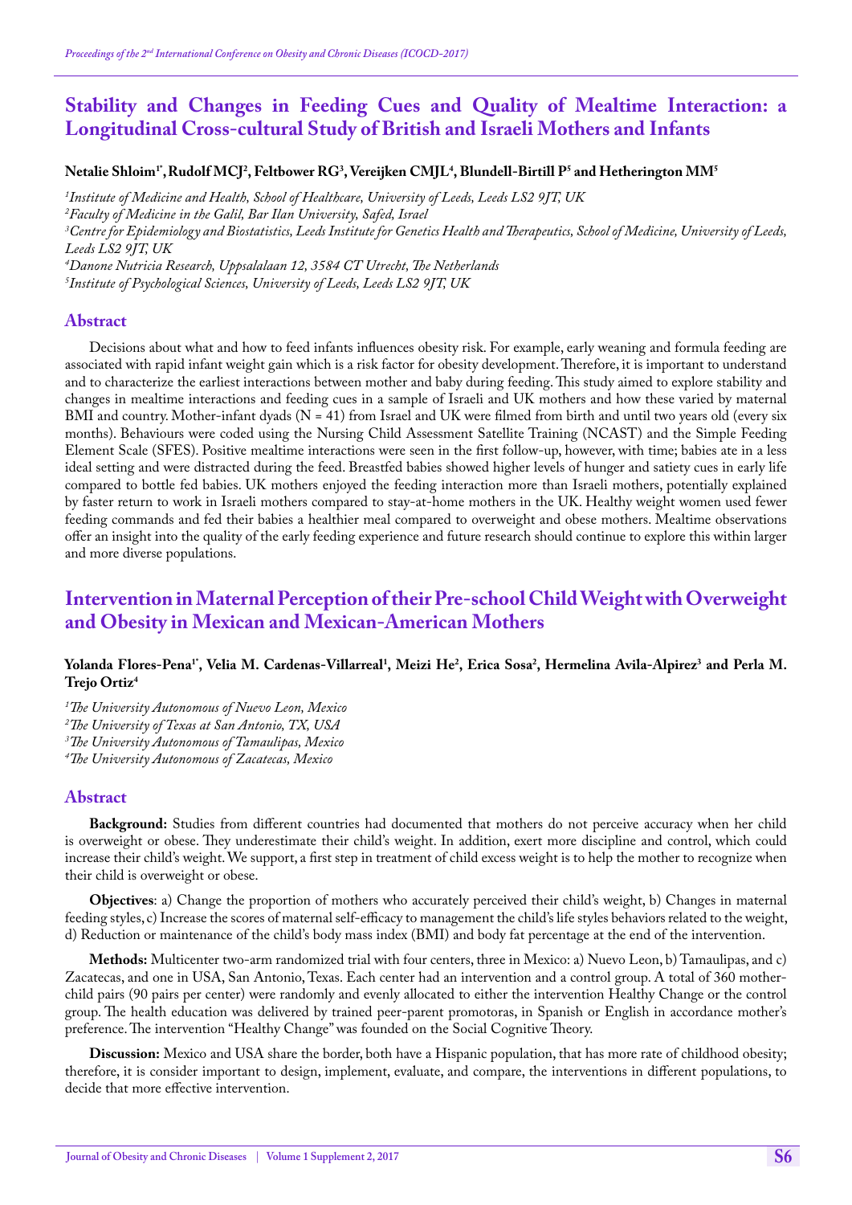## Stability and Changes in Feeding Cues and Quality of Mealtime Interaction: a Longitudinal Cross-cultural Study of British and Israeli Mothers and Infants

**Netalie Shloim[1*], Rudolf MCJ[2], Feltbower RG[3], Vereijken CMJL[4], Blundell-Birtill P[5] and Hetherington MM[5]**

*[1]Institute of Medicine and Health, School of Healthcare, University of Leeds, Leeds LS2 9JT, UK*
*[2]Faculty of Medicine in the Galil, Bar Ilan University, Safed, Israel*
*[3]Centre for Epidemiology and Biostatistics, Leeds Institute for Genetics Health and Therapeutics, School of Medicine, University of Leeds, Leeds LS2 9JT, UK*
*[4]Danone Nutricia Research, Uppsalalaan 12, 3584 CT Utrecht, The Netherlands*
*[5]Institute of Psychological Sciences, University of Leeds, Leeds LS2 9JT, UK*

### Abstract

Decisions about what and how to feed infants influences obesity risk. For example, early weaning and formula feeding are associated with rapid infant weight gain which is a risk factor for obesity development. Therefore, it is important to understand and to characterize the earliest interactions between mother and baby during feeding. This study aimed to explore stability and changes in mealtime interactions and feeding cues in a sample of Israeli and UK mothers and how these varied by maternal BMI and country. Mother-infant dyads (N = 41) from Israel and UK were filmed from birth and until two years old (every six months). Behaviours were coded using the Nursing Child Assessment Satellite Training (NCAST) and the Simple Feeding Element Scale (SFES). Positive mealtime interactions were seen in the first follow-up, however, with time; babies ate in a less ideal setting and were distracted during the feed. Breastfed babies showed higher levels of hunger and satiety cues in early life compared to bottle fed babies. UK mothers enjoyed the feeding interaction more than Israeli mothers, potentially explained by faster return to work in Israeli mothers compared to stay-at-home mothers in the UK. Healthy weight women used fewer feeding commands and fed their babies a healthier meal compared to overweight and obese mothers. Mealtime observations offer an insight into the quality of the early feeding experience and future research should continue to explore this within larger and more diverse populations.

## Intervention in Maternal Perception of their Pre-school Child Weight with Overweight and Obesity in Mexican and Mexican-American Mothers

**Yolanda Flores-Pena[1*], Velia M. Cardenas-Villarreal[1], Meizi He[2], Erica Sosa[2], Hermelina Avila-Alpirez[3] and Perla M. Trejo Ortiz[4]**

*[1]The University Autonomous of Nuevo Leon, Mexico*
*[2]The University of Texas at San Antonio, TX, USA*
*[3]The University Autonomous of Tamaulipas, Mexico*
*[4]The University Autonomous of Zacatecas, Mexico*

### Abstract

**Background:** Studies from different countries had documented that mothers do not perceive accuracy when her child is overweight or obese. They underestimate their child's weight. In addition, exert more discipline and control, which could increase their child's weight. We support, a first step in treatment of child excess weight is to help the mother to recognize when their child is overweight or obese.

**Objectives**: a) Change the proportion of mothers who accurately perceived their child's weight, b) Changes in maternal feeding styles, c) Increase the scores of maternal self-efficacy to management the child's life styles behaviors related to the weight, d) Reduction or maintenance of the child's body mass index (BMI) and body fat percentage at the end of the intervention.

**Methods:** Multicenter two-arm randomized trial with four centers, three in Mexico: a) Nuevo Leon, b) Tamaulipas, and c) Zacatecas, and one in USA, San Antonio, Texas. Each center had an intervention and a control group. A total of 360 mother-child pairs (90 pairs per center) were randomly and evenly allocated to either the intervention Healthy Change or the control group. The health education was delivered by trained peer-parent promotoras, in Spanish or English in accordance mother's preference. The intervention "Healthy Change" was founded on the Social Cognitive Theory.

**Discussion:** Mexico and USA share the border, both have a Hispanic population, that has more rate of childhood obesity; therefore, it is consider important to design, implement, evaluate, and compare, the interventions in different populations, to decide that more effective intervention.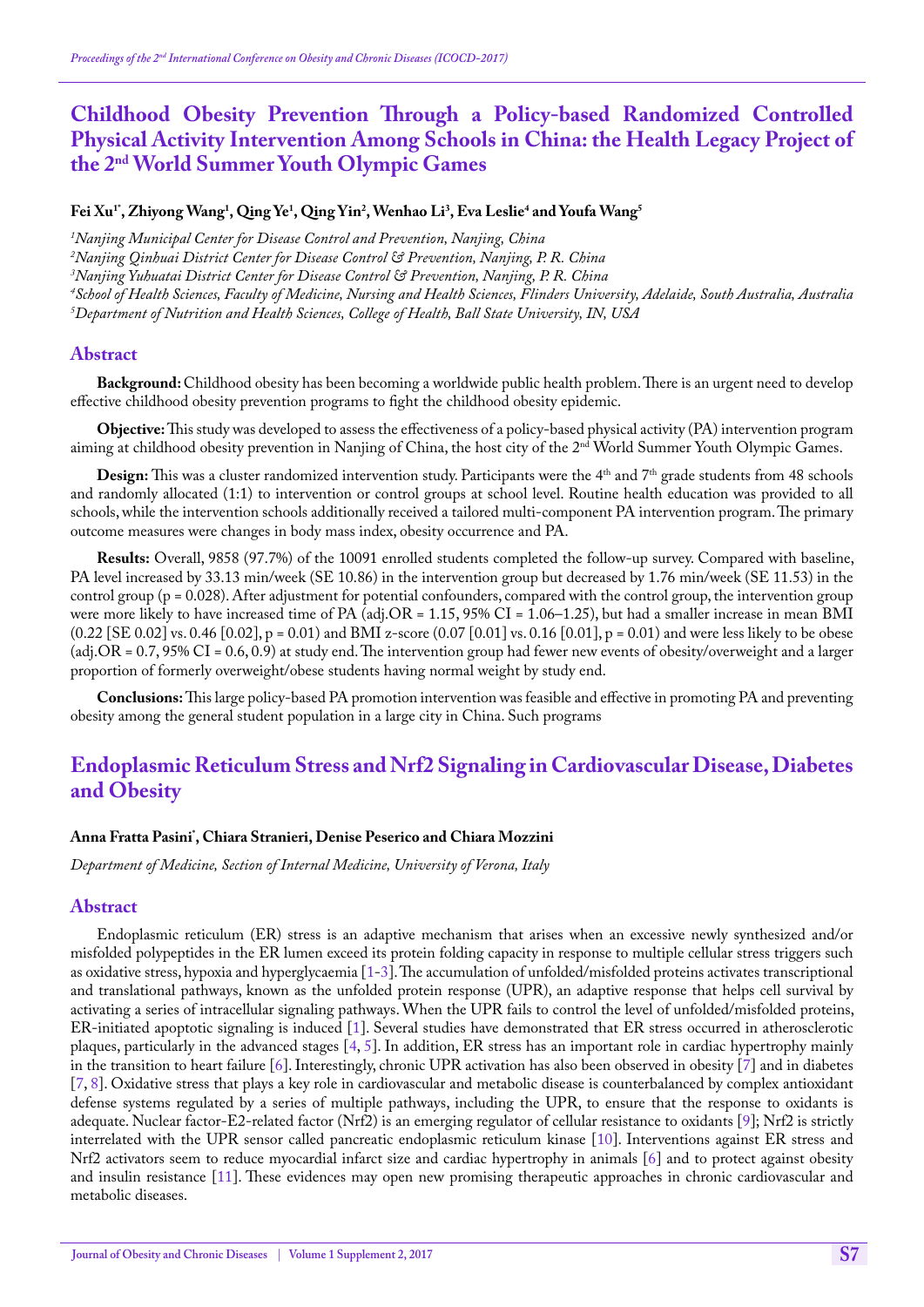## Childhood Obesity Prevention Through a Policy-based Randomized Controlled Physical Activity Intervention Among Schools in China: the Health Legacy Project of the 2nd World Summer Youth Olympic Games

**Fei Xu[1*], Zhiyong Wang[1], Qing Ye[1], Qing Yin[2], Wenhao Li[3], Eva Leslie[4] and Youfa Wang[5]**

[1]*Nanjing Municipal Center for Disease Control and Prevention, Nanjing, China*
[2]*Nanjing Qinhuai District Center for Disease Control & Prevention, Nanjing, P. R. China*
[3]*Nanjing Yuhuatai District Center for Disease Control & Prevention, Nanjing, P. R. China*
[4]*School of Health Sciences, Faculty of Medicine, Nursing and Health Sciences, Flinders University, Adelaide, South Australia, Australia*
[5]*Department of Nutrition and Health Sciences, College of Health, Ball State University, IN, USA*

### Abstract

**Background:** Childhood obesity has been becoming a worldwide public health problem. There is an urgent need to develop effective childhood obesity prevention programs to fight the childhood obesity epidemic.

**Objective:** This study was developed to assess the effectiveness of a policy-based physical activity (PA) intervention program aiming at childhood obesity prevention in Nanjing of China, the host city of the 2nd World Summer Youth Olympic Games.

**Design:** This was a cluster randomized intervention study. Participants were the 4th and 7th grade students from 48 schools and randomly allocated (1:1) to intervention or control groups at school level. Routine health education was provided to all schools, while the intervention schools additionally received a tailored multi-component PA intervention program. The primary outcome measures were changes in body mass index, obesity occurrence and PA.

**Results:** Overall, 9858 (97.7%) of the 10091 enrolled students completed the follow-up survey. Compared with baseline, PA level increased by 33.13 min/week (SE 10.86) in the intervention group but decreased by 1.76 min/week (SE 11.53) in the control group (p = 0.028). After adjustment for potential confounders, compared with the control group, the intervention group were more likely to have increased time of PA (adj.OR = 1.15, 95% CI = 1.06–1.25), but had a smaller increase in mean BMI (0.22 [SE 0.02] vs. 0.46 [0.02], p = 0.01) and BMI z-score (0.07 [0.01] vs. 0.16 [0.01], p = 0.01) and were less likely to be obese (adj.OR = 0.7, 95% CI = 0.6, 0.9) at study end. The intervention group had fewer new events of obesity/overweight and a larger proportion of formerly overweight/obese students having normal weight by study end.

**Conclusions:** This large policy-based PA promotion intervention was feasible and effective in promoting PA and preventing obesity among the general student population in a large city in China. Such programs

## Endoplasmic Reticulum Stress and Nrf2 Signaling in Cardiovascular Disease, Diabetes and Obesity

**Anna Fratta Pasini*, Chiara Stranieri, Denise Peserico and Chiara Mozzini**

*Department of Medicine, Section of Internal Medicine, University of Verona, Italy*

### Abstract

Endoplasmic reticulum (ER) stress is an adaptive mechanism that arises when an excessive newly synthesized and/or misfolded polypeptides in the ER lumen exceed its protein folding capacity in response to multiple cellular stress triggers such as oxidative stress, hypoxia and hyperglycaemia [1-3]. The accumulation of unfolded/misfolded proteins activates transcriptional and translational pathways, known as the unfolded protein response (UPR), an adaptive response that helps cell survival by activating a series of intracellular signaling pathways. When the UPR fails to control the level of unfolded/misfolded proteins, ER-initiated apoptotic signaling is induced [1]. Several studies have demonstrated that ER stress occurred in atherosclerotic plaques, particularly in the advanced stages [4, 5]. In addition, ER stress has an important role in cardiac hypertrophy mainly in the transition to heart failure [6]. Interestingly, chronic UPR activation has also been observed in obesity [7] and in diabetes [7, 8]. Oxidative stress that plays a key role in cardiovascular and metabolic disease is counterbalanced by complex antioxidant defense systems regulated by a series of multiple pathways, including the UPR, to ensure that the response to oxidants is adequate. Nuclear factor-E2-related factor (Nrf2) is an emerging regulator of cellular resistance to oxidants [9]; Nrf2 is strictly interrelated with the UPR sensor called pancreatic endoplasmic reticulum kinase [10]. Interventions against ER stress and Nrf2 activators seem to reduce myocardial infarct size and cardiac hypertrophy in animals [6] and to protect against obesity and insulin resistance [11]. These evidences may open new promising therapeutic approaches in chronic cardiovascular and metabolic diseases.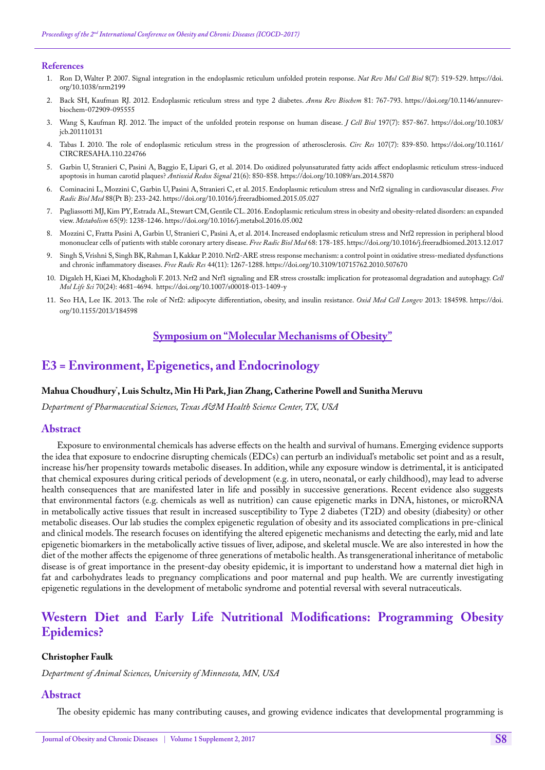### References

1. Ron D, Walter P. 2007. Signal integration in the endoplasmic reticulum unfolded protein response. *Nat Rev Mol Cell Biol* 8(7): 519-529. https://doi.org/10.1038/nrm2199
2. Back SH, Kaufman RJ. 2012. Endoplasmic reticulum stress and type 2 diabetes. *Annu Rev Biochem* 81: 767-793. https://doi.org/10.1146/annurev-biochem-072909-095555
3. Wang S, Kaufman RJ. 2012. The impact of the unfolded protein response on human disease. *J Cell Biol* 197(7): 857-867. https://doi.org/10.1083/jcb.201110131
4. Tabas I. 2010. The role of endoplasmic reticulum stress in the progression of atherosclerosis. *Circ Res* 107(7): 839-850. https://doi.org/10.1161/CIRCRESAHA.110.224766
5. Garbin U, Stranieri C, Pasini A, Baggio E, Lipari G, et al. 2014. Do oxidized polyunsaturated fatty acids affect endoplasmic reticulum stress-induced apoptosis in human carotid plaques? *Antioxid Redox Signal* 21(6): 850-858. https://doi.org/10.1089/ars.2014.5870
6. Cominacini L, Mozzini C, Garbin U, Pasini A, Stranieri C, et al. 2015. Endoplasmic reticulum stress and Nrf2 signaling in cardiovascular diseases. *Free Radic Biol Med* 88(Pt B): 233-242. https://doi.org/10.1016/j.freeradbiomed.2015.05.027
7. Pagliassotti MJ, Kim PY, Estrada AL, Stewart CM, Gentile CL. 2016. Endoplasmic reticulum stress in obesity and obesity-related disorders: an expanded view. *Metabolism* 65(9): 1238-1246. https://doi.org/10.1016/j.metabol.2016.05.002
8. Mozzini C, Fratta Pasini A, Garbin U, Stranieri C, Pasini A, et al. 2014. Increased endoplasmic reticulum stress and Nrf2 repression in peripheral blood mononuclear cells of patients with stable coronary artery disease. *Free Radic Biol Med* 68: 178-185. https://doi.org/10.1016/j.freeradbiomed.2013.12.017
9. Singh S, Vrishni S, Singh BK, Rahman I, Kakkar P. 2010. Nrf2-ARE stress response mechanism: a control point in oxidative stress-mediated dysfunctions and chronic inflammatory diseases. *Free Radic Res* 44(11): 1267-1288. https://doi.org/10.3109/10715762.2010.507670
10. Digaleh H, Kiaei M, Khodagholi F. 2013. Nrf2 and Nrf1 signaling and ER stress crosstalk: implication for proteasomal degradation and autophagy. *Cell Mol Life Sci* 70(24): 4681-4694. https://doi.org/10.1007/s00018-013-1409-y
11. Seo HA, Lee IK. 2013. The role of Nrf2: adipocyte differentiation, obesity, and insulin resistance. *Oxid Med Cell Longev* 2013: 184598. https://doi.org/10.1155/2013/184598

## Symposium on "Molecular Mechanisms of Obesity"

## E3 = Environment, Epigenetics, and Endocrinology

**Mahua Choudhury*, Luis Schultz, Min Hi Park, Jian Zhang, Catherine Powell and Sunitha Meruvu**

*Department of Pharmaceutical Sciences, Texas A&M Health Science Center, TX, USA*

### Abstract

Exposure to environmental chemicals has adverse effects on the health and survival of humans. Emerging evidence supports the idea that exposure to endocrine disrupting chemicals (EDCs) can perturb an individual's metabolic set point and as a result, increase his/her propensity towards metabolic diseases. In addition, while any exposure window is detrimental, it is anticipated that chemical exposures during critical periods of development (e.g. in utero, neonatal, or early childhood), may lead to adverse health consequences that are manifested later in life and possibly in successive generations. Recent evidence also suggests that environmental factors (e.g. chemicals as well as nutrition) can cause epigenetic marks in DNA, histones, or microRNA in metabolically active tissues that result in increased susceptibility to Type 2 diabetes (T2D) and obesity (diabesity) or other metabolic diseases. Our lab studies the complex epigenetic regulation of obesity and its associated complications in pre-clinical and clinical models. The research focuses on identifying the altered epigenetic mechanisms and detecting the early, mid and late epigenetic biomarkers in the metabolically active tissues of liver, adipose, and skeletal muscle. We are also interested in how the diet of the mother affects the epigenome of three generations of metabolic health. As transgenerational inheritance of metabolic disease is of great importance in the present-day obesity epidemic, it is important to understand how a maternal diet high in fat and carbohydrates leads to pregnancy complications and poor maternal and pup health. We are currently investigating epigenetic regulations in the development of metabolic syndrome and potential reversal with several nutraceuticals.

## Western Diet and Early Life Nutritional Modifications: Programming Obesity Epidemics?

**Christopher Faulk**

*Department of Animal Sciences, University of Minnesota, MN, USA*

### Abstract

The obesity epidemic has many contributing causes, and growing evidence indicates that developmental programming is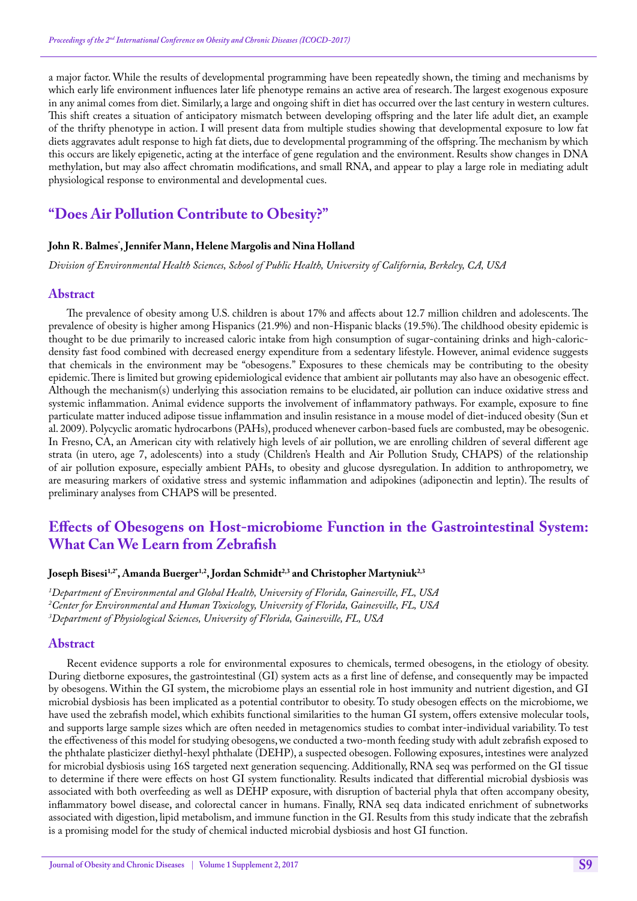a major factor. While the results of developmental programming have been repeatedly shown, the timing and mechanisms by which early life environment influences later life phenotype remains an active area of research. The largest exogenous exposure in any animal comes from diet. Similarly, a large and ongoing shift in diet has occurred over the last century in western cultures. This shift creates a situation of anticipatory mismatch between developing offspring and the later life adult diet, an example of the thrifty phenotype in action. I will present data from multiple studies showing that developmental exposure to low fat diets aggravates adult response to high fat diets, due to developmental programming of the offspring. The mechanism by which this occurs are likely epigenetic, acting at the interface of gene regulation and the environment. Results show changes in DNA methylation, but may also affect chromatin modifications, and small RNA, and appear to play a large role in mediating adult physiological response to environmental and developmental cues.

## "Does Air Pollution Contribute to Obesity?"

**John R. Balmes*, Jennifer Mann, Helene Margolis and Nina Holland**

*Division of Environmental Health Sciences, School of Public Health, University of California, Berkeley, CA, USA*

### Abstract

The prevalence of obesity among U.S. children is about 17% and affects about 12.7 million children and adolescents. The prevalence of obesity is higher among Hispanics (21.9%) and non-Hispanic blacks (19.5%). The childhood obesity epidemic is thought to be due primarily to increased caloric intake from high consumption of sugar-containing drinks and high-caloric-density fast food combined with decreased energy expenditure from a sedentary lifestyle. However, animal evidence suggests that chemicals in the environment may be "obesogens." Exposures to these chemicals may be contributing to the obesity epidemic. There is limited but growing epidemiological evidence that ambient air pollutants may also have an obesogenic effect. Although the mechanism(s) underlying this association remains to be elucidated, air pollution can induce oxidative stress and systemic inflammation. Animal evidence supports the involvement of inflammatory pathways. For example, exposure to fine particulate matter induced adipose tissue inflammation and insulin resistance in a mouse model of diet-induced obesity (Sun et al. 2009). Polycyclic aromatic hydrocarbons (PAHs), produced whenever carbon-based fuels are combusted, may be obesogenic. In Fresno, CA, an American city with relatively high levels of air pollution, we are enrolling children of several different age strata (in utero, age 7, adolescents) into a study (Children's Health and Air Pollution Study, CHAPS) of the relationship of air pollution exposure, especially ambient PAHs, to obesity and glucose dysregulation. In addition to anthropometry, we are measuring markers of oxidative stress and systemic inflammation and adipokines (adiponectin and leptin). The results of preliminary analyses from CHAPS will be presented.

## Effects of Obesogens on Host-microbiome Function in the Gastrointestinal System: What Can We Learn from Zebrafish

**Joseph Bisesi[1,2*], Amanda Buerger[1,2], Jordan Schmidt[2,3] and Christopher Martyniuk[2,3]**

*[1]Department of Environmental and Global Health, University of Florida, Gainesville, FL, USA*
*[2]Center for Environmental and Human Toxicology, University of Florida, Gainesville, FL, USA*
*[3]Department of Physiological Sciences, University of Florida, Gainesville, FL, USA*

### Abstract

Recent evidence supports a role for environmental exposures to chemicals, termed obesogens, in the etiology of obesity. During dietborne exposures, the gastrointestinal (GI) system acts as a first line of defense, and consequently may be impacted by obesogens. Within the GI system, the microbiome plays an essential role in host immunity and nutrient digestion, and GI microbial dysbiosis has been implicated as a potential contributor to obesity. To study obesogen effects on the microbiome, we have used the zebrafish model, which exhibits functional similarities to the human GI system, offers extensive molecular tools, and supports large sample sizes which are often needed in metagenomics studies to combat inter-individual variability. To test the effectiveness of this model for studying obesogens, we conducted a two-month feeding study with adult zebrafish exposed to the phthalate plasticizer diethyl-hexyl phthalate (DEHP), a suspected obesogen. Following exposures, intestines were analyzed for microbial dysbiosis using 16S targeted next generation sequencing. Additionally, RNA seq was performed on the GI tissue to determine if there were effects on host GI system functionality. Results indicated that differential microbial dysbiosis was associated with both overfeeding as well as DEHP exposure, with disruption of bacterial phyla that often accompany obesity, inflammatory bowel disease, and colorectal cancer in humans. Finally, RNA seq data indicated enrichment of subnetworks associated with digestion, lipid metabolism, and immune function in the GI. Results from this study indicate that the zebrafish is a promising model for the study of chemical inducted microbial dysbiosis and host GI function.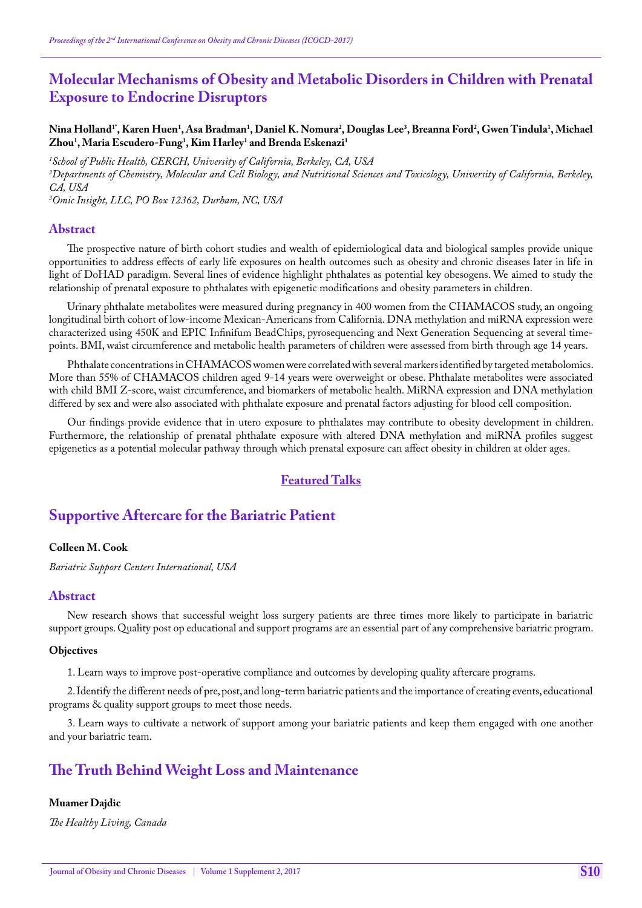# Molecular Mechanisms of Obesity and Metabolic Disorders in Children with Prenatal Exposure to Endocrine Disruptors

**Nina Holland[1*], Karen Huen[1], Asa Bradman[1], Daniel K. Nomura[2], Douglas Lee[3], Breanna Ford[2], Gwen Tindula[1], Michael Zhou[1], Maria Escudero-Fung[1], Kim Harley[1] and Brenda Eskenazi[1]**

*[1]School of Public Health, CERCH, University of California, Berkeley, CA, USA*
*[2]Departments of Chemistry, Molecular and Cell Biology, and Nutritional Sciences and Toxicology, University of California, Berkeley, CA, USA*
*[3]Omic Insight, LLC, PO Box 12362, Durham, NC, USA*

## Abstract

The prospective nature of birth cohort studies and wealth of epidemiological data and biological samples provide unique opportunities to address effects of early life exposures on health outcomes such as obesity and chronic diseases later in life in light of DoHAD paradigm. Several lines of evidence highlight phthalates as potential key obesogens. We aimed to study the relationship of prenatal exposure to phthalates with epigenetic modifications and obesity parameters in children.

Urinary phthalate metabolites were measured during pregnancy in 400 women from the CHAMACOS study, an ongoing longitudinal birth cohort of low-income Mexican-Americans from California. DNA methylation and miRNA expression were characterized using 450K and EPIC Infinifum BeadChips, pyrosequencing and Next Generation Sequencing at several time-points. BMI, waist circumference and metabolic health parameters of children were assessed from birth through age 14 years.

Phthalate concentrations in CHAMACOS women were correlated with several markers identified by targeted metabolomics. More than 55% of CHAMACOS children aged 9-14 years were overweight or obese. Phthalate metabolites were associated with child BMI Z-score, waist circumference, and biomarkers of metabolic health. MiRNA expression and DNA methylation differed by sex and were also associated with phthalate exposure and prenatal factors adjusting for blood cell composition.

Our findings provide evidence that in utero exposure to phthalates may contribute to obesity development in children. Furthermore, the relationship of prenatal phthalate exposure with altered DNA methylation and miRNA profiles suggest epigenetics as a potential molecular pathway through which prenatal exposure can affect obesity in children at older ages.

## Featured Talks

# Supportive Aftercare for the Bariatric Patient

**Colleen M. Cook**

*Bariatric Support Centers International, USA*

## Abstract

New research shows that successful weight loss surgery patients are three times more likely to participate in bariatric support groups. Quality post op educational and support programs are an essential part of any comprehensive bariatric program.

### Objectives

1. Learn ways to improve post-operative compliance and outcomes by developing quality aftercare programs.

2. Identify the different needs of pre, post, and long-term bariatric patients and the importance of creating events, educational programs & quality support groups to meet those needs.

3. Learn ways to cultivate a network of support among your bariatric patients and keep them engaged with one another and your bariatric team.

# The Truth Behind Weight Loss and Maintenance

**Muamer Dajdic**

*The Healthy Living, Canada*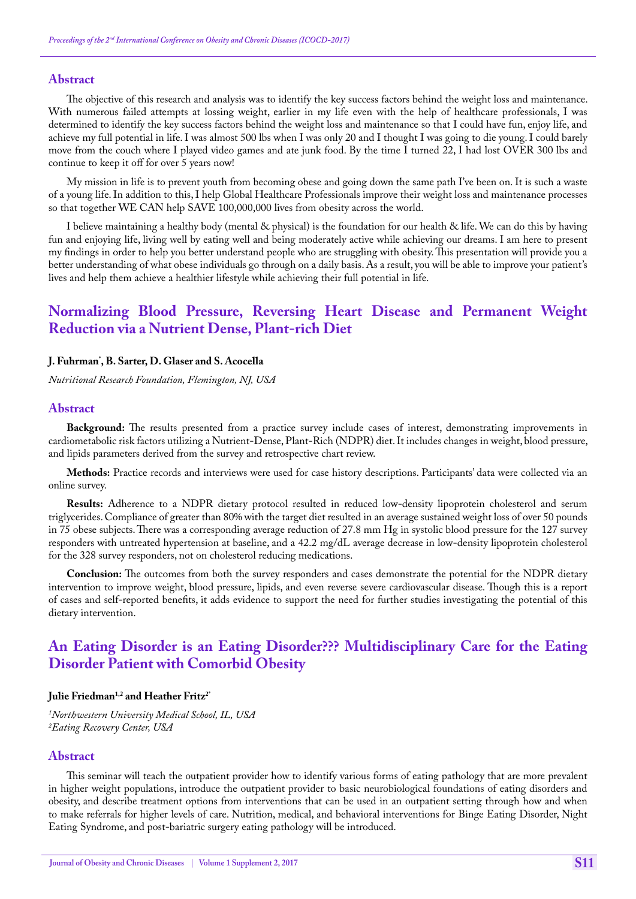## Abstract

The objective of this research and analysis was to identify the key success factors behind the weight loss and maintenance. With numerous failed attempts at lossing weight, earlier in my life even with the help of healthcare professionals, I was determined to identify the key success factors behind the weight loss and maintenance so that I could have fun, enjoy life, and achieve my full potential in life. I was almost 500 lbs when I was only 20 and I thought I was going to die young. I could barely move from the couch where I played video games and ate junk food. By the time I turned 22, I had lost OVER 300 lbs and continue to keep it off for over 5 years now!

My mission in life is to prevent youth from becoming obese and going down the same path I've been on. It is such a waste of a young life. In addition to this, I help Global Healthcare Professionals improve their weight loss and maintenance processes so that together WE CAN help SAVE 100,000,000 lives from obesity across the world.

I believe maintaining a healthy body (mental & physical) is the foundation for our health & life. We can do this by having fun and enjoying life, living well by eating well and being moderately active while achieving our dreams. I am here to present my findings in order to help you better understand people who are struggling with obesity. This presentation will provide you a better understanding of what obese individuals go through on a daily basis. As a result, you will be able to improve your patient's lives and help them achieve a healthier lifestyle while achieving their full potential in life.

# Normalizing Blood Pressure, Reversing Heart Disease and Permanent Weight Reduction via a Nutrient Dense, Plant-rich Diet

**J. Fuhrman*, B. Sarter, D. Glaser and S. Acocella**

*Nutritional Research Foundation, Flemington, NJ, USA*

## Abstract

**Background:** The results presented from a practice survey include cases of interest, demonstrating improvements in cardiometabolic risk factors utilizing a Nutrient-Dense, Plant-Rich (NDPR) diet. It includes changes in weight, blood pressure, and lipids parameters derived from the survey and retrospective chart review.

**Methods:** Practice records and interviews were used for case history descriptions. Participants' data were collected via an online survey.

**Results:** Adherence to a NDPR dietary protocol resulted in reduced low-density lipoprotein cholesterol and serum triglycerides. Compliance of greater than 80% with the target diet resulted in an average sustained weight loss of over 50 pounds in 75 obese subjects. There was a corresponding average reduction of 27.8 mm Hg in systolic blood pressure for the 127 survey responders with untreated hypertension at baseline, and a 42.2 mg/dL average decrease in low-density lipoprotein cholesterol for the 328 survey responders, not on cholesterol reducing medications.

**Conclusion:** The outcomes from both the survey responders and cases demonstrate the potential for the NDPR dietary intervention to improve weight, blood pressure, lipids, and even reverse severe cardiovascular disease. Though this is a report of cases and self-reported benefits, it adds evidence to support the need for further studies investigating the potential of this dietary intervention.

# An Eating Disorder is an Eating Disorder??? Multidisciplinary Care for the Eating Disorder Patient with Comorbid Obesity

**Julie Friedman[1,2] and Heather Fritz[2*]**

[1]*Northwestern University Medical School, IL, USA*
[2]*Eating Recovery Center, USA*

## Abstract

This seminar will teach the outpatient provider how to identify various forms of eating pathology that are more prevalent in higher weight populations, introduce the outpatient provider to basic neurobiological foundations of eating disorders and obesity, and describe treatment options from interventions that can be used in an outpatient setting through how and when to make referrals for higher levels of care. Nutrition, medical, and behavioral interventions for Binge Eating Disorder, Night Eating Syndrome, and post-bariatric surgery eating pathology will be introduced.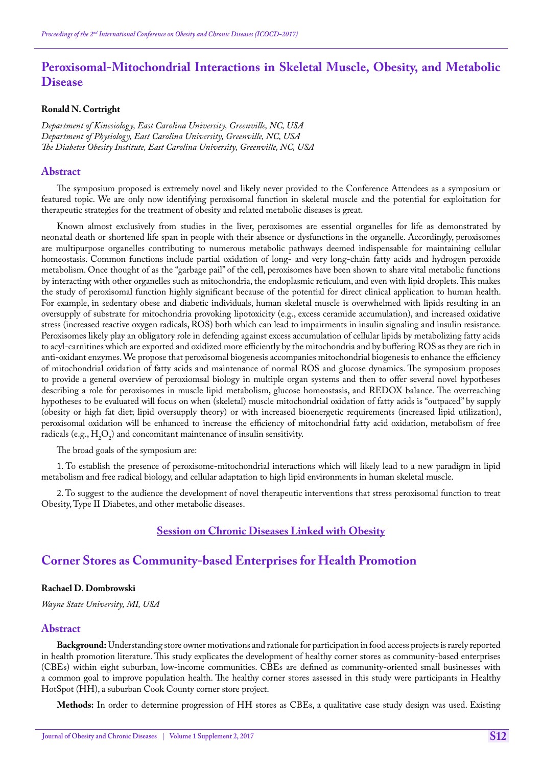## Peroxisomal-Mitochondrial Interactions in Skeletal Muscle, Obesity, and Metabolic Disease

**Ronald N. Cortright**

*Department of Kinesiology, East Carolina University, Greenville, NC, USA*
*Department of Physiology, East Carolina University, Greenville, NC, USA*
*The Diabetes Obesity Institute, East Carolina University, Greenville, NC, USA*

### Abstract

The symposium proposed is extremely novel and likely never provided to the Conference Attendees as a symposium or featured topic. We are only now identifying peroxisomal function in skeletal muscle and the potential for exploitation for therapeutic strategies for the treatment of obesity and related metabolic diseases is great.

Known almost exclusively from studies in the liver, peroxisomes are essential organelles for life as demonstrated by neonatal death or shortened life span in people with their absence or dysfunctions in the organelle. Accordingly, peroxisomes are multipurpose organelles contributing to numerous metabolic pathways deemed indispensable for maintaining cellular homeostasis. Common functions include partial oxidation of long- and very long-chain fatty acids and hydrogen peroxide metabolism. Once thought of as the "garbage pail" of the cell, peroxisomes have been shown to share vital metabolic functions by interacting with other organelles such as mitochondria, the endoplasmic reticulum, and even with lipid droplets. This makes the study of peroxisomal function highly significant because of the potential for direct clinical application to human health. For example, in sedentary obese and diabetic individuals, human skeletal muscle is overwhelmed with lipids resulting in an oversupply of substrate for mitochondria provoking lipotoxicity (e.g., excess ceramide accumulation), and increased oxidative stress (increased reactive oxygen radicals, ROS) both which can lead to impairments in insulin signaling and insulin resistance. Peroxisomes likely play an obligatory role in defending against excess accumulation of cellular lipids by metabolizing fatty acids to acyl-carnitines which are exported and oxidized more efficiently by the mitochondria and by buffering ROS as they are rich in anti-oxidant enzymes. We propose that peroxisomal biogenesis accompanies mitochondrial biogenesis to enhance the efficiency of mitochondrial oxidation of fatty acids and maintenance of normal ROS and glucose dynamics. The symposium proposes to provide a general overview of peroxiomsal biology in multiple organ systems and then to offer several novel hypotheses describing a role for peroxisomes in muscle lipid metabolism, glucose homeostasis, and REDOX balance. The overreaching hypotheses to be evaluated will focus on when (skeletal) muscle mitochondrial oxidation of fatty acids is "outpaced" by supply (obesity or high fat diet; lipid oversupply theory) or with increased bioenergetic requirements (increased lipid utilization), peroxisomal oxidation will be enhanced to increase the efficiency of mitochondrial fatty acid oxidation, metabolism of free radicals (e.g., $H_2O_2$) and concomitant maintenance of insulin sensitivity.

The broad goals of the symposium are:

1. To establish the presence of peroxisome-mitochondrial interactions which will likely lead to a new paradigm in lipid metabolism and free radical biology, and cellular adaptation to high lipid environments in human skeletal muscle.

2. To suggest to the audience the development of novel therapeutic interventions that stress peroxisomal function to treat Obesity, Type II Diabetes, and other metabolic diseases.

## Session on Chronic Diseases Linked with Obesity

## Corner Stores as Community-based Enterprises for Health Promotion

**Rachael D. Dombrowski**

*Wayne State University, MI, USA*

### Abstract

**Background:** Understanding store owner motivations and rationale for participation in food access projects is rarely reported in health promotion literature. This study explicates the development of healthy corner stores as community-based enterprises (CBEs) within eight suburban, low-income communities. CBEs are defined as community-oriented small businesses with a common goal to improve population health. The healthy corner stores assessed in this study were participants in Healthy HotSpot (HH), a suburban Cook County corner store project.

**Methods:** In order to determine progression of HH stores as CBEs, a qualitative case study design was used. Existing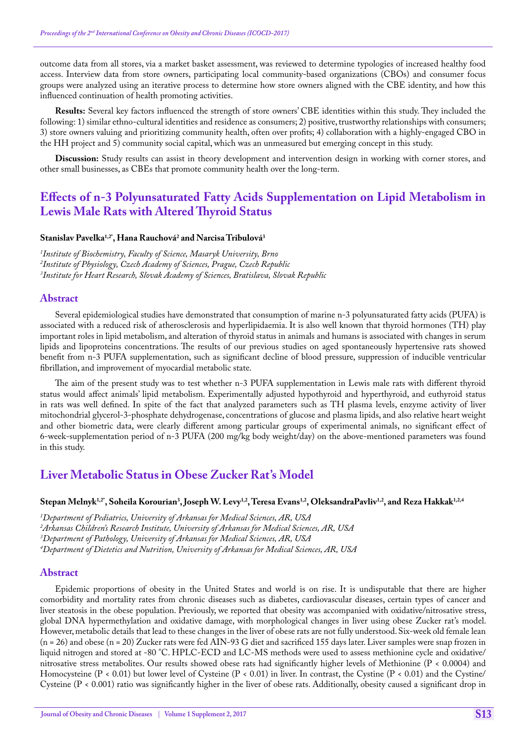outcome data from all stores, via a market basket assessment, was reviewed to determine typologies of increased healthy food access. Interview data from store owners, participating local community-based organizations (CBOs) and consumer focus groups were analyzed using an iterative process to determine how store owners aligned with the CBE identity, and how this influenced continuation of health promoting activities.

**Results:** Several key factors influenced the strength of store owners' CBE identities within this study. They included the following: 1) similar ethno-cultural identities and residence as consumers; 2) positive, trustworthy relationships with consumers; 3) store owners valuing and prioritizing community health, often over profits; 4) collaboration with a highly-engaged CBO in the HH project and 5) community social capital, which was an unmeasured but emerging concept in this study.

**Discussion:** Study results can assist in theory development and intervention design in working with corner stores, and other small businesses, as CBEs that promote community health over the long-term.

## Effects of n-3 Polyunsaturated Fatty Acids Supplementation on Lipid Metabolism in Lewis Male Rats with Altered Thyroid Status

**Stanislav Pavelka[1,2*], Hana Rauchová[2] and Narcisa Tribulová[3]**

*[1]Institute of Biochemistry, Faculty of Science, Masaryk University, Brno*
*[2]Institute of Physiology, Czech Academy of Sciences, Prague, Czech Republic*
*[3]Institute for Heart Research, Slovak Academy of Sciences, Bratislava, Slovak Republic*

### Abstract

Several epidemiological studies have demonstrated that consumption of marine n-3 polyunsaturated fatty acids (PUFA) is associated with a reduced risk of atherosclerosis and hyperlipidaemia. It is also well known that thyroid hormones (TH) play important roles in lipid metabolism, and alteration of thyroid status in animals and humans is associated with changes in serum lipids and lipoproteins concentrations. The results of our previous studies on aged spontaneously hypertensive rats showed benefit from n-3 PUFA supplementation, such as significant decline of blood pressure, suppression of inducible ventricular fibrillation, and improvement of myocardial metabolic state.

The aim of the present study was to test whether n-3 PUFA supplementation in Lewis male rats with different thyroid status would affect animals' lipid metabolism. Experimentally adjusted hypothyroid and hyperthyroid, and euthyroid status in rats was well defined. In spite of the fact that analyzed parameters such as TH plasma levels, enzyme activity of liver mitochondrial glycerol-3-phosphate dehydrogenase, concentrations of glucose and plasma lipids, and also relative heart weight and other biometric data, were clearly different among particular groups of experimental animals, no significant effect of 6-week-supplementation period of n-3 PUFA (200 mg/kg body weight/day) on the above-mentioned parameters was found in this study.

## Liver Metabolic Status in Obese Zucker Rat's Model

**Stepan Melnyk[1,2*], Soheila Korourian[3], Joseph W. Levy[1,2], Teresa Evans[1,2], OleksandraPavliv[1,2], and Reza Hakkak[1,2,4]**

*[1]Department of Pediatrics, University of Arkansas for Medical Sciences, AR, USA*
*[2]Arkansas Children's Research Institute, University of Arkansas for Medical Sciences, AR, USA*
*[3]Department of Pathology, University of Arkansas for Medical Sciences, AR, USA*
*[4]Department of Dietetics and Nutrition, University of Arkansas for Medical Sciences, AR, USA*

### Abstract

Epidemic proportions of obesity in the United States and world is on rise. It is undisputable that there are higher comorbidity and mortality rates from chronic diseases such as diabetes, cardiovascular diseases, certain types of cancer and liver steatosis in the obese population. Previously, we reported that obesity was accompanied with oxidative/nitrosative stress, global DNA hypermethylation and oxidative damage, with morphological changes in liver using obese Zucker rat's model. However, metabolic details that lead to these changes in the liver of obese rats are not fully understood. Six-week old female lean ($n = 26$) and obese ($n = 20$) Zucker rats were fed AIN-93 G diet and sacrificed 155 days later. Liver samples were snap frozen in liquid nitrogen and stored at -80 °C. HPLC-ECD and LC-MS methods were used to assess methionine cycle and oxidative/nitrosative stress metabolites. Our results showed obese rats had significantly higher levels of Methionine ($P < 0.0004$) and Homocysteine ($P < 0.01$) but lower level of Cysteine ($P < 0.01$) in liver. In contrast, the Cystine ($P < 0.01$) and the Cystine/Cysteine ($P < 0.001$) ratio was significantly higher in the liver of obese rats. Additionally, obesity caused a significant drop in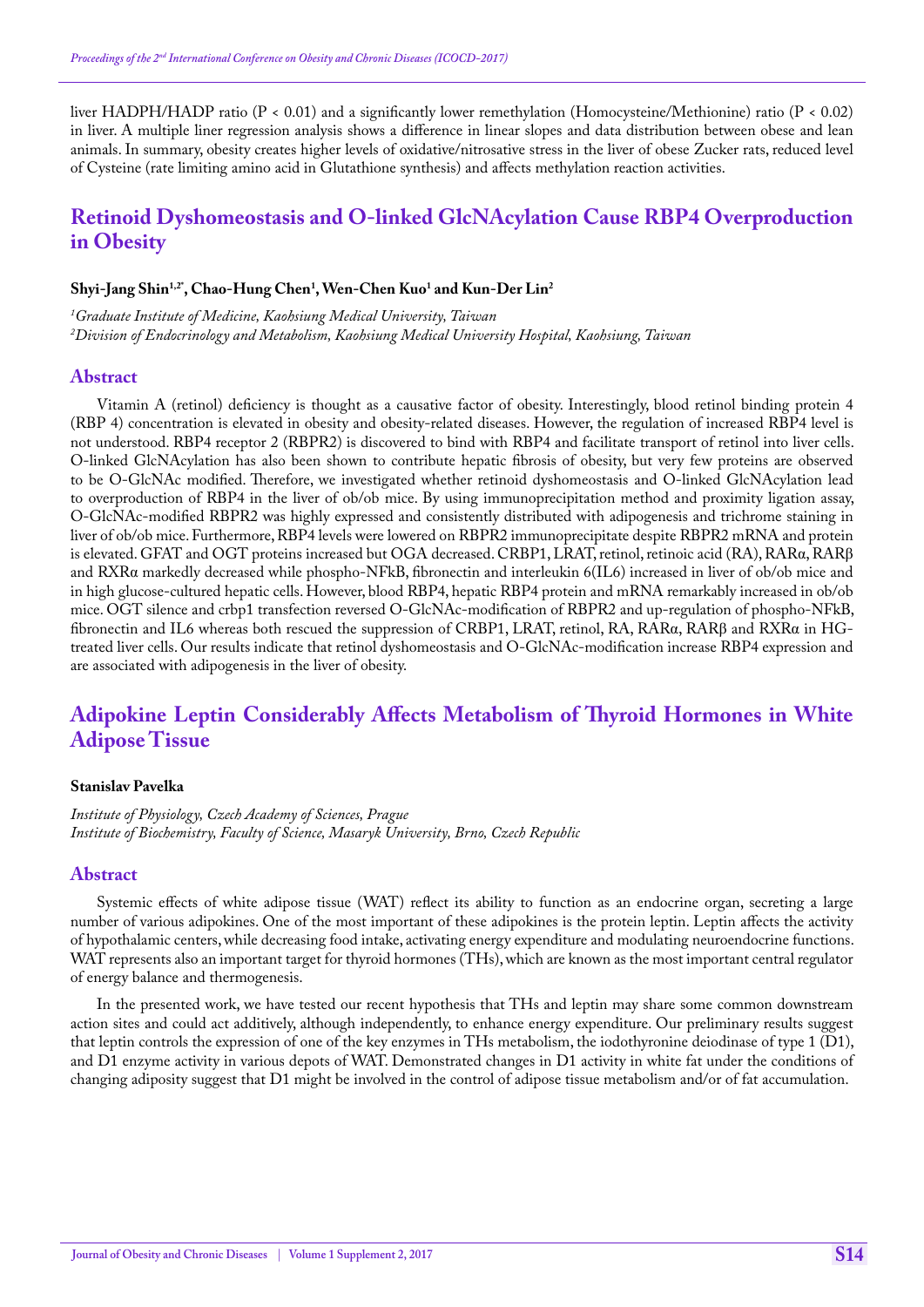liver HADPH/HADP ratio (P < 0.01) and a significantly lower remethylation (Homocysteine/Methionine) ratio (P < 0.02) in liver. A multiple liner regression analysis shows a difference in linear slopes and data distribution between obese and lean animals. In summary, obesity creates higher levels of oxidative/nitrosative stress in the liver of obese Zucker rats, reduced level of Cysteine (rate limiting amino acid in Glutathione synthesis) and affects methylation reaction activities.

## Retinoid Dyshomeostasis and O-linked GlcNAcylation Cause RBP4 Overproduction in Obesity

**Shyi-Jang Shin[1,2*], Chao-Hung Chen[1], Wen-Chen Kuo[1] and Kun-Der Lin[2]**

*[1]Graduate Institute of Medicine, Kaohsiung Medical University, Taiwan*
*[2]Division of Endocrinology and Metabolism, Kaohsiung Medical University Hospital, Kaohsiung, Taiwan*

### Abstract

Vitamin A (retinol) deficiency is thought as a causative factor of obesity. Interestingly, blood retinol binding protein 4 (RBP 4) concentration is elevated in obesity and obesity-related diseases. However, the regulation of increased RBP4 level is not understood. RBP4 receptor 2 (RBPR2) is discovered to bind with RBP4 and facilitate transport of retinol into liver cells. O-linked GlcNAcylation has also been shown to contribute hepatic fibrosis of obesity, but very few proteins are observed to be O-GlcNAc modified. Therefore, we investigated whether retinoid dyshomeostasis and O-linked GlcNAcylation lead to overproduction of RBP4 in the liver of ob/ob mice. By using immunoprecipitation method and proximity ligation assay, O-GlcNAc-modified RBPR2 was highly expressed and consistently distributed with adipogenesis and trichrome staining in liver of ob/ob mice. Furthermore, RBP4 levels were lowered on RBPR2 immunoprecipitate despite RBPR2 mRNA and protein is elevated. GFAT and OGT proteins increased but OGA decreased. CRBP1, LRAT, retinol, retinoic acid (RA), RARα, RARβ and RXRα markedly decreased while phospho-NFkB, fibronectin and interleukin 6(IL6) increased in liver of ob/ob mice and in high glucose-cultured hepatic cells. However, blood RBP4, hepatic RBP4 protein and mRNA remarkably increased in ob/ob mice. OGT silence and crbp1 transfection reversed O-GlcNAc-modification of RBPR2 and up-regulation of phospho-NFkB, fibronectin and IL6 whereas both rescued the suppression of CRBP1, LRAT, retinol, RA, RARα, RARβ and RXRα in HG-treated liver cells. Our results indicate that retinol dyshomeostasis and O-GlcNAc-modification increase RBP4 expression and are associated with adipogenesis in the liver of obesity.

## Adipokine Leptin Considerably Affects Metabolism of Thyroid Hormones in White Adipose Tissue

**Stanislav Pavelka**

*Institute of Physiology, Czech Academy of Sciences, Prague*
*Institute of Biochemistry, Faculty of Science, Masaryk University, Brno, Czech Republic*

### Abstract

Systemic effects of white adipose tissue (WAT) reflect its ability to function as an endocrine organ, secreting a large number of various adipokines. One of the most important of these adipokines is the protein leptin. Leptin affects the activity of hypothalamic centers, while decreasing food intake, activating energy expenditure and modulating neuroendocrine functions. WAT represents also an important target for thyroid hormones (THs), which are known as the most important central regulator of energy balance and thermogenesis.

In the presented work, we have tested our recent hypothesis that THs and leptin may share some common downstream action sites and could act additively, although independently, to enhance energy expenditure. Our preliminary results suggest that leptin controls the expression of one of the key enzymes in THs metabolism, the iodothyronine deiodinase of type 1 (D1), and D1 enzyme activity in various depots of WAT. Demonstrated changes in D1 activity in white fat under the conditions of changing adiposity suggest that D1 might be involved in the control of adipose tissue metabolism and/or of fat accumulation.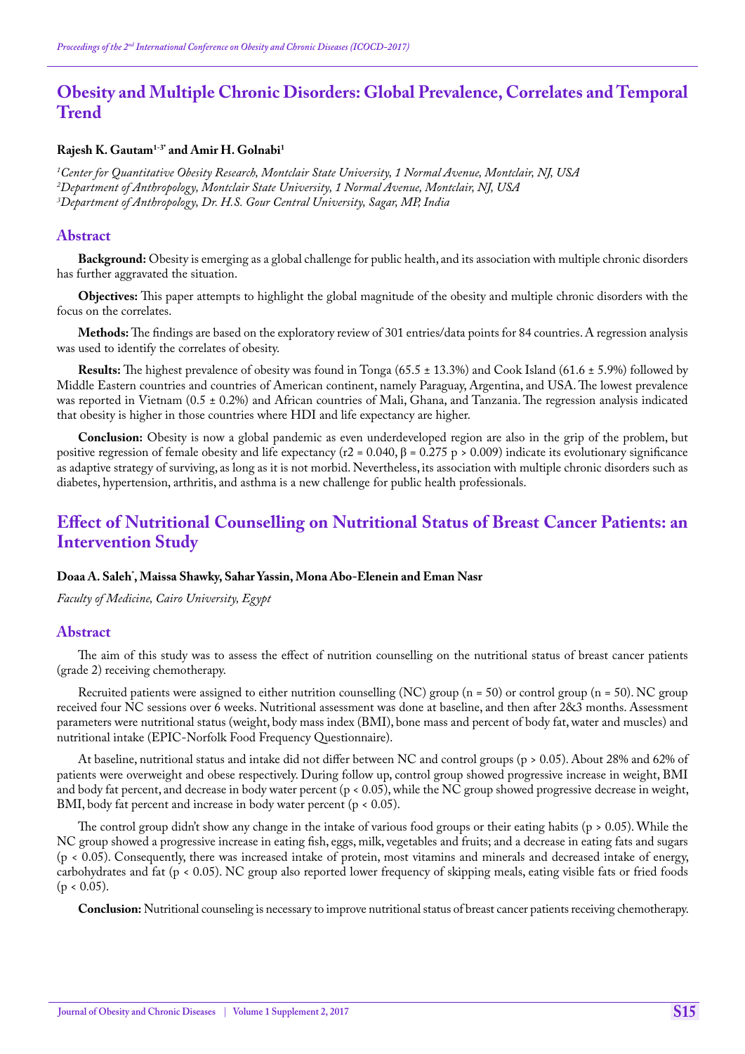## Obesity and Multiple Chronic Disorders: Global Prevalence, Correlates and Temporal Trend

**Rajesh K. Gautam[1-3*] and Amir H. Golnabi[1]**

*[1]Center for Quantitative Obesity Research, Montclair State University, 1 Normal Avenue, Montclair, NJ, USA*
*[2]Department of Anthropology, Montclair State University, 1 Normal Avenue, Montclair, NJ, USA*
*[3]Department of Anthropology, Dr. H.S. Gour Central University, Sagar, MP, India*

### Abstract

**Background:** Obesity is emerging as a global challenge for public health, and its association with multiple chronic disorders has further aggravated the situation.

**Objectives:** This paper attempts to highlight the global magnitude of the obesity and multiple chronic disorders with the focus on the correlates.

**Methods:** The findings are based on the exploratory review of 301 entries/data points for 84 countries. A regression analysis was used to identify the correlates of obesity.

**Results:** The highest prevalence of obesity was found in Tonga (65.5 ± 13.3%) and Cook Island (61.6 ± 5.9%) followed by Middle Eastern countries and countries of American continent, namely Paraguay, Argentina, and USA. The lowest prevalence was reported in Vietnam (0.5 ± 0.2%) and African countries of Mali, Ghana, and Tanzania. The regression analysis indicated that obesity is higher in those countries where HDI and life expectancy are higher.

**Conclusion:** Obesity is now a global pandemic as even underdeveloped region are also in the grip of the problem, but positive regression of female obesity and life expectancy ($r2 = 0.040$, $\beta = 0.275$ $p > 0.009$) indicate its evolutionary significance as adaptive strategy of surviving, as long as it is not morbid. Nevertheless, its association with multiple chronic disorders such as diabetes, hypertension, arthritis, and asthma is a new challenge for public health professionals.

## Effect of Nutritional Counselling on Nutritional Status of Breast Cancer Patients: an Intervention Study

**Doaa A. Saleh*, Maissa Shawky, Sahar Yassin, Mona Abo-Elenein and Eman Nasr**

*Faculty of Medicine, Cairo University, Egypt*

### Abstract

The aim of this study was to assess the effect of nutrition counselling on the nutritional status of breast cancer patients (grade 2) receiving chemotherapy.

Recruited patients were assigned to either nutrition counselling (NC) group (n = 50) or control group (n = 50). NC group received four NC sessions over 6 weeks. Nutritional assessment was done at baseline, and then after 2&3 months. Assessment parameters were nutritional status (weight, body mass index (BMI), bone mass and percent of body fat, water and muscles) and nutritional intake (EPIC-Norfolk Food Frequency Questionnaire).

At baseline, nutritional status and intake did not differ between NC and control groups ($p > 0.05$). About 28% and 62% of patients were overweight and obese respectively. During follow up, control group showed progressive increase in weight, BMI and body fat percent, and decrease in body water percent ($p < 0.05$), while the NC group showed progressive decrease in weight, BMI, body fat percent and increase in body water percent ($p < 0.05$).

The control group didn't show any change in the intake of various food groups or their eating habits ($p > 0.05$). While the NC group showed a progressive increase in eating fish, eggs, milk, vegetables and fruits; and a decrease in eating fats and sugars ($p < 0.05$). Consequently, there was increased intake of protein, most vitamins and minerals and decreased intake of energy, carbohydrates and fat ($p < 0.05$). NC group also reported lower frequency of skipping meals, eating visible fats or fried foods ($p < 0.05$).

**Conclusion:** Nutritional counseling is necessary to improve nutritional status of breast cancer patients receiving chemotherapy.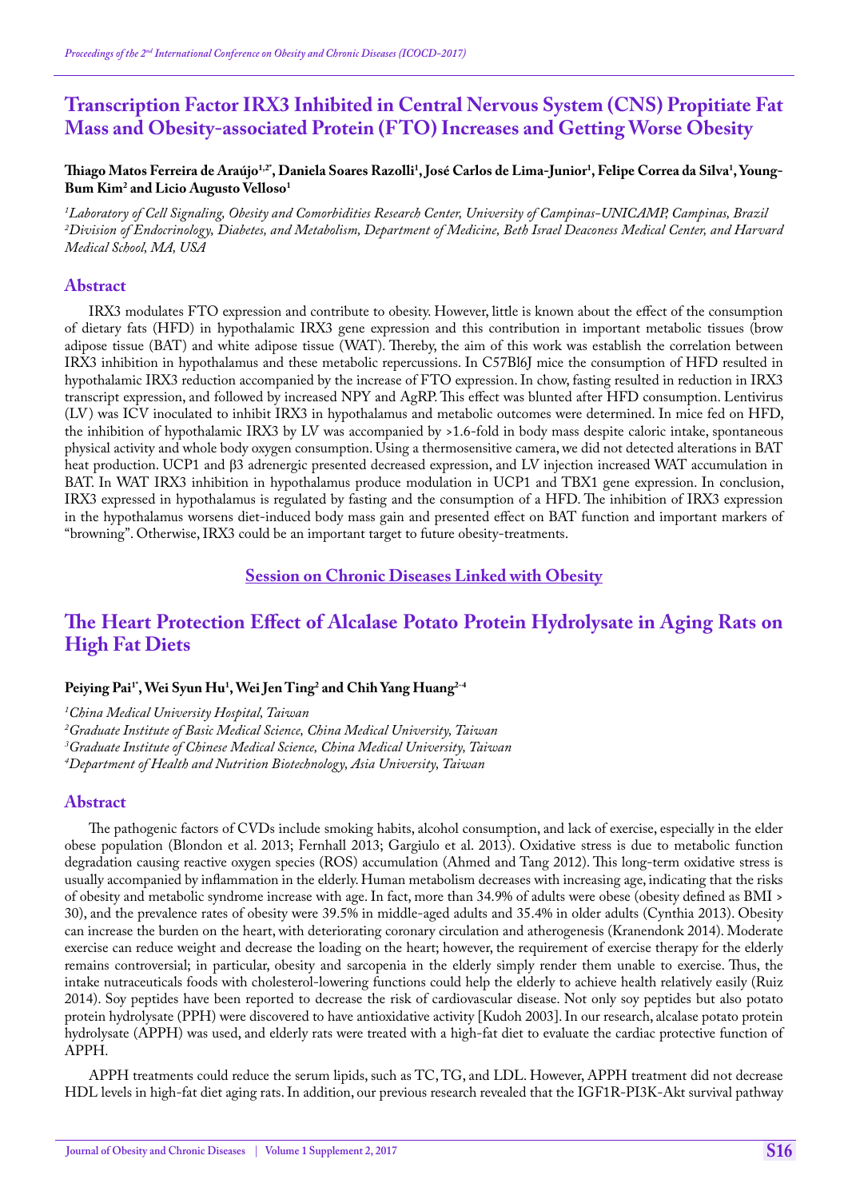# Transcription Factor IRX3 Inhibited in Central Nervous System (CNS) Propitiate Fat Mass and Obesity-associated Protein (FTO) Increases and Getting Worse Obesity

**Thiago Matos Ferreira de Araújo[1,2*], Daniela Soares Razolli[1], José Carlos de Lima-Junior[1], Felipe Correa da Silva[1], Young-Bum Kim[2] and Licio Augusto Velloso[1]**

*[1]Laboratory of Cell Signaling, Obesity and Comorbidities Research Center, University of Campinas-UNICAMP, Campinas, Brazil*
*[2]Division of Endocrinology, Diabetes, and Metabolism, Department of Medicine, Beth Israel Deaconess Medical Center, and Harvard Medical School, MA, USA*

## Abstract

IRX3 modulates FTO expression and contribute to obesity. However, little is known about the effect of the consumption of dietary fats (HFD) in hypothalamic IRX3 gene expression and this contribution in important metabolic tissues (brow adipose tissue (BAT) and white adipose tissue (WAT). Thereby, the aim of this work was establish the correlation between IRX3 inhibition in hypothalamus and these metabolic repercussions. In C57Bl6J mice the consumption of HFD resulted in hypothalamic IRX3 reduction accompanied by the increase of FTO expression. In chow, fasting resulted in reduction in IRX3 transcript expression, and followed by increased NPY and AgRP. This effect was blunted after HFD consumption. Lentivirus (LV) was ICV inoculated to inhibit IRX3 in hypothalamus and metabolic outcomes were determined. In mice fed on HFD, the inhibition of hypothalamic IRX3 by LV was accompanied by >1.6-fold in body mass despite caloric intake, spontaneous physical activity and whole body oxygen consumption. Using a thermosensitive camera, we did not detected alterations in BAT heat production. UCP1 and β3 adrenergic presented decreased expression, and LV injection increased WAT accumulation in BAT. In WAT IRX3 inhibition in hypothalamus produce modulation in UCP1 and TBX1 gene expression. In conclusion, IRX3 expressed in hypothalamus is regulated by fasting and the consumption of a HFD. The inhibition of IRX3 expression in the hypothalamus worsens diet-induced body mass gain and presented effect on BAT function and important markers of "browning". Otherwise, IRX3 could be an important target to future obesity-treatments.

## Session on Chronic Diseases Linked with Obesity

# The Heart Protection Effect of Alcalase Potato Protein Hydrolysate in Aging Rats on High Fat Diets

**Peiying Pai[1*], Wei Syun Hu[1], Wei Jen Ting[2] and Chih Yang Huang[2-4]**

*[1]China Medical University Hospital, Taiwan*
*[2]Graduate Institute of Basic Medical Science, China Medical University, Taiwan*
*[3]Graduate Institute of Chinese Medical Science, China Medical University, Taiwan*
*[4]Department of Health and Nutrition Biotechnology, Asia University, Taiwan*

## Abstract

The pathogenic factors of CVDs include smoking habits, alcohol consumption, and lack of exercise, especially in the elder obese population (Blondon et al. 2013; Fernhall 2013; Gargiulo et al. 2013). Oxidative stress is due to metabolic function degradation causing reactive oxygen species (ROS) accumulation (Ahmed and Tang 2012). This long-term oxidative stress is usually accompanied by inflammation in the elderly. Human metabolism decreases with increasing age, indicating that the risks of obesity and metabolic syndrome increase with age. In fact, more than 34.9% of adults were obese (obesity defined as BMI > 30), and the prevalence rates of obesity were 39.5% in middle-aged adults and 35.4% in older adults (Cynthia 2013). Obesity can increase the burden on the heart, with deteriorating coronary circulation and atherogenesis (Kranendonk 2014). Moderate exercise can reduce weight and decrease the loading on the heart; however, the requirement of exercise therapy for the elderly remains controversial; in particular, obesity and sarcopenia in the elderly simply render them unable to exercise. Thus, the intake nutraceuticals foods with cholesterol-lowering functions could help the elderly to achieve health relatively easily (Ruiz 2014). Soy peptides have been reported to decrease the risk of cardiovascular disease. Not only soy peptides but also potato protein hydrolysate (PPH) were discovered to have antioxidative activity [Kudoh 2003]. In our research, alcalase potato protein hydrolysate (APPH) was used, and elderly rats were treated with a high-fat diet to evaluate the cardiac protective function of APPH.

APPH treatments could reduce the serum lipids, such as TC, TG, and LDL. However, APPH treatment did not decrease HDL levels in high-fat diet aging rats. In addition, our previous research revealed that the IGF1R-PI3K-Akt survival pathway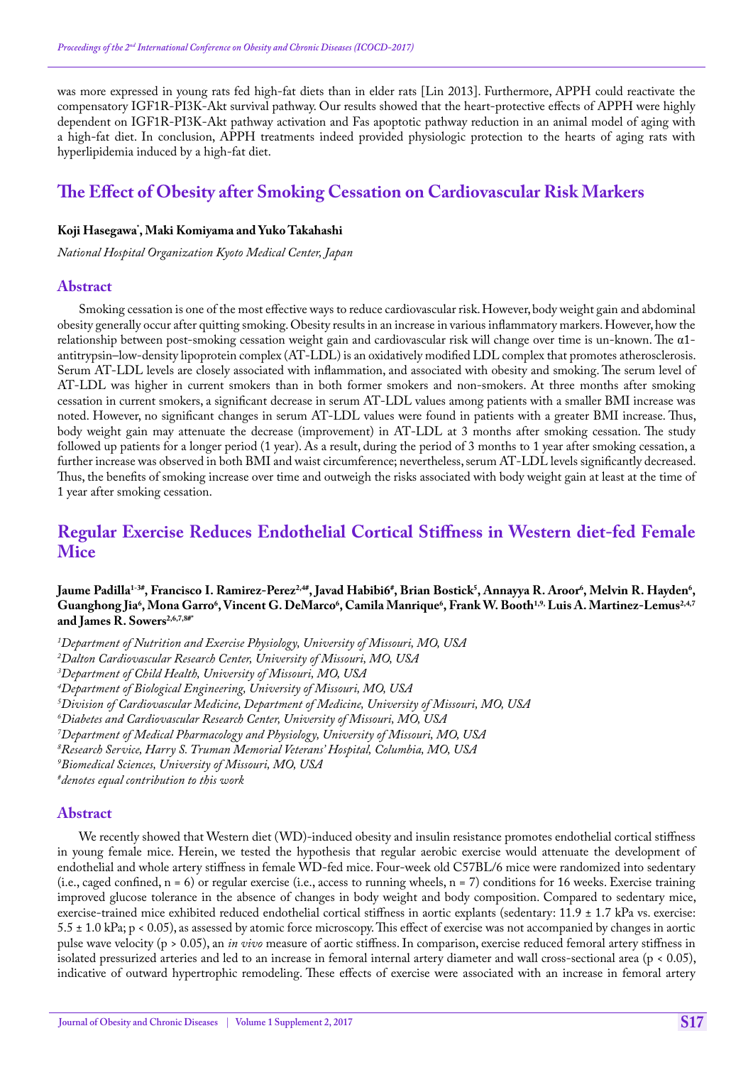was more expressed in young rats fed high-fat diets than in elder rats [Lin 2013]. Furthermore, APPH could reactivate the compensatory IGF1R-PI3K-Akt survival pathway. Our results showed that the heart-protective effects of APPH were highly dependent on IGF1R-PI3K-Akt pathway activation and Fas apoptotic pathway reduction in an animal model of aging with a high-fat diet. In conclusion, APPH treatments indeed provided physiologic protection to the hearts of aging rats with hyperlipidemia induced by a high-fat diet.

## The Effect of Obesity after Smoking Cessation on Cardiovascular Risk Markers

**Koji Hasegawa*, Maki Komiyama and Yuko Takahashi**

*National Hospital Organization Kyoto Medical Center, Japan*

### Abstract

Smoking cessation is one of the most effective ways to reduce cardiovascular risk. However, body weight gain and abdominal obesity generally occur after quitting smoking. Obesity results in an increase in various inflammatory markers. However, how the relationship between post-smoking cessation weight gain and cardiovascular risk will change over time is un-known. The α1-antitrypsin–low-density lipoprotein complex (AT-LDL) is an oxidatively modified LDL complex that promotes atherosclerosis. Serum AT-LDL levels are closely associated with inflammation, and associated with obesity and smoking. The serum level of AT-LDL was higher in current smokers than in both former smokers and non-smokers. At three months after smoking cessation in current smokers, a significant decrease in serum AT-LDL values among patients with a smaller BMI increase was noted. However, no significant changes in serum AT-LDL values were found in patients with a greater BMI increase. Thus, body weight gain may attenuate the decrease (improvement) in AT-LDL at 3 months after smoking cessation. The study followed up patients for a longer period (1 year). As a result, during the period of 3 months to 1 year after smoking cessation, a further increase was observed in both BMI and waist circumference; nevertheless, serum AT-LDL levels significantly decreased. Thus, the benefits of smoking increase over time and outweigh the risks associated with body weight gain at least at the time of 1 year after smoking cessation.

## Regular Exercise Reduces Endothelial Cortical Stiffness in Western diet-fed Female Mice

**Jaume Padilla[1-3#], Francisco I. Ramirez-Perez[2,4#], Javad Habibi6[#], Brian Bostick[5], Annayya R. Aroor[6], Melvin R. Hayden[6], Guanghong Jia[6], Mona Garro[6], Vincent G. DeMarco[6], Camila Manrique[6], Frank W. Booth[1,9,] Luis A. Martinez-Lemus[2,4,7] and James R. Sowers[2,6,7,8#*]**

[1]*Department of Nutrition and Exercise Physiology, University of Missouri, MO, USA*
[2]*Dalton Cardiovascular Research Center, University of Missouri, MO, USA*
[3]*Department of Child Health, University of Missouri, MO, USA*
[4]*Department of Biological Engineering, University of Missouri, MO, USA*
[5]*Division of Cardiovascular Medicine, Department of Medicine, University of Missouri, MO, USA*
[6]*Diabetes and Cardiovascular Research Center, University of Missouri, MO, USA*
[7]*Department of Medical Pharmacology and Physiology, University of Missouri, MO, USA*
[8]*Research Service, Harry S. Truman Memorial Veterans' Hospital, Columbia, MO, USA*
[9]*Biomedical Sciences, University of Missouri, MO, USA*
[#]*denotes equal contribution to this work*

### Abstract

We recently showed that Western diet (WD)-induced obesity and insulin resistance promotes endothelial cortical stiffness in young female mice. Herein, we tested the hypothesis that regular aerobic exercise would attenuate the development of endothelial and whole artery stiffness in female WD-fed mice. Four-week old C57BL/6 mice were randomized into sedentary (i.e., caged confined, n = 6) or regular exercise (i.e., access to running wheels, n = 7) conditions for 16 weeks. Exercise training improved glucose tolerance in the absence of changes in body weight and body composition. Compared to sedentary mice, exercise-trained mice exhibited reduced endothelial cortical stiffness in aortic explants (sedentary: 11.9 ± 1.7 kPa vs. exercise: 5.5 ± 1.0 kPa; $p < 0.05$), as assessed by atomic force microscopy. This effect of exercise was not accompanied by changes in aortic pulse wave velocity ($p > 0.05$), an *in vivo* measure of aortic stiffness. In comparison, exercise reduced femoral artery stiffness in isolated pressurized arteries and led to an increase in femoral internal artery diameter and wall cross-sectional area ($p < 0.05$), indicative of outward hypertrophic remodeling. These effects of exercise were associated with an increase in femoral artery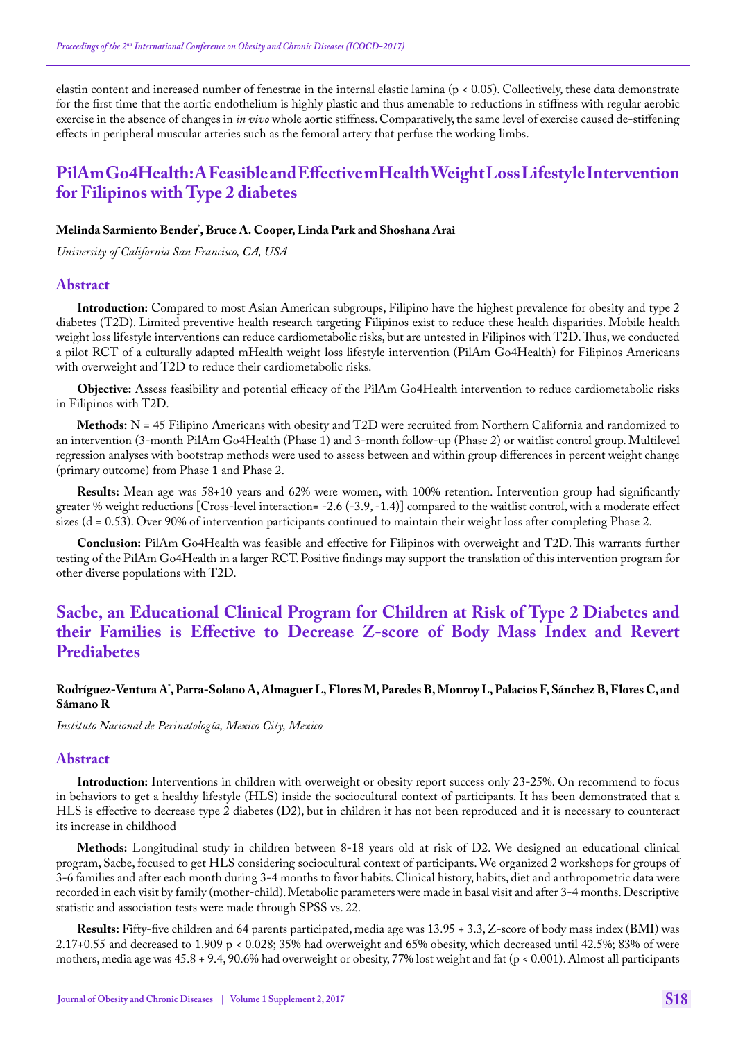elastin content and increased number of fenestrae in the internal elastic lamina ($p < 0.05$). Collectively, these data demonstrate for the first time that the aortic endothelium is highly plastic and thus amenable to reductions in stiffness with regular aerobic exercise in the absence of changes in *in vivo* whole aortic stiffness. Comparatively, the same level of exercise caused de-stiffening effects in peripheral muscular arteries such as the femoral artery that perfuse the working limbs.

## PilAm Go4Health: A Feasible and Effective mHealth Weight Loss Lifestyle Intervention for Filipinos with Type 2 diabetes

**Melinda Sarmiento Bender*, Bruce A. Cooper, Linda Park and Shoshana Arai**

*University of California San Francisco, CA, USA*

### Abstract

**Introduction:** Compared to most Asian American subgroups, Filipino have the highest prevalence for obesity and type 2 diabetes (T2D). Limited preventive health research targeting Filipinos exist to reduce these health disparities. Mobile health weight loss lifestyle interventions can reduce cardiometabolic risks, but are untested in Filipinos with T2D. Thus, we conducted a pilot RCT of a culturally adapted mHealth weight loss lifestyle intervention (PilAm Go4Health) for Filipinos Americans with overweight and T2D to reduce their cardiometabolic risks.

**Objective:** Assess feasibility and potential efficacy of the PilAm Go4Health intervention to reduce cardiometabolic risks in Filipinos with T2D.

**Methods:** N = 45 Filipino Americans with obesity and T2D were recruited from Northern California and randomized to an intervention (3-month PilAm Go4Health (Phase 1) and 3-month follow-up (Phase 2) or waitlist control group. Multilevel regression analyses with bootstrap methods were used to assess between and within group differences in percent weight change (primary outcome) from Phase 1 and Phase 2.

**Results:** Mean age was 58+10 years and 62% were women, with 100% retention. Intervention group had significantly greater % weight reductions [Cross-level interaction= -2.6 (-3.9, -1.4)] compared to the waitlist control, with a moderate effect sizes (d = 0.53). Over 90% of intervention participants continued to maintain their weight loss after completing Phase 2.

**Conclusion:** PilAm Go4Health was feasible and effective for Filipinos with overweight and T2D. This warrants further testing of the PilAm Go4Health in a larger RCT. Positive findings may support the translation of this intervention program for other diverse populations with T2D.

## Sacbe, an Educational Clinical Program for Children at Risk of Type 2 Diabetes and their Families is Effective to Decrease Z-score of Body Mass Index and Revert Prediabetes

**Rodríguez-Ventura A*, Parra-Solano A, Almaguer L, Flores M, Paredes B, Monroy L, Palacios F, Sánchez B, Flores C, and Sámano R**

*Instituto Nacional de Perinatología, Mexico City, Mexico*

### Abstract

**Introduction:** Interventions in children with overweight or obesity report success only 23-25%. On recommend to focus in behaviors to get a healthy lifestyle (HLS) inside the sociocultural context of participants. It has been demonstrated that a HLS is effective to decrease type 2 diabetes (D2), but in children it has not been reproduced and it is necessary to counteract its increase in childhood

**Methods:** Longitudinal study in children between 8-18 years old at risk of D2. We designed an educational clinical program, Sacbe, focused to get HLS considering sociocultural context of participants. We organized 2 workshops for groups of 3-6 families and after each month during 3-4 months to favor habits. Clinical history, habits, diet and anthropometric data were recorded in each visit by family (mother-child). Metabolic parameters were made in basal visit and after 3-4 months. Descriptive statistic and association tests were made through SPSS vs. 22.

**Results:** Fifty-five children and 64 parents participated, media age was 13.95 + 3.3, Z-score of body mass index (BMI) was 2.17+0.55 and decreased to 1.909 $p < 0.028$; 35% had overweight and 65% obesity, which decreased until 42.5%; 83% of were mothers, media age was 45.8 + 9.4, 90.6% had overweight or obesity, 77% lost weight and fat ($p < 0.001$). Almost all participants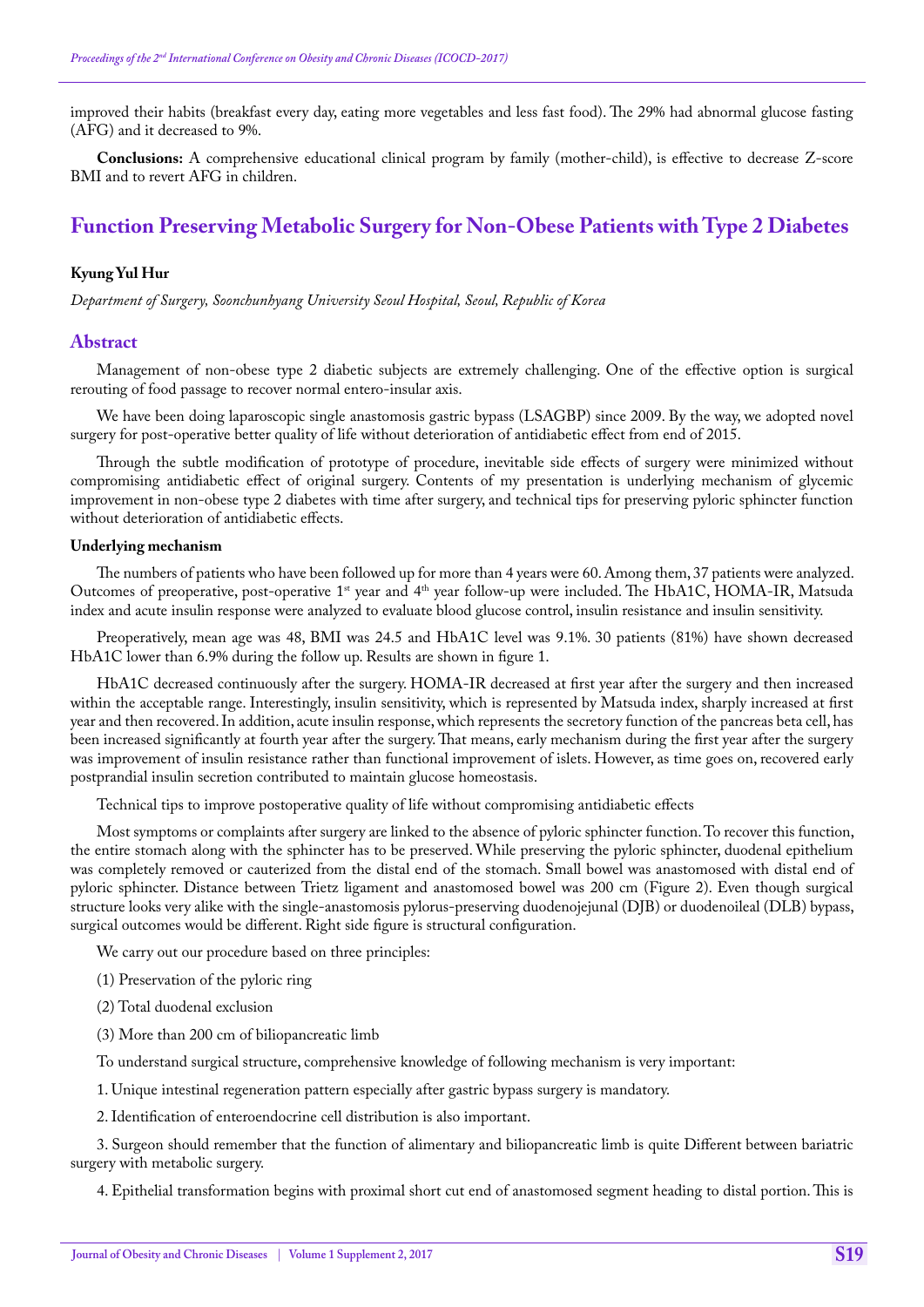improved their habits (breakfast every day, eating more vegetables and less fast food). The 29% had abnormal glucose fasting (AFG) and it decreased to 9%.

**Conclusions:** A comprehensive educational clinical program by family (mother-child), is effective to decrease Z-score BMI and to revert AFG in children.

# Function Preserving Metabolic Surgery for Non-Obese Patients with Type 2 Diabetes

**Kyung Yul Hur**

*Department of Surgery, Soonchunhyang University Seoul Hospital, Seoul, Republic of Korea*

## Abstract

Management of non-obese type 2 diabetic subjects are extremely challenging. One of the effective option is surgical rerouting of food passage to recover normal entero-insular axis.

We have been doing laparoscopic single anastomosis gastric bypass (LSAGBP) since 2009. By the way, we adopted novel surgery for post-operative better quality of life without deterioration of antidiabetic effect from end of 2015.

Through the subtle modification of prototype of procedure, inevitable side effects of surgery were minimized without compromising antidiabetic effect of original surgery. Contents of my presentation is underlying mechanism of glycemic improvement in non-obese type 2 diabetes with time after surgery, and technical tips for preserving pyloric sphincter function without deterioration of antidiabetic effects.

**Underlying mechanism**

The numbers of patients who have been followed up for more than 4 years were 60. Among them, 37 patients were analyzed. Outcomes of preoperative, post-operative 1st year and 4th year follow-up were included. The HbA1C, HOMA-IR, Matsuda index and acute insulin response were analyzed to evaluate blood glucose control, insulin resistance and insulin sensitivity.

Preoperatively, mean age was 48, BMI was 24.5 and HbA1C level was 9.1%. 30 patients (81%) have shown decreased HbA1C lower than 6.9% during the follow up. Results are shown in figure 1.

HbA1C decreased continuously after the surgery. HOMA-IR decreased at first year after the surgery and then increased within the acceptable range. Interestingly, insulin sensitivity, which is represented by Matsuda index, sharply increased at first year and then recovered. In addition, acute insulin response, which represents the secretory function of the pancreas beta cell, has been increased significantly at fourth year after the surgery. That means, early mechanism during the first year after the surgery was improvement of insulin resistance rather than functional improvement of islets. However, as time goes on, recovered early postprandial insulin secretion contributed to maintain glucose homeostasis.

Technical tips to improve postoperative quality of life without compromising antidiabetic effects

Most symptoms or complaints after surgery are linked to the absence of pyloric sphincter function. To recover this function, the entire stomach along with the sphincter has to be preserved. While preserving the pyloric sphincter, duodenal epithelium was completely removed or cauterized from the distal end of the stomach. Small bowel was anastomosed with distal end of pyloric sphincter. Distance between Trietz ligament and anastomosed bowel was 200 cm (Figure 2). Even though surgical structure looks very alike with the single-anastomosis pylorus-preserving duodenojejunal (DJB) or duodenoileal (DLB) bypass, surgical outcomes would be different. Right side figure is structural configuration.

We carry out our procedure based on three principles:

(1) Preservation of the pyloric ring

(2) Total duodenal exclusion

(3) More than 200 cm of biliopancreatic limb

To understand surgical structure, comprehensive knowledge of following mechanism is very important:

1. Unique intestinal regeneration pattern especially after gastric bypass surgery is mandatory.

2. Identification of enteroendocrine cell distribution is also important.

3. Surgeon should remember that the function of alimentary and biliopancreatic limb is quite Different between bariatric surgery with metabolic surgery.

4. Epithelial transformation begins with proximal short cut end of anastomosed segment heading to distal portion. This is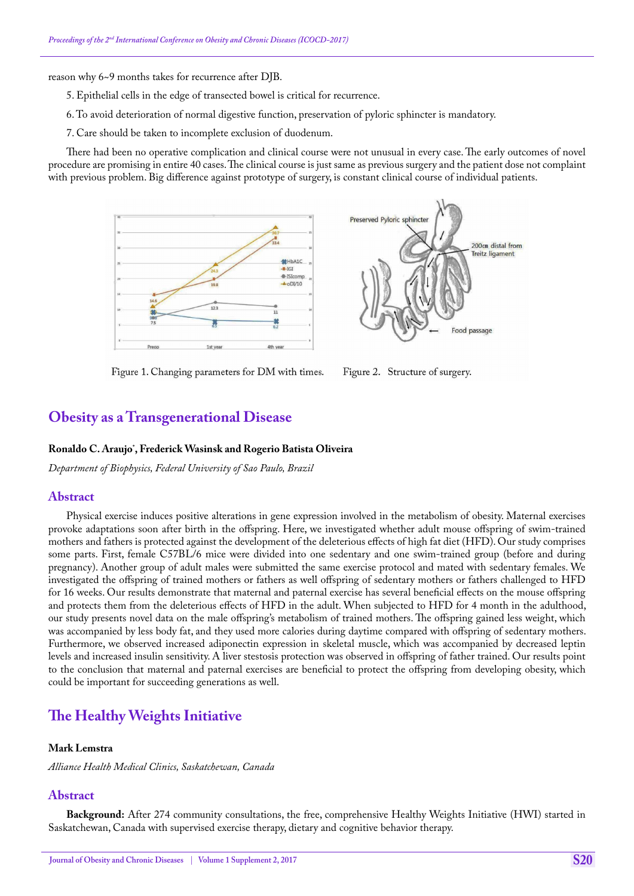reason why 6~9 months takes for recurrence after DJB.

5. Epithelial cells in the edge of transected bowel is critical for recurrence.

6. To avoid deterioration of normal digestive function, preservation of pyloric sphincter is mandatory.

7. Care should be taken to incomplete exclusion of duodenum.

There had been no operative complication and clinical course were not unusual in every case. The early outcomes of novel procedure are promising in entire 40 cases. The clinical course is just same as previous surgery and the patient dose not complaint with previous problem. Big difference against prototype of surgery, is constant clinical course of individual patients.

Figure 1. Changing parameters for DM with times.

Figure 2. Structure of surgery.

## Obesity as a Transgenerational Disease

**Ronaldo C. Araujo\*, Frederick Wasinsk and Rogerio Batista Oliveira**

*Department of Biophysics, Federal University of Sao Paulo, Brazil*

### Abstract

Physical exercise induces positive alterations in gene expression involved in the metabolism of obesity. Maternal exercises provoke adaptations soon after birth in the offspring. Here, we investigated whether adult mouse offspring of swim-trained mothers and fathers is protected against the development of the deleterious effects of high fat diet (HFD). Our study comprises some parts. First, female C57BL/6 mice were divided into one sedentary and one swim-trained group (before and during pregnancy). Another group of adult males were submitted the same exercise protocol and mated with sedentary females. We investigated the offspring of trained mothers or fathers as well offspring of sedentary mothers or fathers challenged to HFD for 16 weeks. Our results demonstrate that maternal and paternal exercise has several beneficial effects on the mouse offspring and protects them from the deleterious effects of HFD in the adult. When subjected to HFD for 4 month in the adulthood, our study presents novel data on the male offspring's metabolism of trained mothers. The offspring gained less weight, which was accompanied by less body fat, and they used more calories during daytime compared with offspring of sedentary mothers. Furthermore, we observed increased adiponectin expression in skeletal muscle, which was accompanied by decreased leptin levels and increased insulin sensitivity. A liver stestosis protection was observed in offspring of father trained. Our results point to the conclusion that maternal and paternal exercises are beneficial to protect the offspring from developing obesity, which could be important for succeeding generations as well.

## The Healthy Weights Initiative

**Mark Lemstra**

*Alliance Health Medical Clinics, Saskatchewan, Canada*

### Abstract

**Background:** After 274 community consultations, the free, comprehensive Healthy Weights Initiative (HWI) started in Saskatchewan, Canada with supervised exercise therapy, dietary and cognitive behavior therapy.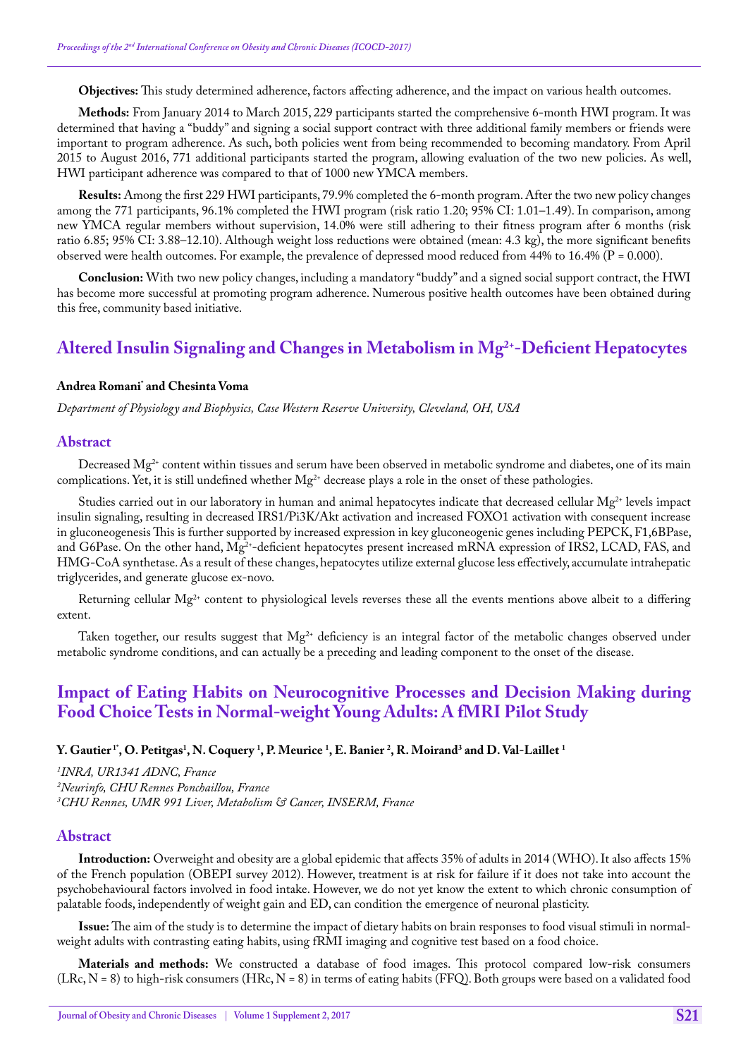**Objectives:** This study determined adherence, factors affecting adherence, and the impact on various health outcomes.

**Methods:** From January 2014 to March 2015, 229 participants started the comprehensive 6-month HWI program. It was determined that having a "buddy" and signing a social support contract with three additional family members or friends were important to program adherence. As such, both policies went from being recommended to becoming mandatory. From April 2015 to August 2016, 771 additional participants started the program, allowing evaluation of the two new policies. As well, HWI participant adherence was compared to that of 1000 new YMCA members.

**Results:** Among the first 229 HWI participants, 79.9% completed the 6-month program. After the two new policy changes among the 771 participants, 96.1% completed the HWI program (risk ratio 1.20; 95% CI: 1.01–1.49). In comparison, among new YMCA regular members without supervision, 14.0% were still adhering to their fitness program after 6 months (risk ratio 6.85; 95% CI: 3.88–12.10). Although weight loss reductions were obtained (mean: 4.3 kg), the more significant benefits observed were health outcomes. For example, the prevalence of depressed mood reduced from 44% to 16.4% (P = 0.000).

**Conclusion:** With two new policy changes, including a mandatory "buddy" and a signed social support contract, the HWI has become more successful at promoting program adherence. Numerous positive health outcomes have been obtained during this free, community based initiative.

## Altered Insulin Signaling and Changes in Metabolism in $Mg^{2+}$-Deficient Hepatocytes

**Andrea Romani\* and Chesinta Voma**

*Department of Physiology and Biophysics, Case Western Reserve University, Cleveland, OH, USA*

### Abstract

Decreased $Mg^{2+}$ content within tissues and serum have been observed in metabolic syndrome and diabetes, one of its main complications. Yet, it is still undefined whether $Mg^{2+}$ decrease plays a role in the onset of these pathologies.

Studies carried out in our laboratory in human and animal hepatocytes indicate that decreased cellular $Mg^{2+}$ levels impact insulin signaling, resulting in decreased IRS1/Pi3K/Akt activation and increased FOXO1 activation with consequent increase in gluconeogenesis This is further supported by increased expression in key gluconeogenic genes including PEPCK, F1,6BPase, and G6Pase. On the other hand, $Mg^{2+}$-deficient hepatocytes present increased mRNA expression of IRS2, LCAD, FAS, and HMG-CoA synthetase. As a result of these changes, hepatocytes utilize external glucose less effectively, accumulate intrahepatic triglycerides, and generate glucose ex-novo.

Returning cellular $Mg^{2+}$ content to physiological levels reverses these all the events mentions above albeit to a differing extent.

Taken together, our results suggest that $Mg^{2+}$ deficiency is an integral factor of the metabolic changes observed under metabolic syndrome conditions, and can actually be a preceding and leading component to the onset of the disease.

## Impact of Eating Habits on Neurocognitive Processes and Decision Making during Food Choice Tests in Normal-weight Young Adults: A fMRI Pilot Study

**Y. Gautier[1\*], O. Petitgas[1], N. Coquery[1], P. Meurice[1], E. Banier[2], R. Moirand[3] and D. Val-Laillet[1]**

[1]*INRA, UR1341 ADNC, France*
[2]*Neurinfo, CHU Rennes Ponchaillou, France*
[3]*CHU Rennes, UMR 991 Liver, Metabolism & Cancer, INSERM, France*

### Abstract

**Introduction:** Overweight and obesity are a global epidemic that affects 35% of adults in 2014 (WHO). It also affects 15% of the French population (OBEPI survey 2012). However, treatment is at risk for failure if it does not take into account the psychobehavioural factors involved in food intake. However, we do not yet know the extent to which chronic consumption of palatable foods, independently of weight gain and ED, can condition the emergence of neuronal plasticity.

**Issue:** The aim of the study is to determine the impact of dietary habits on brain responses to food visual stimuli in normal-weight adults with contrasting eating habits, using fRMI imaging and cognitive test based on a food choice.

**Materials and methods:** We constructed a database of food images. This protocol compared low-risk consumers (LRc, N = 8) to high-risk consumers (HRc, N = 8) in terms of eating habits (FFQ). Both groups were based on a validated food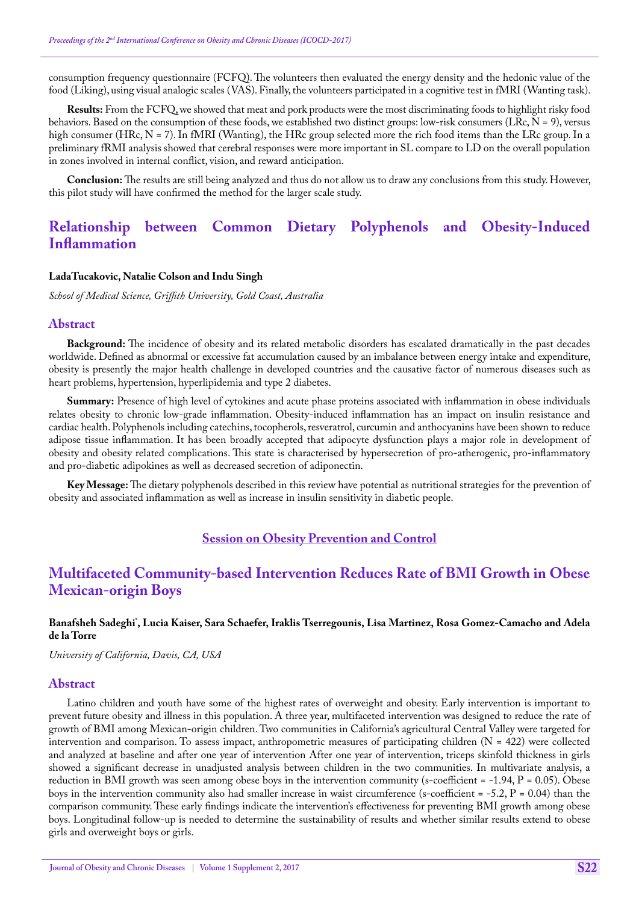consumption frequency questionnaire (FCFQ). The volunteers then evaluated the energy density and the hedonic value of the food (Liking), using visual analogic scales (VAS). Finally, the volunteers participated in a cognitive test in fMRI (Wanting task).

**Results:** From the FCFQ, we showed that meat and pork products were the most discriminating foods to highlight risky food behaviors. Based on the consumption of these foods, we established two distinct groups: low-risk consumers (LRc, N = 9), versus high consumer (HRc, N = 7). In fMRI (Wanting), the HRc group selected more the rich food items than the LRc group. In a preliminary fRMI analysis showed that cerebral responses were more important in SL compare to LD on the overall population in zones involved in internal conflict, vision, and reward anticipation.

**Conclusion:** The results are still being analyzed and thus do not allow us to draw any conclusions from this study. However, this pilot study will have confirmed the method for the larger scale study.

## Relationship between Common Dietary Polyphenols and Obesity-Induced Inflammation

**LadaTucakovic, Natalie Colson and Indu Singh**

*School of Medical Science, Griffith University, Gold Coast, Australia*

### Abstract

**Background:** The incidence of obesity and its related metabolic disorders has escalated dramatically in the past decades worldwide. Defined as abnormal or excessive fat accumulation caused by an imbalance between energy intake and expenditure, obesity is presently the major health challenge in developed countries and the causative factor of numerous diseases such as heart problems, hypertension, hyperlipidemia and type 2 diabetes.

**Summary:** Presence of high level of cytokines and acute phase proteins associated with inflammation in obese individuals relates obesity to chronic low-grade inflammation. Obesity-induced inflammation has an impact on insulin resistance and cardiac health. Polyphenols including catechins, tocopherols, resveratrol, curcumin and anthocyanins have been shown to reduce adipose tissue inflammation. It has been broadly accepted that adipocyte dysfunction plays a major role in development of obesity and obesity related complications. This state is characterised by hypersecretion of pro-atherogenic, pro-inflammatory and pro-diabetic adipokines as well as decreased secretion of adiponectin.

**Key Message:** The dietary polyphenols described in this review have potential as nutritional strategies for the prevention of obesity and associated inflammation as well as increase in insulin sensitivity in diabetic people.

**Session on Obesity Prevention and Control**

## Multifaceted Community-based Intervention Reduces Rate of BMI Growth in Obese Mexican-origin Boys

**Banafsheh Sadeghi*, Lucia Kaiser, Sara Schaefer, Iraklis Tserregounis, Lisa Martinez, Rosa Gomez-Camacho and Adela de la Torre**

*University of California, Davis, CA, USA*

### Abstract

Latino children and youth have some of the highest rates of overweight and obesity. Early intervention is important to prevent future obesity and illness in this population. A three year, multifaceted intervention was designed to reduce the rate of growth of BMI among Mexican-origin children. Two communities in California's agricultural Central Valley were targeted for intervention and comparison. To assess impact, anthropometric measures of participating children (N = 422) were collected and analyzed at baseline and after one year of intervention After one year of intervention, triceps skinfold thickness in girls showed a significant decrease in unadjusted analysis between children in the two communities. In multivariate analysis, a reduction in BMI growth was seen among obese boys in the intervention community (s-coefficient = -1.94, P = 0.05). Obese boys in the intervention community also had smaller increase in waist circumference (s-coefficient = -5.2, P = 0.04) than the comparison community. These early findings indicate the intervention's effectiveness for preventing BMI growth among obese boys. Longitudinal follow-up is needed to determine the sustainability of results and whether similar results extend to obese girls and overweight boys or girls.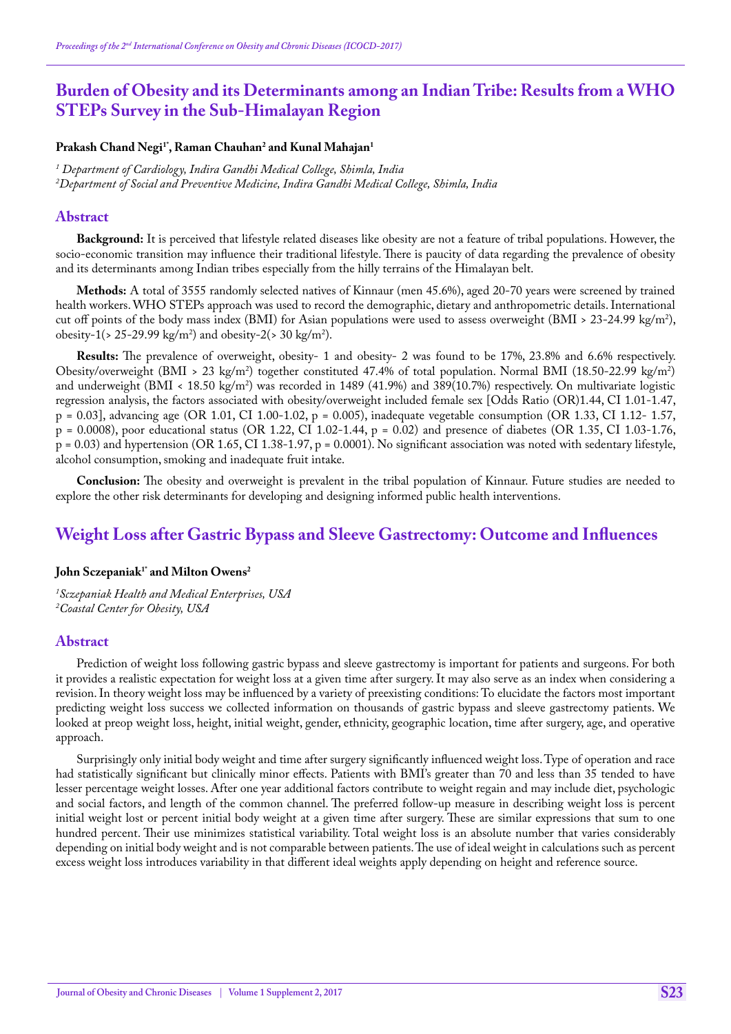# Burden of Obesity and its Determinants among an Indian Tribe: Results from a WHO STEPs Survey in the Sub-Himalayan Region

**Prakash Chand Negi[1*], Raman Chauhan[2] and Kunal Mahajan[1]**

*[1] Department of Cardiology, Indira Gandhi Medical College, Shimla, India*
*[2] Department of Social and Preventive Medicine, Indira Gandhi Medical College, Shimla, India*

## Abstract

**Background:** It is perceived that lifestyle related diseases like obesity are not a feature of tribal populations. However, the socio-economic transition may influence their traditional lifestyle. There is paucity of data regarding the prevalence of obesity and its determinants among Indian tribes especially from the hilly terrains of the Himalayan belt.

**Methods:** A total of 3555 randomly selected natives of Kinnaur (men 45.6%), aged 20-70 years were screened by trained health workers. WHO STEPs approach was used to record the demographic, dietary and anthropometric details. International cut off points of the body mass index (BMI) for Asian populations were used to assess overweight (BMI > 23-24.99 kg/m$^2$), obesity-1(> 25-29.99 kg/m$^2$) and obesity-2(> 30 kg/m$^2$).

**Results:** The prevalence of overweight, obesity- 1 and obesity- 2 was found to be 17%, 23.8% and 6.6% respectively. Obesity/overweight (BMI > 23 kg/m$^2$) together constituted 47.4% of total population. Normal BMI (18.50-22.99 kg/m$^2$) and underweight (BMI < 18.50 kg/m$^2$) was recorded in 1489 (41.9%) and 389(10.7%) respectively. On multivariate logistic regression analysis, the factors associated with obesity/overweight included female sex [Odds Ratio (OR)1.44, CI 1.01-1.47, p = 0.03], advancing age (OR 1.01, CI 1.00-1.02, p = 0.005), inadequate vegetable consumption (OR 1.33, CI 1.12- 1.57, p = 0.0008), poor educational status (OR 1.22, CI 1.02-1.44, p = 0.02) and presence of diabetes (OR 1.35, CI 1.03-1.76, p = 0.03) and hypertension (OR 1.65, CI 1.38-1.97, p = 0.0001). No significant association was noted with sedentary lifestyle, alcohol consumption, smoking and inadequate fruit intake.

**Conclusion:** The obesity and overweight is prevalent in the tribal population of Kinnaur. Future studies are needed to explore the other risk determinants for developing and designing informed public health interventions.

# Weight Loss after Gastric Bypass and Sleeve Gastrectomy: Outcome and Influences

**John Sczepaniak[1*] and Milton Owens[2]**

*[1] Sczepaniak Health and Medical Enterprises, USA*
*[2] Coastal Center for Obesity, USA*

## Abstract

Prediction of weight loss following gastric bypass and sleeve gastrectomy is important for patients and surgeons. For both it provides a realistic expectation for weight loss at a given time after surgery. It may also serve as an index when considering a revision. In theory weight loss may be influenced by a variety of preexisting conditions: To elucidate the factors most important predicting weight loss success we collected information on thousands of gastric bypass and sleeve gastrectomy patients. We looked at preop weight loss, height, initial weight, gender, ethnicity, geographic location, time after surgery, age, and operative approach.

Surprisingly only initial body weight and time after surgery significantly influenced weight loss. Type of operation and race had statistically significant but clinically minor effects. Patients with BMI's greater than 70 and less than 35 tended to have lesser percentage weight losses. After one year additional factors contribute to weight regain and may include diet, psychologic and social factors, and length of the common channel. The preferred follow-up measure in describing weight loss is percent initial weight lost or percent initial body weight at a given time after surgery. These are similar expressions that sum to one hundred percent. Their use minimizes statistical variability. Total weight loss is an absolute number that varies considerably depending on initial body weight and is not comparable between patients. The use of ideal weight in calculations such as percent excess weight loss introduces variability in that different ideal weights apply depending on height and reference source.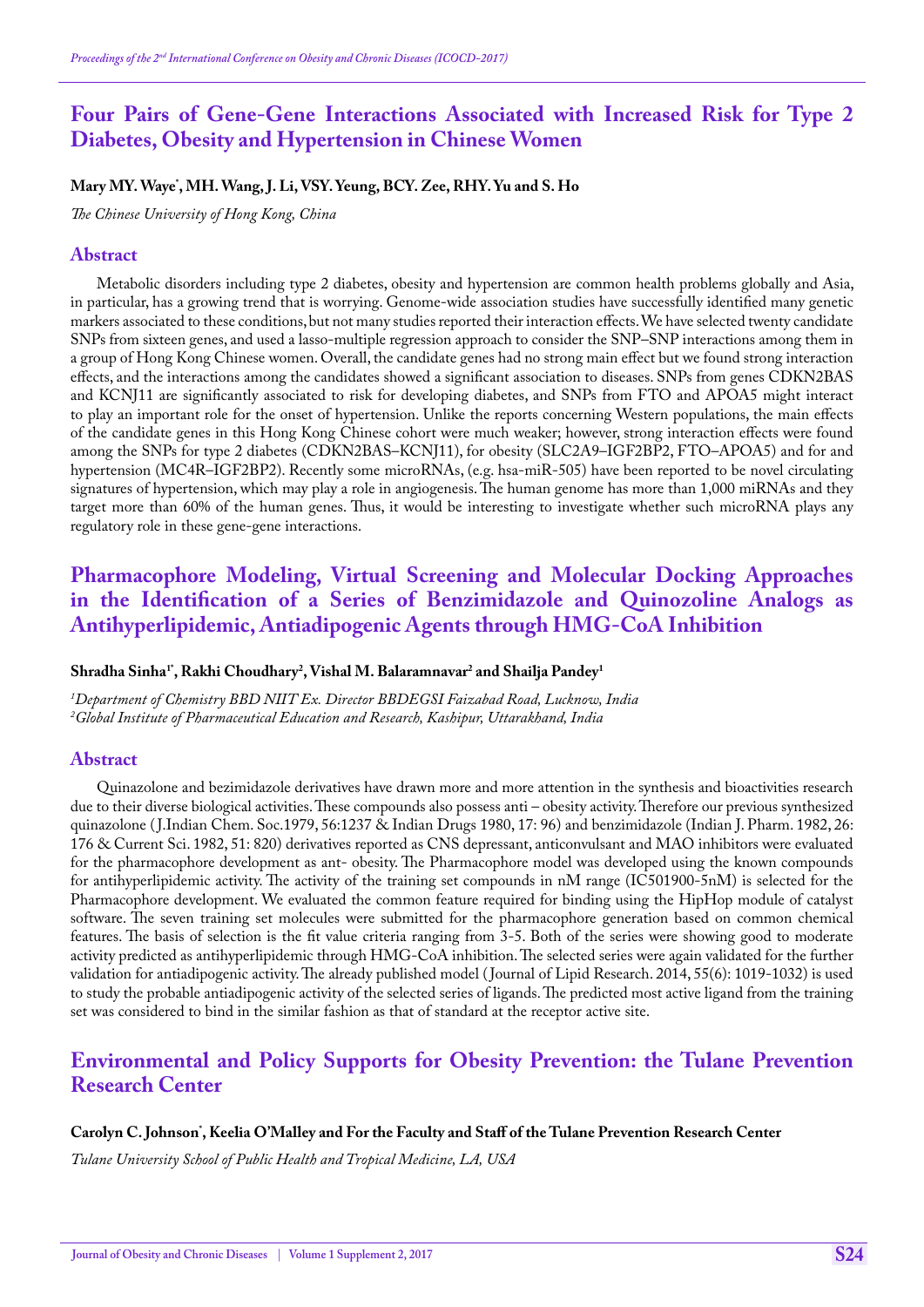## Four Pairs of Gene-Gene Interactions Associated with Increased Risk for Type 2 Diabetes, Obesity and Hypertension in Chinese Women

**Mary MY. Waye*, MH. Wang, J. Li, VSY. Yeung, BCY. Zee, RHY. Yu and S. Ho**

*The Chinese University of Hong Kong, China*

### Abstract

Metabolic disorders including type 2 diabetes, obesity and hypertension are common health problems globally and Asia, in particular, has a growing trend that is worrying. Genome-wide association studies have successfully identified many genetic markers associated to these conditions, but not many studies reported their interaction effects. We have selected twenty candidate SNPs from sixteen genes, and used a lasso-multiple regression approach to consider the SNP–SNP interactions among them in a group of Hong Kong Chinese women. Overall, the candidate genes had no strong main effect but we found strong interaction effects, and the interactions among the candidates showed a significant association to diseases. SNPs from genes CDKN2BAS and KCNJ11 are significantly associated to risk for developing diabetes, and SNPs from FTO and APOA5 might interact to play an important role for the onset of hypertension. Unlike the reports concerning Western populations, the main effects of the candidate genes in this Hong Kong Chinese cohort were much weaker; however, strong interaction effects were found among the SNPs for type 2 diabetes (CDKN2BAS–KCNJ11), for obesity (SLC2A9–IGF2BP2, FTO–APOA5) and for and hypertension (MC4R–IGF2BP2). Recently some microRNAs, (e.g. hsa-miR-505) have been reported to be novel circulating signatures of hypertension, which may play a role in angiogenesis. The human genome has more than 1,000 miRNAs and they target more than 60% of the human genes. Thus, it would be interesting to investigate whether such microRNA plays any regulatory role in these gene-gene interactions.

## Pharmacophore Modeling, Virtual Screening and Molecular Docking Approaches in the Identification of a Series of Benzimidazole and Quinozoline Analogs as Antihyperlipidemic, Antiadipogenic Agents through HMG-CoA Inhibition

**Shradha Sinha[1*], Rakhi Choudhary[2], Vishal M. Balaramnavar[2] and Shailja Pandey[1]**

*[1]Department of Chemistry BBD NIIT Ex. Director BBDEGSI Faizabad Road, Lucknow, India*
*[2]Global Institute of Pharmaceutical Education and Research, Kashipur, Uttarakhand, India*

### Abstract

Quinazolone and bezimidazole derivatives have drawn more and more attention in the synthesis and bioactivities research due to their diverse biological activities. These compounds also possess anti – obesity activity. Therefore our previous synthesized quinazolone ( J.Indian Chem. Soc.1979, 56:1237 & Indian Drugs 1980, 17: 96) and benzimidazole (Indian J. Pharm. 1982, 26: 176 & Current Sci. 1982, 51: 820) derivatives reported as CNS depressant, anticonvulsant and MAO inhibitors were evaluated for the pharmacophore development as ant- obesity. The Pharmacophore model was developed using the known compounds for antihyperlipidemic activity. The activity of the training set compounds in nM range (IC501900-5nM) is selected for the Pharmacophore development. We evaluated the common feature required for binding using the HipHop module of catalyst software. The seven training set molecules were submitted for the pharmacophore generation based on common chemical features. The basis of selection is the fit value criteria ranging from 3-5. Both of the series were showing good to moderate activity predicted as antihyperlipidemic through HMG-CoA inhibition. The selected series were again validated for the further validation for antiadipogenic activity. The already published model ( Journal of Lipid Research. 2014, 55(6): 1019-1032) is used to study the probable antiadipogenic activity of the selected series of ligands. The predicted most active ligand from the training set was considered to bind in the similar fashion as that of standard at the receptor active site.

## Environmental and Policy Supports for Obesity Prevention: the Tulane Prevention Research Center

**Carolyn C. Johnson*, Keelia O'Malley and For the Faculty and Staff of the Tulane Prevention Research Center**

*Tulane University School of Public Health and Tropical Medicine, LA, USA*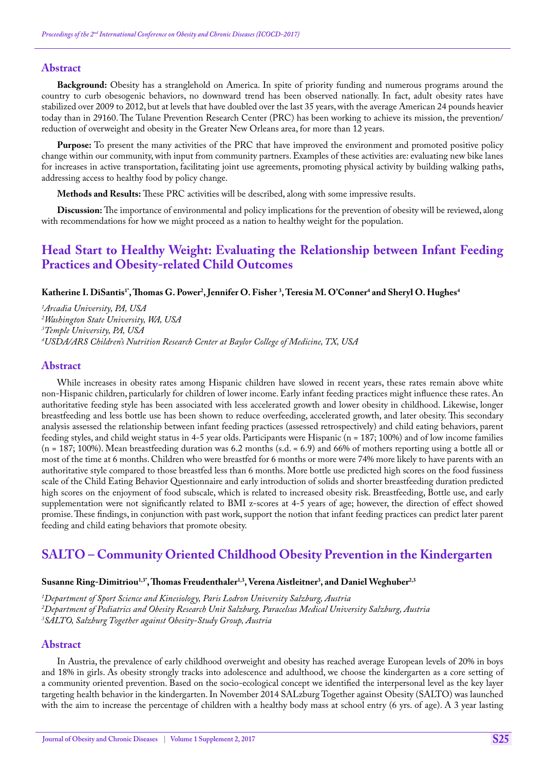## Abstract

**Background:** Obesity has a stranglehold on America. In spite of priority funding and numerous programs around the country to curb obesogenic behaviors, no downward trend has been observed nationally. In fact, adult obesity rates have stabilized over 2009 to 2012, but at levels that have doubled over the last 35 years, with the average American 24 pounds heavier today than in 29160. The Tulane Prevention Research Center (PRC) has been working to achieve its mission, the prevention/ reduction of overweight and obesity in the Greater New Orleans area, for more than 12 years.

**Purpose:** To present the many activities of the PRC that have improved the environment and promoted positive policy change within our community, with input from community partners. Examples of these activities are: evaluating new bike lanes for increases in active transportation, facilitating joint use agreements, promoting physical activity by building walking paths, addressing access to healthy food by policy change.

**Methods and Results:** These PRC activities will be described, along with some impressive results.

**Discussion:** The importance of environmental and policy implications for the prevention of obesity will be reviewed, along with recommendations for how we might proceed as a nation to healthy weight for the population.

# Head Start to Healthy Weight: Evaluating the Relationship between Infant Feeding Practices and Obesity-related Child Outcomes

**Katherine I. DiSantis[1*], Thomas G. Power[2], Jennifer O. Fisher [3], Teresia M. O'Conner[4] and Sheryl O. Hughes[4]**

*[1]Arcadia University, PA, USA*
*[2]Washington State University, WA, USA*
*[3]Temple University, PA, USA*
*[4]USDA/ARS Children's Nutrition Research Center at Baylor College of Medicine, TX, USA*

## Abstract

While increases in obesity rates among Hispanic children have slowed in recent years, these rates remain above white non-Hispanic children, particularly for children of lower income. Early infant feeding practices might influence these rates. An authoritative feeding style has been associated with less accelerated growth and lower obesity in childhood. Likewise, longer breastfeeding and less bottle use has been shown to reduce overfeeding, accelerated growth, and later obesity. This secondary analysis assessed the relationship between infant feeding practices (assessed retrospectively) and child eating behaviors, parent feeding styles, and child weight status in 4-5 year olds. Participants were Hispanic (n = 187; 100%) and of low income families (n = 187; 100%). Mean breastfeeding duration was 6.2 months (s.d. = 6.9) and 66% of mothers reporting using a bottle all or most of the time at 6 months. Children who were breastfed for 6 months or more were 74% more likely to have parents with an authoritative style compared to those breastfed less than 6 months. More bottle use predicted high scores on the food fussiness scale of the Child Eating Behavior Questionnaire and early introduction of solids and shorter breastfeeding duration predicted high scores on the enjoyment of food subscale, which is related to increased obesity risk. Breastfeeding, Bottle use, and early supplementation were not significantly related to BMI z-scores at 4-5 years of age; however, the direction of effect showed promise. These findings, in conjunction with past work, support the notion that infant feeding practices can predict later parent feeding and child eating behaviors that promote obesity.

# SALTO – Community Oriented Childhood Obesity Prevention in the Kindergarten

**Susanne Ring-Dimitriou[1,3*], Thomas Freudenthaler[1,3], Verena Aistleitner[3], and Daniel Weghuber[2,3]**

*[1]Department of Sport Science and Kinesiology, Paris Lodron University Salzburg, Austria*
*[2]Department of Pediatrics and Obesity Research Unit Salzburg, Paracelsus Medical University Salzburg, Austria*
*[3]SALTO, Salzburg Together against Obesity-Study Group, Austria*

## Abstract

In Austria, the prevalence of early childhood overweight and obesity has reached average European levels of 20% in boys and 18% in girls. As obesity strongly tracks into adolescence and adulthood, we choose the kindergarten as a core setting of a community oriented prevention. Based on the socio-ecological concept we identified the interpersonal level as the key layer targeting health behavior in the kindergarten. In November 2014 SALzburg Together against Obesity (SALTO) was launched with the aim to increase the percentage of children with a healthy body mass at school entry (6 yrs. of age). A 3 year lasting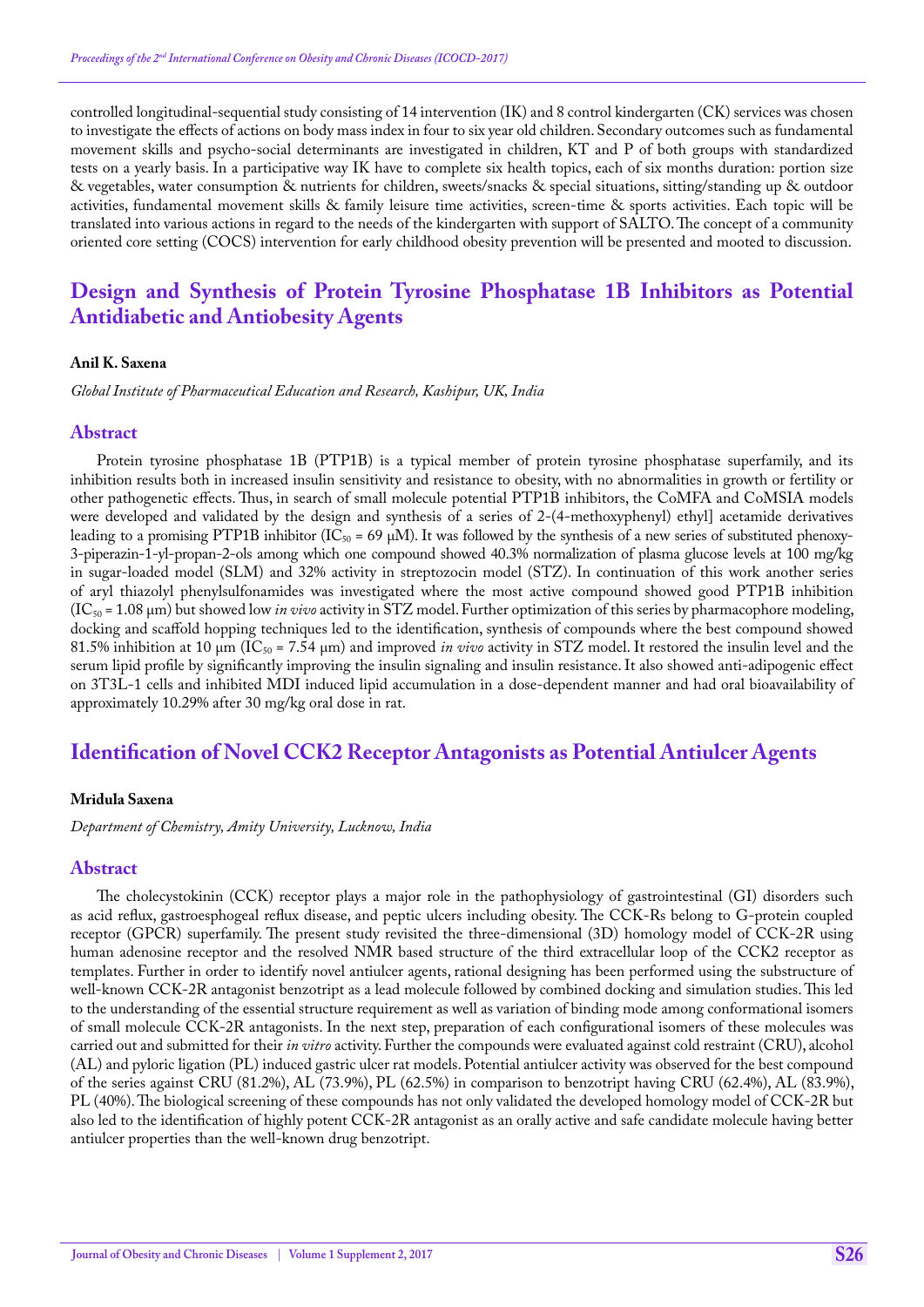controlled longitudinal-sequential study consisting of 14 intervention (IK) and 8 control kindergarten (CK) services was chosen to investigate the effects of actions on body mass index in four to six year old children. Secondary outcomes such as fundamental movement skills and psycho-social determinants are investigated in children, KT and P of both groups with standardized tests on a yearly basis. In a participative way IK have to complete six health topics, each of six months duration: portion size & vegetables, water consumption & nutrients for children, sweets/snacks & special situations, sitting/standing up & outdoor activities, fundamental movement skills & family leisure time activities, screen-time & sports activities. Each topic will be translated into various actions in regard to the needs of the kindergarten with support of SALTO. The concept of a community oriented core setting (COCS) intervention for early childhood obesity prevention will be presented and mooted to discussion.

## Design and Synthesis of Protein Tyrosine Phosphatase 1B Inhibitors as Potential Antidiabetic and Antiobesity Agents

**Anil K. Saxena**

*Global Institute of Pharmaceutical Education and Research, Kashipur, UK, India*

### Abstract

Protein tyrosine phosphatase 1B (PTP1B) is a typical member of protein tyrosine phosphatase superfamily, and its inhibition results both in increased insulin sensitivity and resistance to obesity, with no abnormalities in growth or fertility or other pathogenetic effects. Thus, in search of small molecule potential PTP1B inhibitors, the CoMFA and CoMSIA models were developed and validated by the design and synthesis of a series of 2-(4-methoxyphenyl) ethyl] acetamide derivatives leading to a promising PTP1B inhibitor ($IC_{50}$ = 69 μM). It was followed by the synthesis of a new series of substituted phenoxy-3-piperazin-1-yl-propan-2-ols among which one compound showed 40.3% normalization of plasma glucose levels at 100 mg/kg in sugar-loaded model (SLM) and 32% activity in streptozocin model (STZ). In continuation of this work another series of aryl thiazolyl phenylsulfonamides was investigated where the most active compound showed good PTP1B inhibition ($IC_{50}$ = 1.08 μm) but showed low *in vivo* activity in STZ model. Further optimization of this series by pharmacophore modeling, docking and scaffold hopping techniques led to the identification, synthesis of compounds where the best compound showed 81.5% inhibition at 10 μm ($IC_{50}$ = 7.54 μm) and improved *in vivo* activity in STZ model. It restored the insulin level and the serum lipid profile by significantly improving the insulin signaling and insulin resistance. It also showed anti-adipogenic effect on 3T3L-1 cells and inhibited MDI induced lipid accumulation in a dose-dependent manner and had oral bioavailability of approximately 10.29% after 30 mg/kg oral dose in rat.

## Identification of Novel CCK2 Receptor Antagonists as Potential Antiulcer Agents

**Mridula Saxena**

*Department of Chemistry, Amity University, Lucknow, India*

### Abstract

The cholecystokinin (CCK) receptor plays a major role in the pathophysiology of gastrointestinal (GI) disorders such as acid reflux, gastroesphogeal reflux disease, and peptic ulcers including obesity. The CCK-Rs belong to G-protein coupled receptor (GPCR) superfamily. The present study revisited the three-dimensional (3D) homology model of CCK-2R using human adenosine receptor and the resolved NMR based structure of the third extracellular loop of the CCK2 receptor as templates. Further in order to identify novel antiulcer agents, rational designing has been performed using the substructure of well-known CCK-2R antagonist benzotript as a lead molecule followed by combined docking and simulation studies. This led to the understanding of the essential structure requirement as well as variation of binding mode among conformational isomers of small molecule CCK-2R antagonists. In the next step, preparation of each configurational isomers of these molecules was carried out and submitted for their *in vitro* activity. Further the compounds were evaluated against cold restraint (CRU), alcohol (AL) and pyloric ligation (PL) induced gastric ulcer rat models. Potential antiulcer activity was observed for the best compound of the series against CRU (81.2%), AL (73.9%), PL (62.5%) in comparison to benzotript having CRU (62.4%), AL (83.9%), PL (40%). The biological screening of these compounds has not only validated the developed homology model of CCK-2R but also led to the identification of highly potent CCK-2R antagonist as an orally active and safe candidate molecule having better antiulcer properties than the well-known drug benzotript.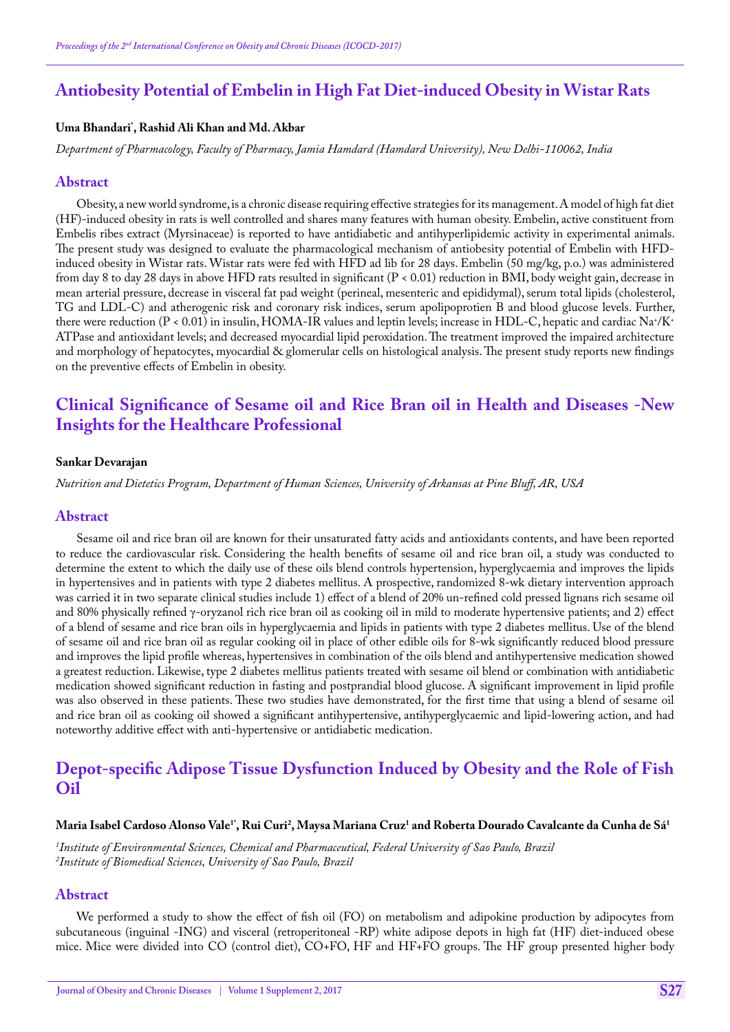## Antiobesity Potential of Embelin in High Fat Diet-induced Obesity in Wistar Rats

**Uma Bhandari*, Rashid Ali Khan and Md. Akbar**

*Department of Pharmacology, Faculty of Pharmacy, Jamia Hamdard (Hamdard University), New Delhi-110062, India*

### Abstract

Obesity, a new world syndrome, is a chronic disease requiring effective strategies for its management. A model of high fat diet (HF)-induced obesity in rats is well controlled and shares many features with human obesity. Embelin, active constituent from Embelis ribes extract (Myrsinaceae) is reported to have antidiabetic and antihyperlipidemic activity in experimental animals. The present study was designed to evaluate the pharmacological mechanism of antiobesity potential of Embelin with HFD-induced obesity in Wistar rats. Wistar rats were fed with HFD ad lib for 28 days. Embelin (50 mg/kg, p.o.) was administered from day 8 to day 28 days in above HFD rats resulted in significant ($P < 0.01$) reduction in BMI, body weight gain, decrease in mean arterial pressure, decrease in visceral fat pad weight (perineal, mesenteric and epididymal), serum total lipids (cholesterol, TG and LDL-C) and atherogenic risk and coronary risk indices, serum apolipoprotien B and blood glucose levels. Further, there were reduction ($P < 0.01$) in insulin, HOMA-IR values and leptin levels; increase in HDL-C, hepatic and cardiac $Na^+/K^+$ ATPase and antioxidant levels; and decreased myocardial lipid peroxidation. The treatment improved the impaired architecture and morphology of hepatocytes, myocardial & glomerular cells on histological analysis. The present study reports new findings on the preventive effects of Embelin in obesity.

## Clinical Significance of Sesame oil and Rice Bran oil in Health and Diseases -New Insights for the Healthcare Professional

**Sankar Devarajan**

*Nutrition and Dietetics Program, Department of Human Sciences, University of Arkansas at Pine Bluff, AR, USA*

### Abstract

Sesame oil and rice bran oil are known for their unsaturated fatty acids and antioxidants contents, and have been reported to reduce the cardiovascular risk. Considering the health benefits of sesame oil and rice bran oil, a study was conducted to determine the extent to which the daily use of these oils blend controls hypertension, hyperglycaemia and improves the lipids in hypertensives and in patients with type 2 diabetes mellitus. A prospective, randomized 8-wk dietary intervention approach was carried it in two separate clinical studies include 1) effect of a blend of 20% un-refined cold pressed lignans rich sesame oil and 80% physically refined γ-oryzanol rich rice bran oil as cooking oil in mild to moderate hypertensive patients; and 2) effect of a blend of sesame and rice bran oils in hyperglycaemia and lipids in patients with type 2 diabetes mellitus. Use of the blend of sesame oil and rice bran oil as regular cooking oil in place of other edible oils for 8-wk significantly reduced blood pressure and improves the lipid profile whereas, hypertensives in combination of the oils blend and antihypertensive medication showed a greatest reduction. Likewise, type 2 diabetes mellitus patients treated with sesame oil blend or combination with antidiabetic medication showed significant reduction in fasting and postprandial blood glucose. A significant improvement in lipid profile was also observed in these patients. These two studies have demonstrated, for the first time that using a blend of sesame oil and rice bran oil as cooking oil showed a significant antihypertensive, antihyperglycaemic and lipid-lowering action, and had noteworthy additive effect with anti-hypertensive or antidiabetic medication.

## Depot-specific Adipose Tissue Dysfunction Induced by Obesity and the Role of Fish Oil

**Maria Isabel Cardoso Alonso Vale[1*], Rui Curi[2], Maysa Mariana Cruz[1] and Roberta Dourado Cavalcante da Cunha de Sá[1]**

*[1]Institute of Environmental Sciences, Chemical and Pharmaceutical, Federal University of Sao Paulo, Brazil*
*[2]Institute of Biomedical Sciences, University of Sao Paulo, Brazil*

### Abstract

We performed a study to show the effect of fish oil (FO) on metabolism and adipokine production by adipocytes from subcutaneous (inguinal -ING) and visceral (retroperitoneal -RP) white adipose depots in high fat (HF) diet-induced obese mice. Mice were divided into CO (control diet), CO+FO, HF and HF+FO groups. The HF group presented higher body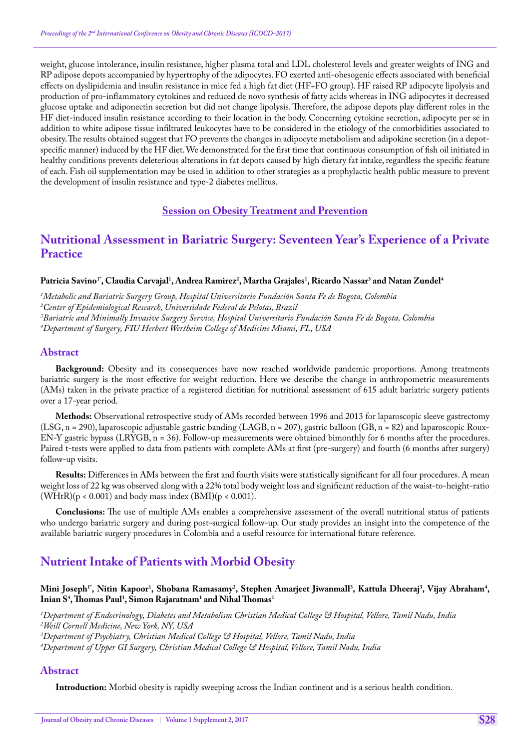weight, glucose intolerance, insulin resistance, higher plasma total and LDL cholesterol levels and greater weights of ING and RP adipose depots accompanied by hypertrophy of the adipocytes. FO exerted anti-obesogenic effects associated with beneficial effects on dyslipidemia and insulin resistance in mice fed a high fat diet (HF+FO group). HF raised RP adipocyte lipolysis and production of pro-inflammatory cytokines and reduced de novo synthesis of fatty acids whereas in ING adipocytes it decreased glucose uptake and adiponectin secretion but did not change lipolysis. Therefore, the adipose depots play different roles in the HF diet-induced insulin resistance according to their location in the body. Concerning cytokine secretion, adipocyte per se in addition to white adipose tissue infiltrated leukocytes have to be considered in the etiology of the comorbidities associated to obesity. The results obtained suggest that FO prevents the changes in adipocyte metabolism and adipokine secretion (in a depot-specific manner) induced by the HF diet. We demonstrated for the first time that continuous consumption of fish oil initiated in healthy conditions prevents deleterious alterations in fat depots caused by high dietary fat intake, regardless the specific feature of each. Fish oil supplementation may be used in addition to other strategies as a prophylactic health public measure to prevent the development of insulin resistance and type-2 diabetes mellitus.

## Session on Obesity Treatment and Prevention

## Nutritional Assessment in Bariatric Surgery: Seventeen Year's Experience of a Private Practice

**Patricia Savino[1*], Claudia Carvajal[1], Andrea Ramirez[2], Martha Grajales[1], Ricardo Nassar[3] and Natan Zundel[4]**

*[1]Metabolic and Bariatric Surgery Group, Hospital Universitario Fundación Santa Fe de Bogota, Colombia*
*[2]Center of Epidemiological Research, Universidade Federal de Pelotas, Brazil*
*[3]Bariatric and Minimally Invasive Surgery Service, Hospital Universitario Fundación Santa Fe de Bogota, Colombia*
*[4]Department of Surgery, FIU Herbert Wertheim College of Medicine Miami, FL, USA*

### Abstract

**Background:** Obesity and its consequences have now reached worldwide pandemic proportions. Among treatments bariatric surgery is the most effective for weight reduction. Here we describe the change in anthropometric measurements (AMs) taken in the private practice of a registered dietitian for nutritional assessment of 615 adult bariatric surgery patients over a 17-year period.

**Methods:** Observational retrospective study of AMs recorded between 1996 and 2013 for laparoscopic sleeve gastrectomy (LSG, n = 290), laparoscopic adjustable gastric banding (LAGB, n = 207), gastric balloon (GB, n = 82) and laparoscopic Roux-EN-Y gastric bypass (LRYGB, n = 36). Follow-up measurements were obtained bimonthly for 6 months after the procedures. Paired t-tests were applied to data from patients with complete AMs at first (pre-surgery) and fourth (6 months after surgery) follow-up visits.

**Results:** Differences in AMs between the first and fourth visits were statistically significant for all four procedures. A mean weight loss of 22 kg was observed along with a 22% total body weight loss and significant reduction of the waist-to-height-ratio (WHtR)($p < 0.001$) and body mass index (BMI)($p < 0.001$).

**Conclusions:** The use of multiple AMs enables a comprehensive assessment of the overall nutritional status of patients who undergo bariatric surgery and during post-surgical follow-up. Our study provides an insight into the competence of the available bariatric surgery procedures in Colombia and a useful resource for international future reference.

## Nutrient Intake of Patients with Morbid Obesity

**Mini Joseph[1*], Nitin Kapoor[1], Shobana Ramasamy[2], Stephen Amarjeet Jiwanmall[3], Kattula Dheeraj[3], Vijay Abraham[4], Inian S[4], Thomas Paul[1], Simon Rajaratnam[1] and Nihal Thomas[1]**

*[1]Department of Endocrinology, Diabetes and Metabolism Christian Medical College & Hospital, Vellore, Tamil Nadu, India*
*[2]Weill Cornell Medicine, New York, NY, USA*
*[3]Department of Psychiatry, Christian Medical College & Hospital, Vellore, Tamil Nadu, India*
*[4]Department of Upper GI Surgery, Christian Medical College & Hospital, Vellore, Tamil Nadu, India*

### Abstract

**Introduction:** Morbid obesity is rapidly sweeping across the Indian continent and is a serious health condition.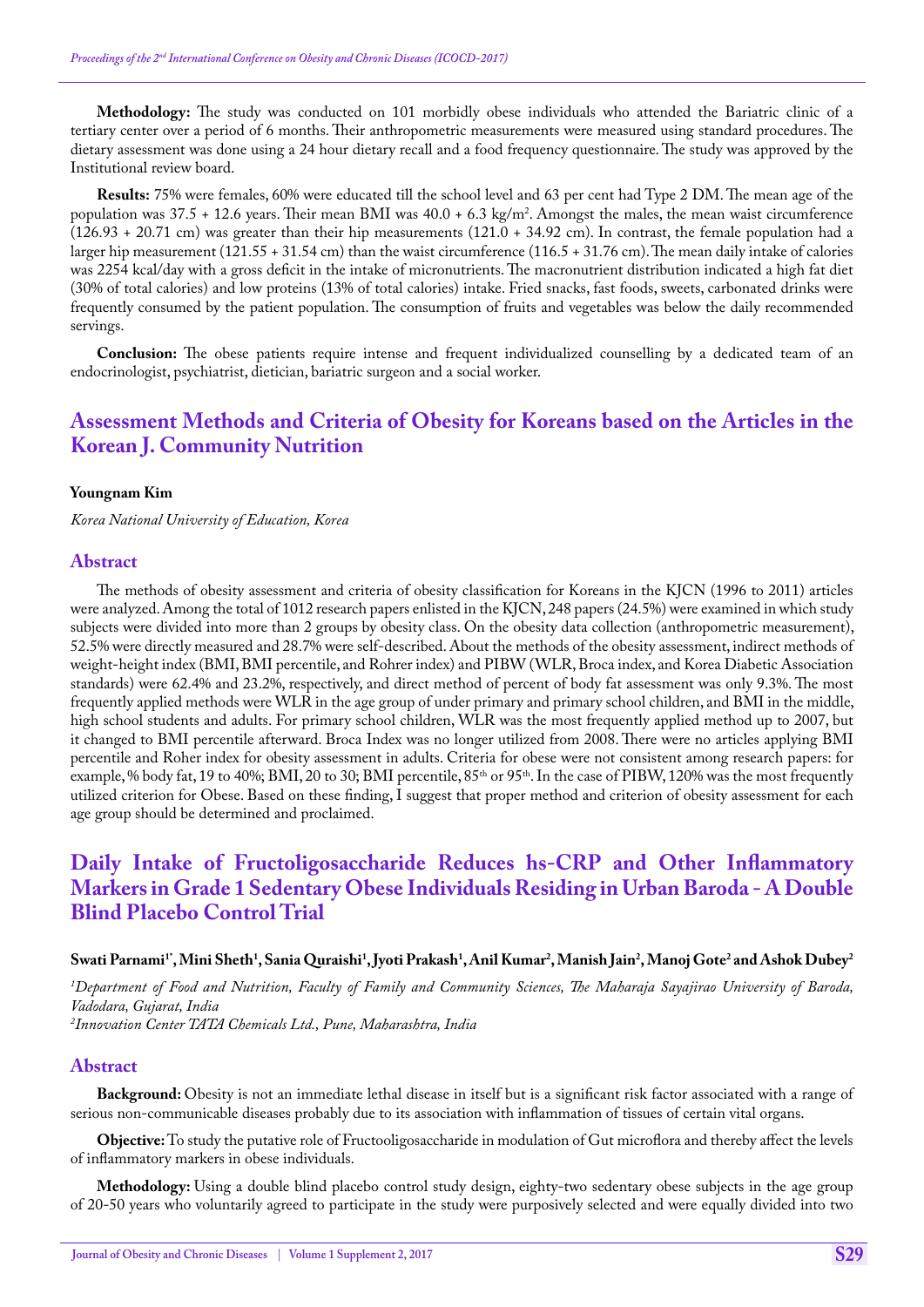**Methodology:** The study was conducted on 101 morbidly obese individuals who attended the Bariatric clinic of a tertiary center over a period of 6 months. Their anthropometric measurements were measured using standard procedures. The dietary assessment was done using a 24 hour dietary recall and a food frequency questionnaire. The study was approved by the Institutional review board.

**Results:** 75% were females, 60% were educated till the school level and 63 per cent had Type 2 DM. The mean age of the population was 37.5 + 12.6 years. Their mean BMI was 40.0 + 6.3 kg/m$^2$. Amongst the males, the mean waist circumference (126.93 + 20.71 cm) was greater than their hip measurements (121.0 + 34.92 cm). In contrast, the female population had a larger hip measurement (121.55 + 31.54 cm) than the waist circumference (116.5 + 31.76 cm). The mean daily intake of calories was 2254 kcal/day with a gross deficit in the intake of micronutrients. The macronutrient distribution indicated a high fat diet (30% of total calories) and low proteins (13% of total calories) intake. Fried snacks, fast foods, sweets, carbonated drinks were frequently consumed by the patient population. The consumption of fruits and vegetables was below the daily recommended servings.

**Conclusion:** The obese patients require intense and frequent individualized counselling by a dedicated team of an endocrinologist, psychiatrist, dietician, bariatric surgeon and a social worker.

## Assessment Methods and Criteria of Obesity for Koreans based on the Articles in the Korean J. Community Nutrition

**Youngnam Kim**

*Korea National University of Education, Korea*

### Abstract

The methods of obesity assessment and criteria of obesity classification for Koreans in the KJCN (1996 to 2011) articles were analyzed. Among the total of 1012 research papers enlisted in the KJCN, 248 papers (24.5%) were examined in which study subjects were divided into more than 2 groups by obesity class. On the obesity data collection (anthropometric measurement), 52.5% were directly measured and 28.7% were self-described. About the methods of the obesity assessment, indirect methods of weight-height index (BMI, BMI percentile, and Rohrer index) and PIBW (WLR, Broca index, and Korea Diabetic Association standards) were 62.4% and 23.2%, respectively, and direct method of percent of body fat assessment was only 9.3%. The most frequently applied methods were WLR in the age group of under primary and primary school children, and BMI in the middle, high school students and adults. For primary school children, WLR was the most frequently applied method up to 2007, but it changed to BMI percentile afterward. Broca Index was no longer utilized from 2008. There were no articles applying BMI percentile and Roher index for obesity assessment in adults. Criteria for obese were not consistent among research papers: for example, % body fat, 19 to 40%; BMI, 20 to 30; BMI percentile, 85$^{th}$ or 95$^{th}$. In the case of PIBW, 120% was the most frequently utilized criterion for Obese. Based on these finding, I suggest that proper method and criterion of obesity assessment for each age group should be determined and proclaimed.

## Daily Intake of Fructoligosaccharide Reduces hs-CRP and Other Inflammatory Markers in Grade 1 Sedentary Obese Individuals Residing in Urban Baroda - A Double Blind Placebo Control Trial

**Swati Parnami[1*], Mini Sheth[1], Sania Quraishi[1], Jyoti Prakash[1], Anil Kumar[2], Manish Jain[2], Manoj Gote[2] and Ashok Dubey[2]**

*[1]Department of Food and Nutrition, Faculty of Family and Community Sciences, The Maharaja Sayajirao University of Baroda, Vadodara, Gujarat, India*

*[2]Innovation Center TATA Chemicals Ltd., Pune, Maharashtra, India*

### Abstract

**Background:** Obesity is not an immediate lethal disease in itself but is a significant risk factor associated with a range of serious non-communicable diseases probably due to its association with inflammation of tissues of certain vital organs.

**Objective:** To study the putative role of Fructooligosaccharide in modulation of Gut microflora and thereby affect the levels of inflammatory markers in obese individuals.

**Methodology:** Using a double blind placebo control study design, eighty-two sedentary obese subjects in the age group of 20-50 years who voluntarily agreed to participate in the study were purposively selected and were equally divided into two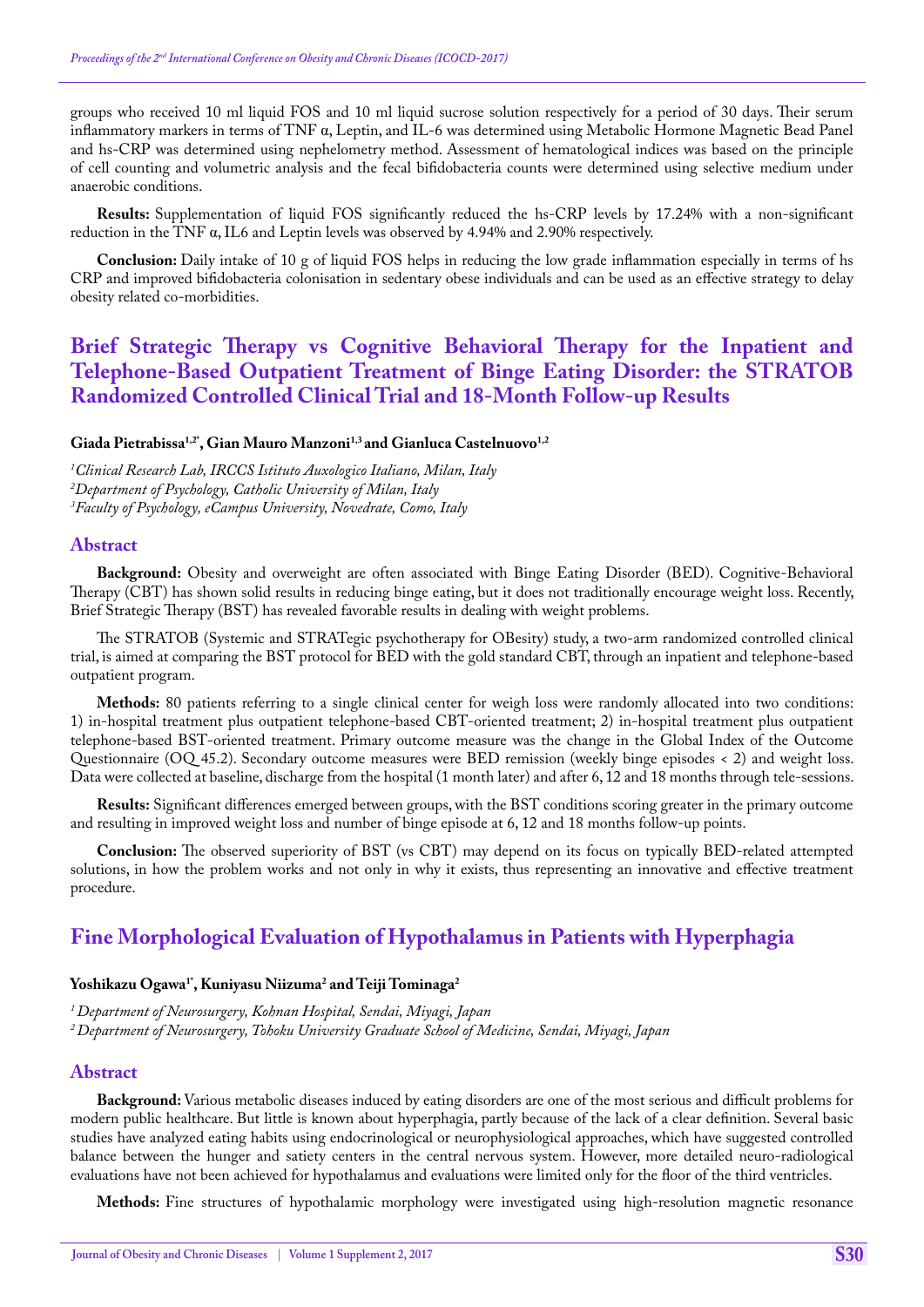groups who received 10 ml liquid FOS and 10 ml liquid sucrose solution respectively for a period of 30 days. Their serum inflammatory markers in terms of TNF α, Leptin, and IL-6 was determined using Metabolic Hormone Magnetic Bead Panel and hs-CRP was determined using nephelometry method. Assessment of hematological indices was based on the principle of cell counting and volumetric analysis and the fecal bifidobacteria counts were determined using selective medium under anaerobic conditions.

**Results:** Supplementation of liquid FOS significantly reduced the hs-CRP levels by 17.24% with a non-significant reduction in the TNF α, IL6 and Leptin levels was observed by 4.94% and 2.90% respectively.

**Conclusion:** Daily intake of 10 g of liquid FOS helps in reducing the low grade inflammation especially in terms of hs CRP and improved bifidobacteria colonisation in sedentary obese individuals and can be used as an effective strategy to delay obesity related co-morbidities.

## Brief Strategic Therapy vs Cognitive Behavioral Therapy for the Inpatient and Telephone-Based Outpatient Treatment of Binge Eating Disorder: the STRATOB Randomized Controlled Clinical Trial and 18-Month Follow-up Results

**Giada Pietrabissa[1,2*], Gian Mauro Manzoni[1,3] and Gianluca Castelnuovo[1,2]**

*[1]Clinical Research Lab, IRCCS Istituto Auxologico Italiano, Milan, Italy*
*[2]Department of Psychology, Catholic University of Milan, Italy*
*[3]Faculty of Psychology, eCampus University, Novedrate, Como, Italy*

### Abstract

**Background:** Obesity and overweight are often associated with Binge Eating Disorder (BED). Cognitive-Behavioral Therapy (CBT) has shown solid results in reducing binge eating, but it does not traditionally encourage weight loss. Recently, Brief Strategic Therapy (BST) has revealed favorable results in dealing with weight problems.

The STRATOB (Systemic and STRATegic psychotherapy for OBesity) study, a two-arm randomized controlled clinical trial, is aimed at comparing the BST protocol for BED with the gold standard CBT, through an inpatient and telephone-based outpatient program.

**Methods:** 80 patients referring to a single clinical center for weigh loss were randomly allocated into two conditions: 1) in-hospital treatment plus outpatient telephone-based CBT-oriented treatment; 2) in-hospital treatment plus outpatient telephone-based BST-oriented treatment. Primary outcome measure was the change in the Global Index of the Outcome Questionnaire (OQ 45.2). Secondary outcome measures were BED remission (weekly binge episodes < 2) and weight loss. Data were collected at baseline, discharge from the hospital (1 month later) and after 6, 12 and 18 months through tele-sessions.

**Results:** Significant differences emerged between groups, with the BST conditions scoring greater in the primary outcome and resulting in improved weight loss and number of binge episode at 6, 12 and 18 months follow-up points.

**Conclusion:** The observed superiority of BST (vs CBT) may depend on its focus on typically BED-related attempted solutions, in how the problem works and not only in why it exists, thus representing an innovative and effective treatment procedure.

## Fine Morphological Evaluation of Hypothalamus in Patients with Hyperphagia

**Yoshikazu Ogawa[1*], Kuniyasu Niizuma[2] and Teiji Tominaga[2]**

*[1] Department of Neurosurgery, Kohnan Hospital, Sendai, Miyagi, Japan*
*[2] Department of Neurosurgery, Tohoku University Graduate School of Medicine, Sendai, Miyagi, Japan*

### Abstract

**Background:** Various metabolic diseases induced by eating disorders are one of the most serious and difficult problems for modern public healthcare. But little is known about hyperphagia, partly because of the lack of a clear definition. Several basic studies have analyzed eating habits using endocrinological or neurophysiological approaches, which have suggested controlled balance between the hunger and satiety centers in the central nervous system. However, more detailed neuro-radiological evaluations have not been achieved for hypothalamus and evaluations were limited only for the floor of the third ventricles.

**Methods:** Fine structures of hypothalamic morphology were investigated using high-resolution magnetic resonance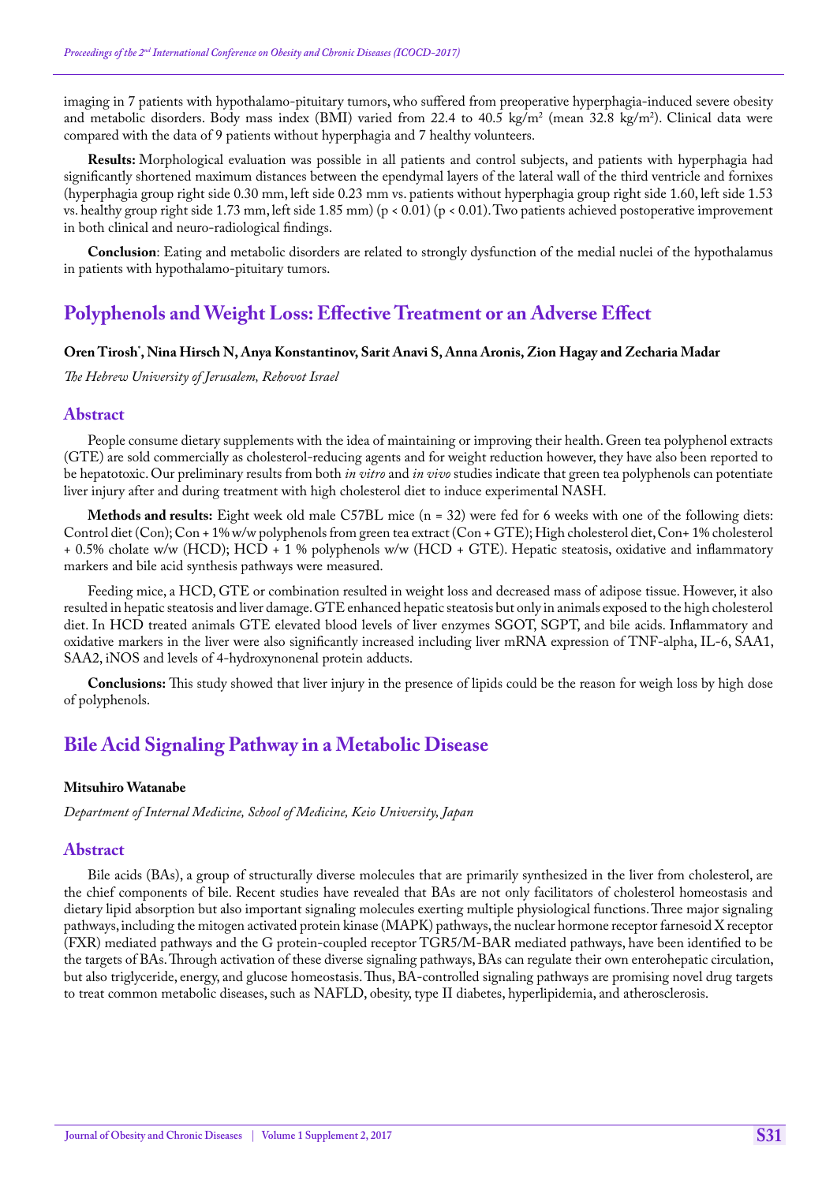imaging in 7 patients with hypothalamo-pituitary tumors, who suffered from preoperative hyperphagia-induced severe obesity and metabolic disorders. Body mass index (BMI) varied from 22.4 to 40.5 kg/m$^2$ (mean 32.8 kg/m$^2$). Clinical data were compared with the data of 9 patients without hyperphagia and 7 healthy volunteers.

**Results:** Morphological evaluation was possible in all patients and control subjects, and patients with hyperphagia had significantly shortened maximum distances between the ependymal layers of the lateral wall of the third ventricle and fornixes (hyperphagia group right side 0.30 mm, left side 0.23 mm vs. patients without hyperphagia group right side 1.60, left side 1.53 vs. healthy group right side 1.73 mm, left side 1.85 mm) ($p < 0.01$) ($p < 0.01$). Two patients achieved postoperative improvement in both clinical and neuro-radiological findings.

**Conclusion**: Eating and metabolic disorders are related to strongly dysfunction of the medial nuclei of the hypothalamus in patients with hypothalamo-pituitary tumors.

## Polyphenols and Weight Loss: Effective Treatment or an Adverse Effect

**Oren Tirosh*, Nina Hirsch N, Anya Konstantinov, Sarit Anavi S, Anna Aronis, Zion Hagay and Zecharia Madar**

*The Hebrew University of Jerusalem, Rehovot Israel*

### Abstract

People consume dietary supplements with the idea of maintaining or improving their health. Green tea polyphenol extracts (GTE) are sold commercially as cholesterol-reducing agents and for weight reduction however, they have also been reported to be hepatotoxic. Our preliminary results from both *in vitro* and *in vivo* studies indicate that green tea polyphenols can potentiate liver injury after and during treatment with high cholesterol diet to induce experimental NASH.

**Methods and results:** Eight week old male C57BL mice (n = 32) were fed for 6 weeks with one of the following diets: Control diet (Con); Con + 1% w/w polyphenols from green tea extract (Con + GTE); High cholesterol diet, Con+ 1% cholesterol + 0.5% cholate w/w (HCD); HCD + 1 % polyphenols w/w (HCD + GTE). Hepatic steatosis, oxidative and inflammatory markers and bile acid synthesis pathways were measured.

Feeding mice, a HCD, GTE or combination resulted in weight loss and decreased mass of adipose tissue. However, it also resulted in hepatic steatosis and liver damage. GTE enhanced hepatic steatosis but only in animals exposed to the high cholesterol diet. In HCD treated animals GTE elevated blood levels of liver enzymes SGOT, SGPT, and bile acids. Inflammatory and oxidative markers in the liver were also significantly increased including liver mRNA expression of TNF-alpha, IL-6, SAA1, SAA2, iNOS and levels of 4-hydroxynonenal protein adducts.

**Conclusions:** This study showed that liver injury in the presence of lipids could be the reason for weigh loss by high dose of polyphenols.

## Bile Acid Signaling Pathway in a Metabolic Disease

**Mitsuhiro Watanabe**

*Department of Internal Medicine, School of Medicine, Keio University, Japan*

### Abstract

Bile acids (BAs), a group of structurally diverse molecules that are primarily synthesized in the liver from cholesterol, are the chief components of bile. Recent studies have revealed that BAs are not only facilitators of cholesterol homeostasis and dietary lipid absorption but also important signaling molecules exerting multiple physiological functions. Three major signaling pathways, including the mitogen activated protein kinase (MAPK) pathways, the nuclear hormone receptor farnesoid X receptor (FXR) mediated pathways and the G protein-coupled receptor TGR5/M-BAR mediated pathways, have been identified to be the targets of BAs. Through activation of these diverse signaling pathways, BAs can regulate their own enterohepatic circulation, but also triglyceride, energy, and glucose homeostasis. Thus, BA-controlled signaling pathways are promising novel drug targets to treat common metabolic diseases, such as NAFLD, obesity, type II diabetes, hyperlipidemia, and atherosclerosis.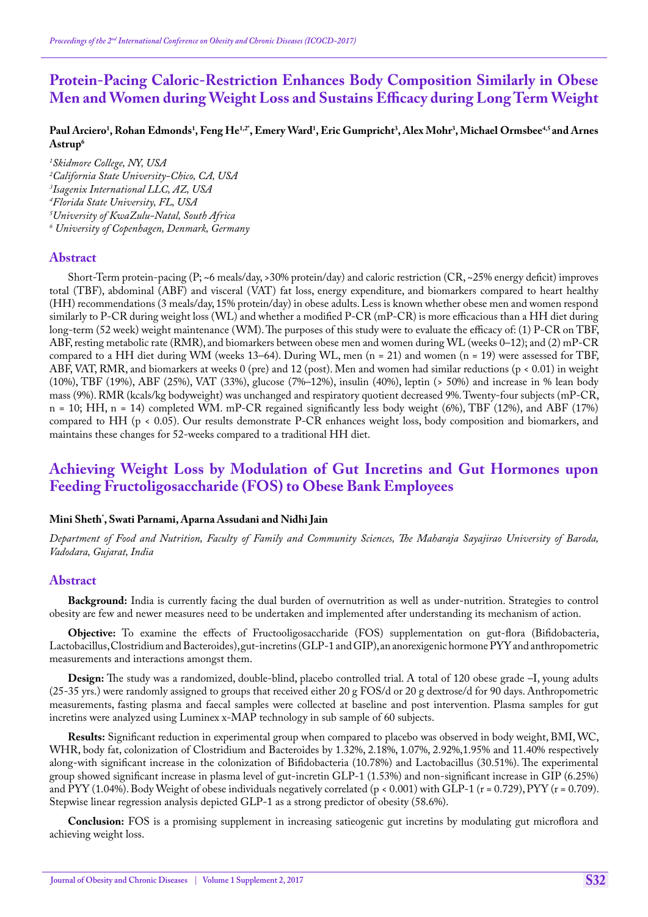# Protein-Pacing Caloric-Restriction Enhances Body Composition Similarly in Obese Men and Women during Weight Loss and Sustains Efficacy during Long Term Weight

**Paul Arciero[1], Rohan Edmonds[1], Feng He[1,2*], Emery Ward[1], Eric Gumpricht[3], Alex Mohr[3], Michael Ormsbee[4,5] and Arnes Astrup[6]**

*[1]Skidmore College, NY, USA*
*[2]California State University-Chico, CA, USA*
*[3]Isagenix International LLC, AZ, USA*
*[4]Florida State University, FL, USA*
*[5]University of KwaZulu-Natal, South Africa*
*[6] University of Copenhagen, Denmark, Germany*

## Abstract

Short-Term protein-pacing (P; ~6 meals/day, >30% protein/day) and caloric restriction (CR, ~25% energy deficit) improves total (TBF), abdominal (ABF) and visceral (VAT) fat loss, energy expenditure, and biomarkers compared to heart healthy (HH) recommendations (3 meals/day, 15% protein/day) in obese adults. Less is known whether obese men and women respond similarly to P-CR during weight loss (WL) and whether a modified P-CR (mP-CR) is more efficacious than a HH diet during long-term (52 week) weight maintenance (WM). The purposes of this study were to evaluate the efficacy of: (1) P-CR on TBF, ABF, resting metabolic rate (RMR), and biomarkers between obese men and women during WL (weeks 0–12); and (2) mP-CR compared to a HH diet during WM (weeks 13–64). During WL, men (n = 21) and women (n = 19) were assessed for TBF, ABF, VAT, RMR, and biomarkers at weeks 0 (pre) and 12 (post). Men and women had similar reductions ($p < 0.01$) in weight (10%), TBF (19%), ABF (25%), VAT (33%), glucose (7%–12%), insulin (40%), leptin (> 50%) and increase in % lean body mass (9%). RMR (kcals/kg bodyweight) was unchanged and respiratory quotient decreased 9%. Twenty-four subjects (mP-CR, n = 10; HH, n = 14) completed WM. mP-CR regained significantly less body weight (6%), TBF (12%), and ABF (17%) compared to HH ($p < 0.05$). Our results demonstrate P-CR enhances weight loss, body composition and biomarkers, and maintains these changes for 52-weeks compared to a traditional HH diet.

# Achieving Weight Loss by Modulation of Gut Incretins and Gut Hormones upon Feeding Fructoligosaccharide (FOS) to Obese Bank Employees

**Mini Sheth*, Swati Parnami, Aparna Assudani and Nidhi Jain**

*Department of Food and Nutrition, Faculty of Family and Community Sciences, The Maharaja Sayajirao University of Baroda, Vadodara, Gujarat, India*

## Abstract

**Background:** India is currently facing the dual burden of overnutrition as well as under-nutrition. Strategies to control obesity are few and newer measures need to be undertaken and implemented after understanding its mechanism of action.

**Objective:** To examine the effects of Fructooligosaccharide (FOS) supplementation on gut-flora (Bifidobacteria, Lactobacillus, Clostridium and Bacteroides), gut-incretins (GLP-1 and GIP), an anorexigenic hormone PYY and anthropometric measurements and interactions amongst them.

**Design:** The study was a randomized, double-blind, placebo controlled trial. A total of 120 obese grade –I, young adults (25-35 yrs.) were randomly assigned to groups that received either 20 g FOS/d or 20 g dextrose/d for 90 days. Anthropometric measurements, fasting plasma and faecal samples were collected at baseline and post intervention. Plasma samples for gut incretins were analyzed using Luminex x-MAP technology in sub sample of 60 subjects.

**Results:** Significant reduction in experimental group when compared to placebo was observed in body weight, BMI, WC, WHR, body fat, colonization of Clostridium and Bacteroides by 1.32%, 2.18%, 1.07%, 2.92%,1.95% and 11.40% respectively along-with significant increase in the colonization of Bifidobacteria (10.78%) and Lactobacillus (30.51%). The experimental group showed significant increase in plasma level of gut-incretin GLP-1 (1.53%) and non-significant increase in GIP (6.25%) and PYY (1.04%). Body Weight of obese individuals negatively correlated ($p < 0.001$) with GLP-1 ($r = 0.729$), PYY ($r = 0.709$). Stepwise linear regression analysis depicted GLP-1 as a strong predictor of obesity (58.6%).

**Conclusion:** FOS is a promising supplement in increasing satieogenic gut incretins by modulating gut microflora and achieving weight loss.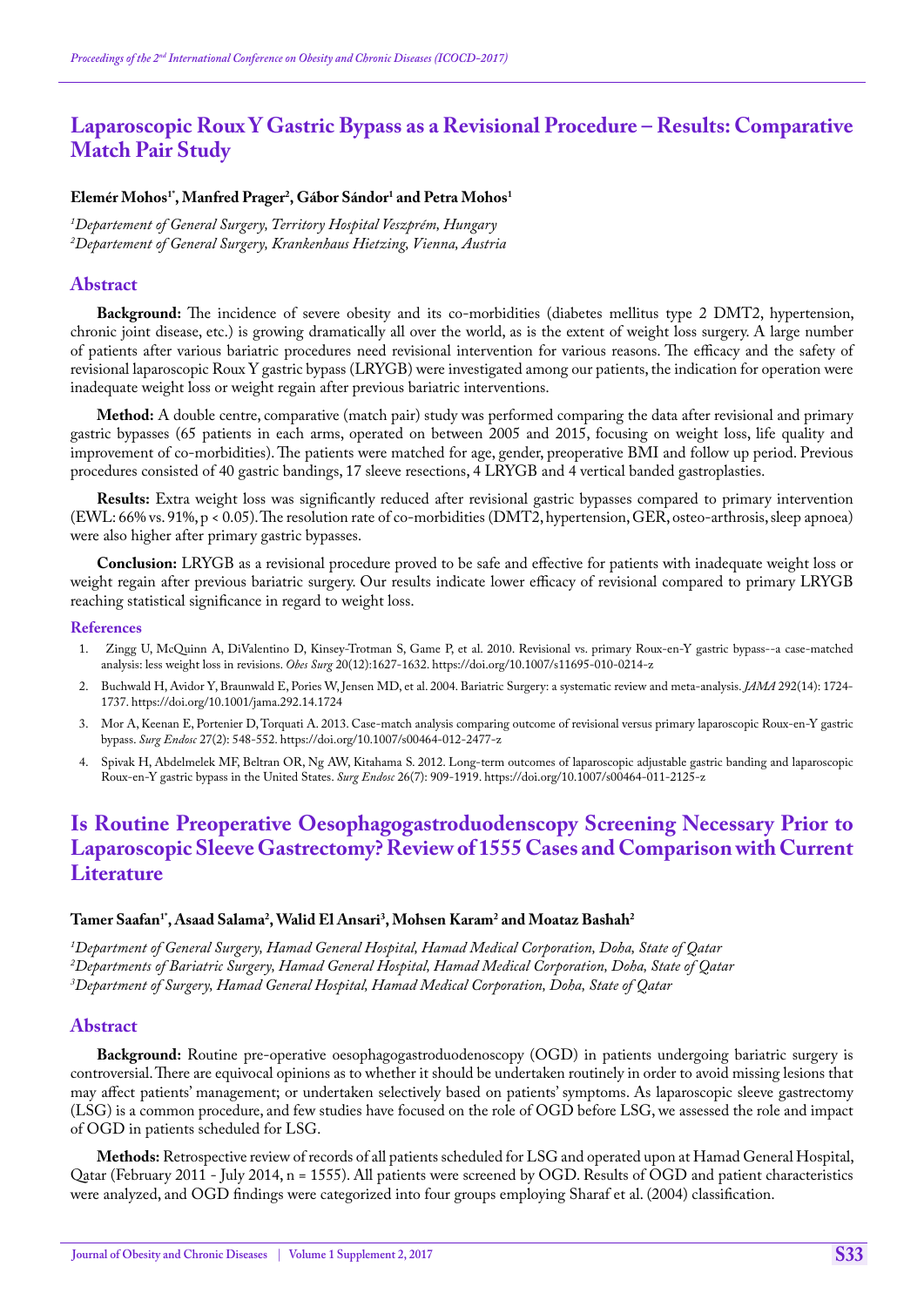# Laparoscopic Roux Y Gastric Bypass as a Revisional Procedure – Results: Comparative Match Pair Study

**Elemér Mohos[1*], Manfred Prager[2], Gábor Sándor[1] and Petra Mohos[1]**

*[1]Departement of General Surgery, Territory Hospital Veszprém, Hungary*
*[2]Departement of General Surgery, Krankenhaus Hietzing, Vienna, Austria*

## Abstract

**Background:** The incidence of severe obesity and its co-morbidities (diabetes mellitus type 2 DMT2, hypertension, chronic joint disease, etc.) is growing dramatically all over the world, as is the extent of weight loss surgery. A large number of patients after various bariatric procedures need revisional intervention for various reasons. The efficacy and the safety of revisional laparoscopic Roux Y gastric bypass (LRYGB) were investigated among our patients, the indication for operation were inadequate weight loss or weight regain after previous bariatric interventions.

**Method:** A double centre, comparative (match pair) study was performed comparing the data after revisional and primary gastric bypasses (65 patients in each arms, operated on between 2005 and 2015, focusing on weight loss, life quality and improvement of co-morbidities). The patients were matched for age, gender, preoperative BMI and follow up period. Previous procedures consisted of 40 gastric bandings, 17 sleeve resections, 4 LRYGB and 4 vertical banded gastroplasties.

**Results:** Extra weight loss was significantly reduced after revisional gastric bypasses compared to primary intervention (EWL: 66% vs. 91%, $p < 0.05$). The resolution rate of co-morbidities (DMT2, hypertension, GER, osteo-arthrosis, sleep apnoea) were also higher after primary gastric bypasses.

**Conclusion:** LRYGB as a revisional procedure proved to be safe and effective for patients with inadequate weight loss or weight regain after previous bariatric surgery. Our results indicate lower efficacy of revisional compared to primary LRYGB reaching statistical significance in regard to weight loss.

### References

1. Zingg U, McQuinn A, DiValentino D, Kinsey-Trotman S, Game P, et al. 2010. Revisional vs. primary Roux-en-Y gastric bypass--a case-matched analysis: less weight loss in revisions. *Obes Surg* 20(12):1627-1632. https://doi.org/10.1007/s11695-010-0214-z
2. Buchwald H, Avidor Y, Braunwald E, Pories W, Jensen MD, et al. 2004. Bariatric Surgery: a systematic review and meta-analysis. *JAMA* 292(14): 1724-1737. https://doi.org/10.1001/jama.292.14.1724
3. Mor A, Keenan E, Portenier D, Torquati A. 2013. Case-match analysis comparing outcome of revisional versus primary laparoscopic Roux-en-Y gastric bypass. *Surg Endosc* 27(2): 548-552. https://doi.org/10.1007/s00464-012-2477-z
4. Spivak H, Abdelmelek MF, Beltran OR, Ng AW, Kitahama S. 2012. Long-term outcomes of laparoscopic adjustable gastric banding and laparoscopic Roux-en-Y gastric bypass in the United States. *Surg Endosc* 26(7): 909-1919. https://doi.org/10.1007/s00464-011-2125-z

# Is Routine Preoperative Oesophagogastroduodenscopy Screening Necessary Prior to Laparoscopic Sleeve Gastrectomy? Review of 1555 Cases and Comparison with Current Literature

**Tamer Saafan[1*], Asaad Salama[2], Walid El Ansari[3], Mohsen Karam[2] and Moataz Bashah[2]**

*[1]Department of General Surgery, Hamad General Hospital, Hamad Medical Corporation, Doha, State of Qatar*
*[2]Departments of Bariatric Surgery, Hamad General Hospital, Hamad Medical Corporation, Doha, State of Qatar*
*[3]Department of Surgery, Hamad General Hospital, Hamad Medical Corporation, Doha, State of Qatar*

## Abstract

**Background:** Routine pre-operative oesophagogastroduodenoscopy (OGD) in patients undergoing bariatric surgery is controversial. There are equivocal opinions as to whether it should be undertaken routinely in order to avoid missing lesions that may affect patients' management; or undertaken selectively based on patients' symptoms. As laparoscopic sleeve gastrectomy (LSG) is a common procedure, and few studies have focused on the role of OGD before LSG, we assessed the role and impact of OGD in patients scheduled for LSG.

**Methods:** Retrospective review of records of all patients scheduled for LSG and operated upon at Hamad General Hospital, Qatar (February 2011 - July 2014, n = 1555). All patients were screened by OGD. Results of OGD and patient characteristics were analyzed, and OGD findings were categorized into four groups employing Sharaf et al. (2004) classification.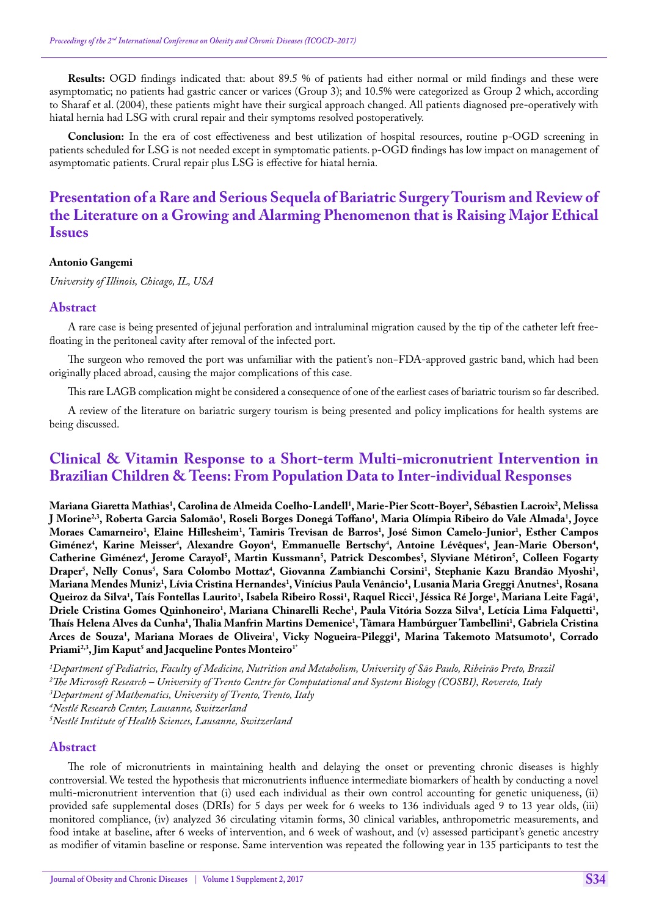**Results:** OGD findings indicated that: about 89.5 % of patients had either normal or mild findings and these were asymptomatic; no patients had gastric cancer or varices (Group 3); and 10.5% were categorized as Group 2 which, according to Sharaf et al. (2004), these patients might have their surgical approach changed. All patients diagnosed pre-operatively with hiatal hernia had LSG with crural repair and their symptoms resolved postoperatively.

**Conclusion:** In the era of cost effectiveness and best utilization of hospital resources, routine p-OGD screening in patients scheduled for LSG is not needed except in symptomatic patients. p-OGD findings has low impact on management of asymptomatic patients. Crural repair plus LSG is effective for hiatal hernia.

## Presentation of a Rare and Serious Sequela of Bariatric Surgery Tourism and Review of the Literature on a Growing and Alarming Phenomenon that is Raising Major Ethical Issues

**Antonio Gangemi**

*University of Illinois, Chicago, IL, USA*

### Abstract

A rare case is being presented of jejunal perforation and intraluminal migration caused by the tip of the catheter left free-floating in the peritoneal cavity after removal of the infected port.

The surgeon who removed the port was unfamiliar with the patient's non–FDA-approved gastric band, which had been originally placed abroad, causing the major complications of this case.

This rare LAGB complication might be considered a consequence of one of the earliest cases of bariatric tourism so far described.

A review of the literature on bariatric surgery tourism is being presented and policy implications for health systems are being discussed.

## Clinical & Vitamin Response to a Short-term Multi-micronutrient Intervention in Brazilian Children & Teens: From Population Data to Inter-individual Responses

**Mariana Giaretta Mathias[1], Carolina de Almeida Coelho-Landell[1], Marie-Pier Scott-Boyer[2], Sébastien Lacroix[2], Melissa J Morine[2,3], Roberta Garcia Salomão[1], Roseli Borges Donegá Toffano[1], Maria Olímpia Ribeiro do Vale Almada[1], Joyce Moraes Camarneiro[1], Elaine Hillesheim[1], Tamiris Trevisan de Barros[1], José Simon Camelo-Junior[1], Esther Campos Giménez[4], Karine Meisser[4], Alexandre Goyon[4], Emmanuelle Bertschy[4], Antoine Lévêques[4], Jean-Marie Oberson[4], Catherine Giménez[4], Jerome Carayol[5], Martin Kussmann[5], Patrick Descombes[5], Slyviane Métiron[5], Colleen Fogarty Draper[5], Nelly Conus[5], Sara Colombo Mottaz[4], Giovanna Zambianchi Corsini[1], Stephanie Kazu Brandão Myoshi[1], Mariana Mendes Muniz[1], Lívia Cristina Hernandes[1], Vinícius Paula Venâncio[1], Lusania Maria Greggi Anutnes[1], Rosana Queiroz da Silva[1], Taís Fontellas Laurito[1], Isabela Ribeiro Rossi[1], Raquel Ricci[1], Jéssica Ré Jorge[1], Mariana Leite Fagá[1], Driele Cristina Gomes Quinhoneiro[1], Mariana Chinarelli Reche[1], Paula Vitória Sozza Silva[1], Letícia Lima Falquetti[1], Thaís Helena Alves da Cunha[1], Thalia Manfrin Martins Demenice[1], Tâmara Hambúrguer Tambellini[1], Gabriela Cristina Arces de Souza[1], Mariana Moraes de Oliveira[1], Vicky Nogueira-Pileggi[1], Marina Takemoto Matsumoto[1], Corrado Priami[2,3], Jim Kaput[5] and Jacqueline Pontes Monteiro[1*]**

*[1]Department of Pediatrics, Faculty of Medicine, Nutrition and Metabolism, University of São Paulo, Ribeirão Preto, Brazil*
*[2]The Microsoft Research – University of Trento Centre for Computational and Systems Biology (COSBI), Rovereto, Italy*
*[3]Department of Mathematics, University of Trento, Trento, Italy*
*[4]Nestlé Research Center, Lausanne, Switzerland*
*[5]Nestlé Institute of Health Sciences, Lausanne, Switzerland*

### Abstract

The role of micronutrients in maintaining health and delaying the onset or preventing chronic diseases is highly controversial. We tested the hypothesis that micronutrients influence intermediate biomarkers of health by conducting a novel multi-micronutrient intervention that (i) used each individual as their own control accounting for genetic uniqueness, (ii) provided safe supplemental doses (DRIs) for 5 days per week for 6 weeks to 136 individuals aged 9 to 13 year olds, (iii) monitored compliance, (iv) analyzed 36 circulating vitamin forms, 30 clinical variables, anthropometric measurements, and food intake at baseline, after 6 weeks of intervention, and 6 week of washout, and (v) assessed participant's genetic ancestry as modifier of vitamin baseline or response. Same intervention was repeated the following year in 135 participants to test the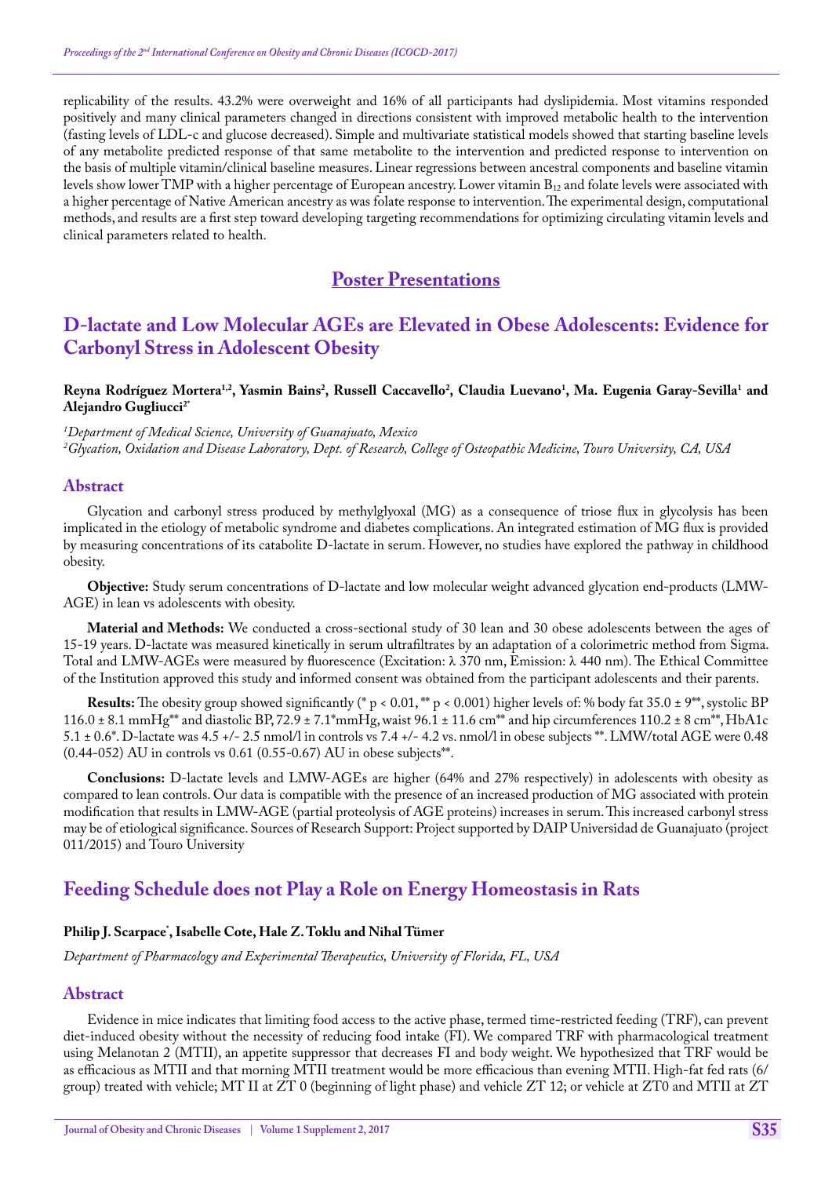replicability of the results. 43.2% were overweight and 16% of all participants had dyslipidemia. Most vitamins responded positively and many clinical parameters changed in directions consistent with improved metabolic health to the intervention (fasting levels of LDL-c and glucose decreased). Simple and multivariate statistical models showed that starting baseline levels of any metabolite predicted response of that same metabolite to the intervention and predicted response to intervention on the basis of multiple vitamin/clinical baseline measures. Linear regressions between ancestral components and baseline vitamin levels show lower TMP with a higher percentage of European ancestry. Lower vitamin $B_{12}$ and folate levels were associated with a higher percentage of Native American ancestry as was folate response to intervention. The experimental design, computational methods, and results are a first step toward developing targeting recommendations for optimizing circulating vitamin levels and clinical parameters related to health.

# Poster Presentations

## D-lactate and Low Molecular AGEs are Elevated in Obese Adolescents: Evidence for Carbonyl Stress in Adolescent Obesity

**Reyna Rodríguez Mortera[1,2], Yasmin Bains[2], Russell Caccavello[2], Claudia Luevano[1], Ma. Eugenia Garay-Sevilla[1] and Alejandro Gugliucci[2*]**

*[1]Department of Medical Science, University of Guanajuato, Mexico*
*[2]Glycation, Oxidation and Disease Laboratory, Dept. of Research, College of Osteopathic Medicine, Touro University, CA, USA*

### Abstract

Glycation and carbonyl stress produced by methylglyoxal (MG) as a consequence of triose flux in glycolysis has been implicated in the etiology of metabolic syndrome and diabetes complications. An integrated estimation of MG flux is provided by measuring concentrations of its catabolite D-lactate in serum. However, no studies have explored the pathway in childhood obesity.

**Objective:** Study serum concentrations of D-lactate and low molecular weight advanced glycation end-products (LMW-AGE) in lean vs adolescents with obesity.

**Material and Methods:** We conducted a cross-sectional study of 30 lean and 30 obese adolescents between the ages of 15-19 years. D-lactate was measured kinetically in serum ultrafiltrates by an adaptation of a colorimetric method from Sigma. Total and LMW-AGEs were measured by fluorescence (Excitation: λ 370 nm, Emission: λ 440 nm). The Ethical Committee of the Institution approved this study and informed consent was obtained from the participant adolescents and their parents.

**Results:** The obesity group showed significantly (* $p < 0.01$, ** $p < 0.001$) higher levels of: % body fat 35.0 ± 9**, systolic BP 116.0 ± 8.1 mmHg** and diastolic BP, 72.9 ± 7.1*mmHg, waist 96.1 ± 11.6 cm** and hip circumferences 110.2 ± 8 cm**, HbA1c 5.1 ± 0.6*. D-lactate was 4.5 +/- 2.5 nmol/l in controls vs 7.4 +/- 4.2 vs. nmol/l in obese subjects **. LMW/total AGE were 0.48 (0.44-052) AU in controls vs 0.61 (0.55-0.67) AU in obese subjects**.

**Conclusions:** D-lactate levels and LMW-AGEs are higher (64% and 27% respectively) in adolescents with obesity as compared to lean controls. Our data is compatible with the presence of an increased production of MG associated with protein modification that results in LMW-AGE (partial proteolysis of AGE proteins) increases in serum. This increased carbonyl stress may be of etiological significance. Sources of Research Support: Project supported by DAIP Universidad de Guanajuato (project 011/2015) and Touro University

## Feeding Schedule does not Play a Role on Energy Homeostasis in Rats

**Philip J. Scarpace*, Isabelle Cote, Hale Z. Toklu and Nihal Tümer**

*Department of Pharmacology and Experimental Therapeutics, University of Florida, FL, USA*

### Abstract

Evidence in mice indicates that limiting food access to the active phase, termed time-restricted feeding (TRF), can prevent diet-induced obesity without the necessity of reducing food intake (FI). We compared TRF with pharmacological treatment using Melanotan 2 (MTII), an appetite suppressor that decreases FI and body weight. We hypothesized that TRF would be as efficacious as MTII and that morning MTII treatment would be more efficacious than evening MTII. High-fat fed rats (6/group) treated with vehicle; MT II at ZT 0 (beginning of light phase) and vehicle ZT 12; or vehicle at ZT0 and MTII at ZT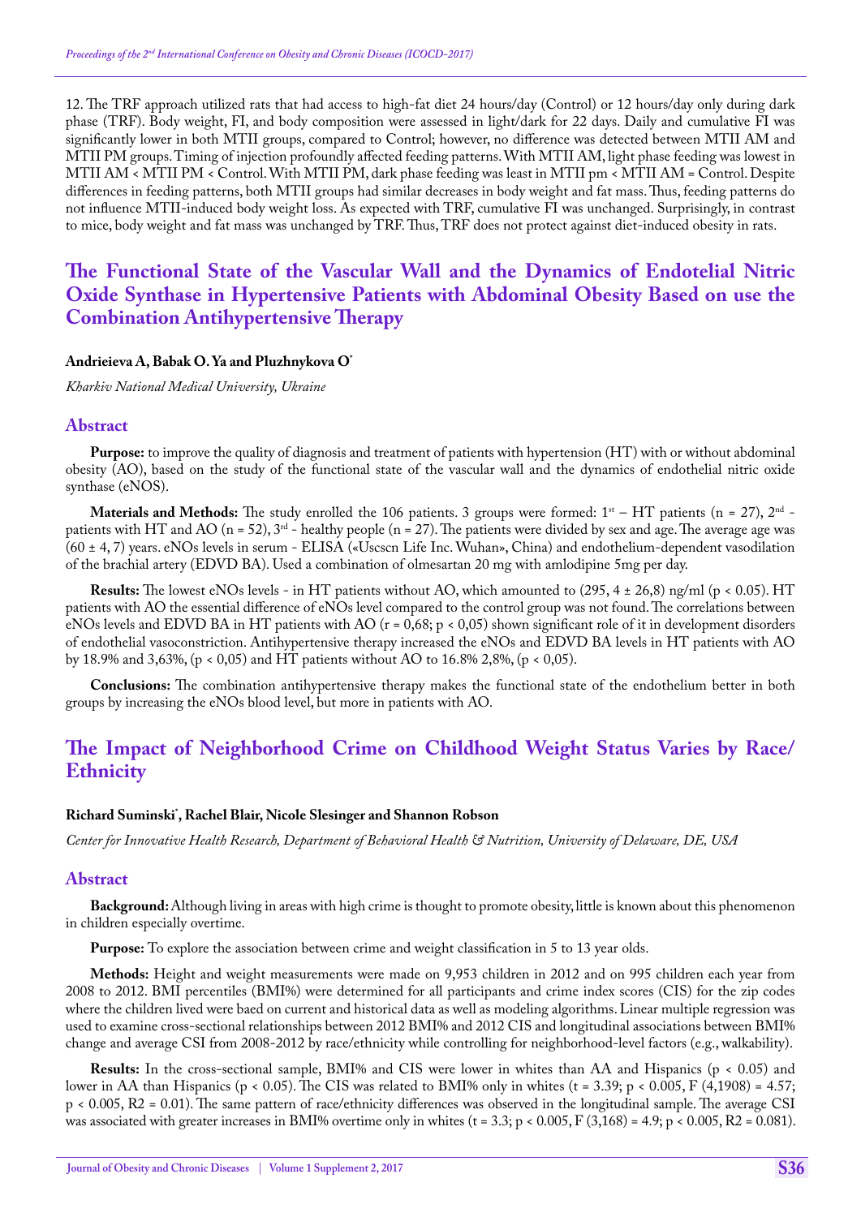12. The TRF approach utilized rats that had access to high-fat diet 24 hours/day (Control) or 12 hours/day only during dark phase (TRF). Body weight, FI, and body composition were assessed in light/dark for 22 days. Daily and cumulative FI was significantly lower in both MTII groups, compared to Control; however, no difference was detected between MTII AM and MTII PM groups. Timing of injection profoundly affected feeding patterns. With MTII AM, light phase feeding was lowest in MTII AM < MTII PM < Control. With MTII PM, dark phase feeding was least in MTII pm < MTII AM = Control. Despite differences in feeding patterns, both MTII groups had similar decreases in body weight and fat mass. Thus, feeding patterns do not influence MTII-induced body weight loss. As expected with TRF, cumulative FI was unchanged. Surprisingly, in contrast to mice, body weight and fat mass was unchanged by TRF. Thus, TRF does not protect against diet-induced obesity in rats.

## The Functional State of the Vascular Wall and the Dynamics of Endotelial Nitric Oxide Synthase in Hypertensive Patients with Abdominal Obesity Based on use the Combination Antihypertensive Therapy

**Andrieieva A, Babak O. Ya and Pluzhnykova O[*]**

*Kharkiv National Medical University, Ukraine*

### Abstract

**Purpose:** to improve the quality of diagnosis and treatment of patients with hypertension (HT) with or without abdominal obesity (AO), based on the study of the functional state of the vascular wall and the dynamics of endothelial nitric oxide synthase (eNOS).

**Materials and Methods:** The study enrolled the 106 patients. 3 groups were formed: 1st – HT patients (n = 27), 2nd - patients with HT and AO (n = 52), 3rd - healthy people (n = 27). The patients were divided by sex and age. The average age was (60 ± 4, 7) years. eNOs levels in serum - ELISA («Uscscn Life Inc. Wuhan», China) and endothelium-dependent vasodilation of the brachial artery (EDVD BA). Used a combination of olmesartan 20 mg with amlodipine 5mg per day.

**Results:** The lowest eNOs levels - in HT patients without AO, which amounted to (295, 4 ± 26,8) ng/ml ($p < 0.05$). HT patients with AO the essential difference of eNOs level compared to the control group was not found. The correlations between eNOs levels and EDVD BA in HT patients with AO ($r = 0,68$; $p < 0,05$) shown significant role of it in development disorders of endothelial vasoconstriction. Antihypertensive therapy increased the eNOs and EDVD BA levels in HT patients with AO by 18.9% and 3,63%, ($p < 0,05$) and HT patients without AO to 16.8% 2,8%, ($p < 0,05$).

**Conclusions:** The combination antihypertensive therapy makes the functional state of the endothelium better in both groups by increasing the eNOs blood level, but more in patients with AO.

## The Impact of Neighborhood Crime on Childhood Weight Status Varies by Race/Ethnicity

**Richard Suminski[*], Rachel Blair, Nicole Slesinger and Shannon Robson**

*Center for Innovative Health Research, Department of Behavioral Health & Nutrition, University of Delaware, DE, USA*

### Abstract

**Background:** Although living in areas with high crime is thought to promote obesity, little is known about this phenomenon in children especially overtime.

**Purpose:** To explore the association between crime and weight classification in 5 to 13 year olds.

**Methods:** Height and weight measurements were made on 9,953 children in 2012 and on 995 children each year from 2008 to 2012. BMI percentiles (BMI%) were determined for all participants and crime index scores (CIS) for the zip codes where the children lived were baed on current and historical data as well as modeling algorithms. Linear multiple regression was used to examine cross-sectional relationships between 2012 BMI% and 2012 CIS and longitudinal associations between BMI% change and average CSI from 2008-2012 by race/ethnicity while controlling for neighborhood-level factors (e.g., walkability).

**Results:** In the cross-sectional sample, BMI% and CIS were lower in whites than AA and Hispanics ($p < 0.05$) and lower in AA than Hispanics ($p < 0.05$). The CIS was related to BMI% only in whites ($t = 3.39$; $p < 0.005$, $F (4,1908) = 4.57$; $p < 0.005$, $R2 = 0.01$). The same pattern of race/ethnicity differences was observed in the longitudinal sample. The average CSI was associated with greater increases in BMI% overtime only in whites ($t = 3.3$; $p < 0.005$, $F (3,168) = 4.9$; $p < 0.005$, $R2 = 0.081$).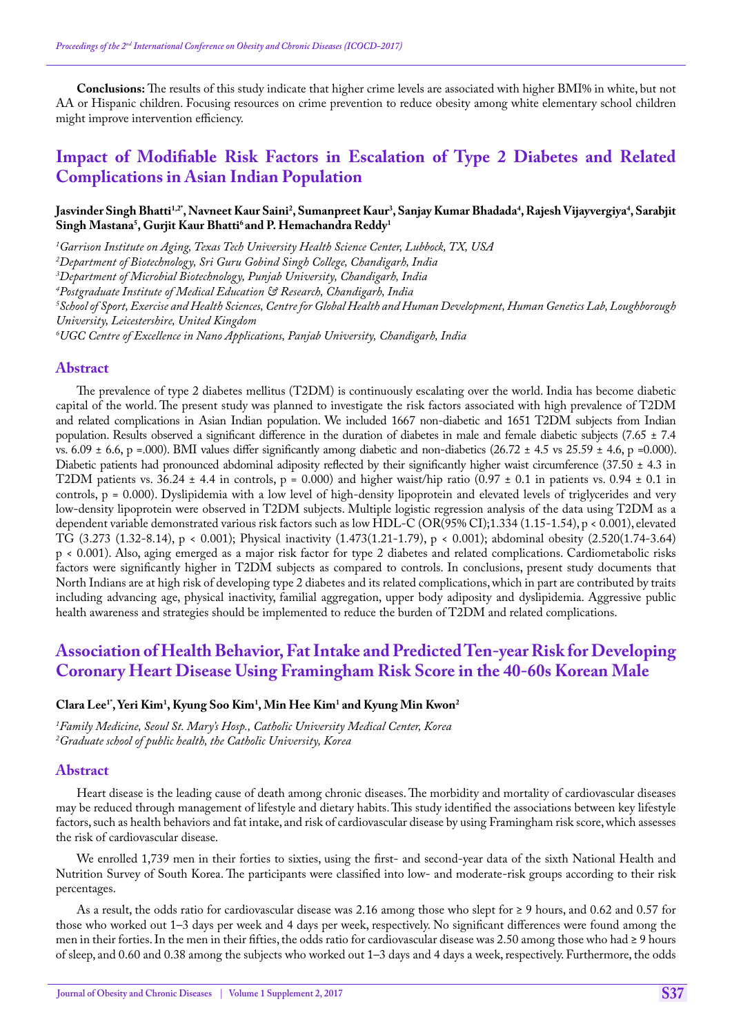**Conclusions:** The results of this study indicate that higher crime levels are associated with higher BMI% in white, but not AA or Hispanic children. Focusing resources on crime prevention to reduce obesity among white elementary school children might improve intervention efficiency.

## Impact of Modifiable Risk Factors in Escalation of Type 2 Diabetes and Related Complications in Asian Indian Population

**Jasvinder Singh Bhatti[1,2*], Navneet Kaur Saini[2], Sumanpreet Kaur[3], Sanjay Kumar Bhadada[4], Rajesh Vijayvergiya[4], Sarabjit Singh Mastana[5], Gurjit Kaur Bhatti[6] and P. Hemachandra Reddy[1]**

*[1]Garrison Institute on Aging, Texas Tech University Health Science Center, Lubbock, TX, USA*
*[2]Department of Biotechnology, Sri Guru Gobind Singh College, Chandigarh, India*
*[3]Department of Microbial Biotechnology, Punjab University, Chandigarh, India*
*[4]Postgraduate Institute of Medical Education & Research, Chandigarh, India*
*[5]School of Sport, Exercise and Health Sciences, Centre for Global Health and Human Development, Human Genetics Lab, Loughborough University, Leicestershire, United Kingdom*
*[6]UGC Centre of Excellence in Nano Applications, Panjab University, Chandigarh, India*

### Abstract

The prevalence of type 2 diabetes mellitus (T2DM) is continuously escalating over the world. India has become diabetic capital of the world. The present study was planned to investigate the risk factors associated with high prevalence of T2DM and related complications in Asian Indian population. We included 1667 non-diabetic and 1651 T2DM subjects from Indian population. Results observed a significant difference in the duration of diabetes in male and female diabetic subjects (7.65 ± 7.4 vs. 6.09 ± 6.6, p =.000). BMI values differ significantly among diabetic and non-diabetics (26.72 ± 4.5 vs 25.59 ± 4.6, p =0.000). Diabetic patients had pronounced abdominal adiposity reflected by their significantly higher waist circumference (37.50 ± 4.3 in T2DM patients vs. 36.24 ± 4.4 in controls, p = 0.000) and higher waist/hip ratio (0.97 ± 0.1 in patients vs. 0.94 ± 0.1 in controls, p = 0.000). Dyslipidemia with a low level of high-density lipoprotein and elevated levels of triglycerides and very low-density lipoprotein were observed in T2DM subjects. Multiple logistic regression analysis of the data using T2DM as a dependent variable demonstrated various risk factors such as low HDL-C (OR(95% CI);1.334 (1.15-1.54), p < 0.001), elevated TG (3.273 (1.32-8.14), p < 0.001); Physical inactivity (1.473(1.21-1.79), p < 0.001); abdominal obesity (2.520(1.74-3.64) p < 0.001). Also, aging emerged as a major risk factor for type 2 diabetes and related complications. Cardiometabolic risks factors were significantly higher in T2DM subjects as compared to controls. In conclusions, present study documents that North Indians are at high risk of developing type 2 diabetes and its related complications, which in part are contributed by traits including advancing age, physical inactivity, familial aggregation, upper body adiposity and dyslipidemia. Aggressive public health awareness and strategies should be implemented to reduce the burden of T2DM and related complications.

## Association of Health Behavior, Fat Intake and Predicted Ten-year Risk for Developing Coronary Heart Disease Using Framingham Risk Score in the 40-60s Korean Male

**Clara Lee[1*], Yeri Kim[1], Kyung Soo Kim[1], Min Hee Kim[1] and Kyung Min Kwon[2]**

*[1]Family Medicine, Seoul St. Mary's Hosp., Catholic University Medical Center, Korea*
*[2]Graduate school of public health, the Catholic University, Korea*

### Abstract

Heart disease is the leading cause of death among chronic diseases. The morbidity and mortality of cardiovascular diseases may be reduced through management of lifestyle and dietary habits. This study identified the associations between key lifestyle factors, such as health behaviors and fat intake, and risk of cardiovascular disease by using Framingham risk score, which assesses the risk of cardiovascular disease.

We enrolled 1,739 men in their forties to sixties, using the first- and second-year data of the sixth National Health and Nutrition Survey of South Korea. The participants were classified into low- and moderate-risk groups according to their risk percentages.

As a result, the odds ratio for cardiovascular disease was 2.16 among those who slept for ≥ 9 hours, and 0.62 and 0.57 for those who worked out 1–3 days per week and 4 days per week, respectively. No significant differences were found among the men in their forties. In the men in their fifties, the odds ratio for cardiovascular disease was 2.50 among those who had ≥ 9 hours of sleep, and 0.60 and 0.38 among the subjects who worked out 1–3 days and 4 days a week, respectively. Furthermore, the odds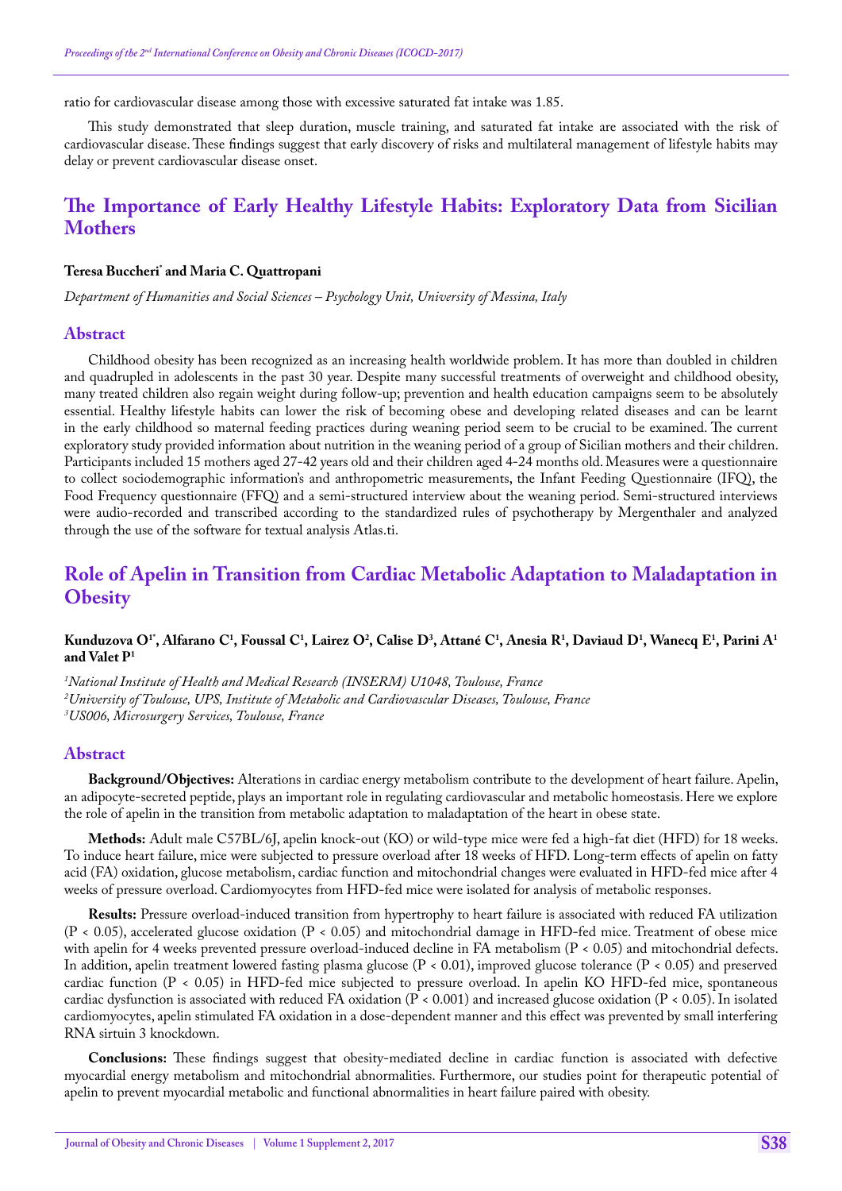ratio for cardiovascular disease among those with excessive saturated fat intake was 1.85.

This study demonstrated that sleep duration, muscle training, and saturated fat intake are associated with the risk of cardiovascular disease. These findings suggest that early discovery of risks and multilateral management of lifestyle habits may delay or prevent cardiovascular disease onset.

## The Importance of Early Healthy Lifestyle Habits: Exploratory Data from Sicilian Mothers

**Teresa Buccheri* and Maria C. Quattropani**

*Department of Humanities and Social Sciences – Psychology Unit, University of Messina, Italy*

### Abstract

Childhood obesity has been recognized as an increasing health worldwide problem. It has more than doubled in children and quadrupled in adolescents in the past 30 year. Despite many successful treatments of overweight and childhood obesity, many treated children also regain weight during follow-up; prevention and health education campaigns seem to be absolutely essential. Healthy lifestyle habits can lower the risk of becoming obese and developing related diseases and can be learnt in the early childhood so maternal feeding practices during weaning period seem to be crucial to be examined. The current exploratory study provided information about nutrition in the weaning period of a group of Sicilian mothers and their children. Participants included 15 mothers aged 27-42 years old and their children aged 4-24 months old. Measures were a questionnaire to collect sociodemographic information's and anthropometric measurements, the Infant Feeding Questionnaire (IFQ), the Food Frequency questionnaire (FFQ) and a semi-structured interview about the weaning period. Semi-structured interviews were audio-recorded and transcribed according to the standardized rules of psychotherapy by Mergenthaler and analyzed through the use of the software for textual analysis Atlas.ti.

## Role of Apelin in Transition from Cardiac Metabolic Adaptation to Maladaptation in Obesity

**Kunduzova O[1*], Alfarano C[1], Foussal C[1], Lairez O[2], Calise D[3], Attané C[1], Anesia R[1], Daviaud D[1], Wanecq E[1], Parini A[1] and Valet P[1]**

*[1]National Institute of Health and Medical Research (INSERM) U1048, Toulouse, France*
*[2]University of Toulouse, UPS, Institute of Metabolic and Cardiovascular Diseases, Toulouse, France*
*[3]US006, Microsurgery Services, Toulouse, France*

### Abstract

**Background/Objectives:** Alterations in cardiac energy metabolism contribute to the development of heart failure. Apelin, an adipocyte-secreted peptide, plays an important role in regulating cardiovascular and metabolic homeostasis. Here we explore the role of apelin in the transition from metabolic adaptation to maladaptation of the heart in obese state.

**Methods:** Adult male C57BL/6J, apelin knock-out (KO) or wild-type mice were fed a high-fat diet (HFD) for 18 weeks. To induce heart failure, mice were subjected to pressure overload after 18 weeks of HFD. Long-term effects of apelin on fatty acid (FA) oxidation, glucose metabolism, cardiac function and mitochondrial changes were evaluated in HFD-fed mice after 4 weeks of pressure overload. Cardiomyocytes from HFD-fed mice were isolated for analysis of metabolic responses.

**Results:** Pressure overload-induced transition from hypertrophy to heart failure is associated with reduced FA utilization ($P < 0.05$), accelerated glucose oxidation ($P < 0.05$) and mitochondrial damage in HFD-fed mice. Treatment of obese mice with apelin for 4 weeks prevented pressure overload-induced decline in FA metabolism ($P < 0.05$) and mitochondrial defects. In addition, apelin treatment lowered fasting plasma glucose ($P < 0.01$), improved glucose tolerance ($P < 0.05$) and preserved cardiac function ($P < 0.05$) in HFD-fed mice subjected to pressure overload. In apelin KO HFD-fed mice, spontaneous cardiac dysfunction is associated with reduced FA oxidation ($P < 0.001$) and increased glucose oxidation ($P < 0.05$). In isolated cardiomyocytes, apelin stimulated FA oxidation in a dose-dependent manner and this effect was prevented by small interfering RNA sirtuin 3 knockdown.

**Conclusions:** These findings suggest that obesity-mediated decline in cardiac function is associated with defective myocardial energy metabolism and mitochondrial abnormalities. Furthermore, our studies point for therapeutic potential of apelin to prevent myocardial metabolic and functional abnormalities in heart failure paired with obesity.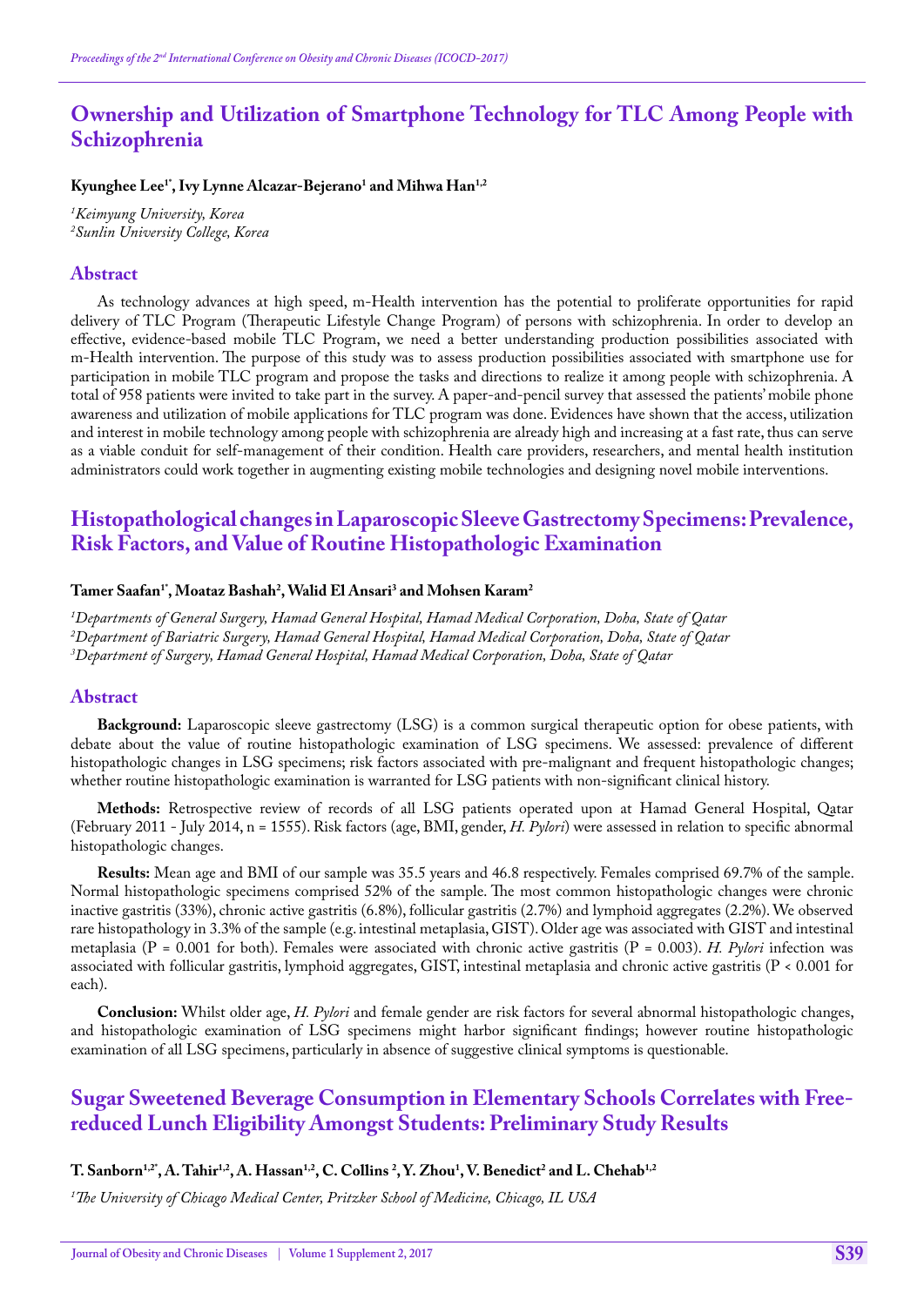## Ownership and Utilization of Smartphone Technology for TLC Among People with Schizophrenia

**Kyunghee Lee[1*], Ivy Lynne Alcazar-Bejerano[1] and Mihwa Han[1,2]**

*[1]Keimyung University, Korea*
*[2]Sunlin University College, Korea*

### Abstract

As technology advances at high speed, m-Health intervention has the potential to proliferate opportunities for rapid delivery of TLC Program (Therapeutic Lifestyle Change Program) of persons with schizophrenia. In order to develop an effective, evidence-based mobile TLC Program, we need a better understanding production possibilities associated with m-Health intervention. The purpose of this study was to assess production possibilities associated with smartphone use for participation in mobile TLC program and propose the tasks and directions to realize it among people with schizophrenia. A total of 958 patients were invited to take part in the survey. A paper-and-pencil survey that assessed the patients' mobile phone awareness and utilization of mobile applications for TLC program was done. Evidences have shown that the access, utilization and interest in mobile technology among people with schizophrenia are already high and increasing at a fast rate, thus can serve as a viable conduit for self-management of their condition. Health care providers, researchers, and mental health institution administrators could work together in augmenting existing mobile technologies and designing novel mobile interventions.

## Histopathological changes in Laparoscopic Sleeve Gastrectomy Specimens: Prevalence, Risk Factors, and Value of Routine Histopathologic Examination

**Tamer Saafan[1*], Moataz Bashah[2], Walid El Ansari[3] and Mohsen Karam[2]**

*[1]Departments of General Surgery, Hamad General Hospital, Hamad Medical Corporation, Doha, State of Qatar*
*[2]Department of Bariatric Surgery, Hamad General Hospital, Hamad Medical Corporation, Doha, State of Qatar*
*[3]Department of Surgery, Hamad General Hospital, Hamad Medical Corporation, Doha, State of Qatar*

### Abstract

**Background:** Laparoscopic sleeve gastrectomy (LSG) is a common surgical therapeutic option for obese patients, with debate about the value of routine histopathologic examination of LSG specimens. We assessed: prevalence of different histopathologic changes in LSG specimens; risk factors associated with pre-malignant and frequent histopathologic changes; whether routine histopathologic examination is warranted for LSG patients with non-significant clinical history.

**Methods:** Retrospective review of records of all LSG patients operated upon at Hamad General Hospital, Qatar (February 2011 - July 2014, n = 1555). Risk factors (age, BMI, gender, *H. Pylori*) were assessed in relation to specific abnormal histopathologic changes.

**Results:** Mean age and BMI of our sample was 35.5 years and 46.8 respectively. Females comprised 69.7% of the sample. Normal histopathologic specimens comprised 52% of the sample. The most common histopathologic changes were chronic inactive gastritis (33%), chronic active gastritis (6.8%), follicular gastritis (2.7%) and lymphoid aggregates (2.2%). We observed rare histopathology in 3.3% of the sample (e.g. intestinal metaplasia, GIST). Older age was associated with GIST and intestinal metaplasia (P = 0.001 for both). Females were associated with chronic active gastritis (P = 0.003). *H. Pylori* infection was associated with follicular gastritis, lymphoid aggregates, GIST, intestinal metaplasia and chronic active gastritis (P < 0.001 for each).

**Conclusion:** Whilst older age, *H. Pylori* and female gender are risk factors for several abnormal histopathologic changes, and histopathologic examination of LSG specimens might harbor significant findings; however routine histopathologic examination of all LSG specimens, particularly in absence of suggestive clinical symptoms is questionable.

## Sugar Sweetened Beverage Consumption in Elementary Schools Correlates with Free-reduced Lunch Eligibility Amongst Students: Preliminary Study Results

**T. Sanborn[1,2*], A. Tahir[1,2], A. Hassan[1,2], C. Collins [2], Y. Zhou[1], V. Benedict[2] and L. Chehab[1,2]**

*[1]The University of Chicago Medical Center, Pritzker School of Medicine, Chicago, IL USA*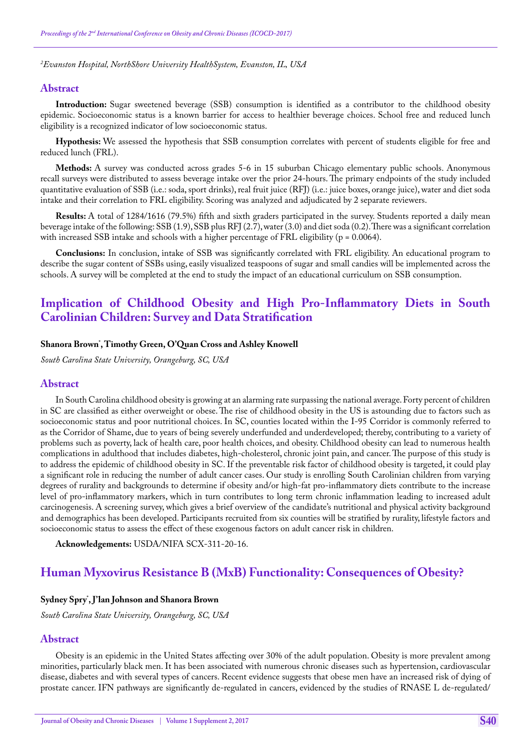[2]Evanston Hospital, NorthShore University HealthSystem, Evanston, IL, USA

### Abstract

**Introduction:** Sugar sweetened beverage (SSB) consumption is identified as a contributor to the childhood obesity epidemic. Socioeconomic status is a known barrier for access to healthier beverage choices. School free and reduced lunch eligibility is a recognized indicator of low socioeconomic status.

**Hypothesis:** We assessed the hypothesis that SSB consumption correlates with percent of students eligible for free and reduced lunch (FRL).

**Methods:** A survey was conducted across grades 5-6 in 15 suburban Chicago elementary public schools. Anonymous recall surveys were distributed to assess beverage intake over the prior 24-hours. The primary endpoints of the study included quantitative evaluation of SSB (i.e.: soda, sport drinks), real fruit juice (RFJ) (i.e.: juice boxes, orange juice), water and diet soda intake and their correlation to FRL eligibility. Scoring was analyzed and adjudicated by 2 separate reviewers.

**Results:** A total of 1284/1616 (79.5%) fifth and sixth graders participated in the survey. Students reported a daily mean beverage intake of the following: SSB (1.9), SSB plus RFJ (2.7), water (3.0) and diet soda (0.2). There was a significant correlation with increased SSB intake and schools with a higher percentage of FRL eligibility ($p = 0.0064$).

**Conclusions:** In conclusion, intake of SSB was significantly correlated with FRL eligibility. An educational program to describe the sugar content of SSBs using, easily visualized teaspoons of sugar and small candies will be implemented across the schools. A survey will be completed at the end to study the impact of an educational curriculum on SSB consumption.

## Implication of Childhood Obesity and High Pro-Inflammatory Diets in South Carolinian Children: Survey and Data Stratification

**Shanora Brown*, Timothy Green, O'Quan Cross and Ashley Knowell**

*South Carolina State University, Orangeburg, SC, USA*

### Abstract

In South Carolina childhood obesity is growing at an alarming rate surpassing the national average. Forty percent of children in SC are classified as either overweight or obese. The rise of childhood obesity in the US is astounding due to factors such as socioeconomic status and poor nutritional choices. In SC, counties located within the I-95 Corridor is commonly referred to as the Corridor of Shame, due to years of being severely underfunded and underdeveloped; thereby, contributing to a variety of problems such as poverty, lack of health care, poor health choices, and obesity. Childhood obesity can lead to numerous health complications in adulthood that includes diabetes, high-cholesterol, chronic joint pain, and cancer. The purpose of this study is to address the epidemic of childhood obesity in SC. If the preventable risk factor of childhood obesity is targeted, it could play a significant role in reducing the number of adult cancer cases. Our study is enrolling South Carolinian children from varying degrees of rurality and backgrounds to determine if obesity and/or high-fat pro-inflammatory diets contribute to the increase level of pro-inflammatory markers, which in turn contributes to long term chronic inflammation leading to increased adult carcinogenesis. A screening survey, which gives a brief overview of the candidate's nutritional and physical activity background and demographics has been developed. Participants recruited from six counties will be stratified by rurality, lifestyle factors and socioeconomic status to assess the effect of these exogenous factors on adult cancer risk in children.

**Acknowledgements:** USDA/NIFA SCX-311-20-16.

## Human Myxovirus Resistance B (MxB) Functionality: Consequences of Obesity?

**Sydney Spry*, J'lan Johnson and Shanora Brown**

*South Carolina State University, Orangeburg, SC, USA*

### Abstract

Obesity is an epidemic in the United States affecting over 30% of the adult population. Obesity is more prevalent among minorities, particularly black men. It has been associated with numerous chronic diseases such as hypertension, cardiovascular disease, diabetes and with several types of cancers. Recent evidence suggests that obese men have an increased risk of dying of prostate cancer. IFN pathways are significantly de-regulated in cancers, evidenced by the studies of RNASE L de-regulated/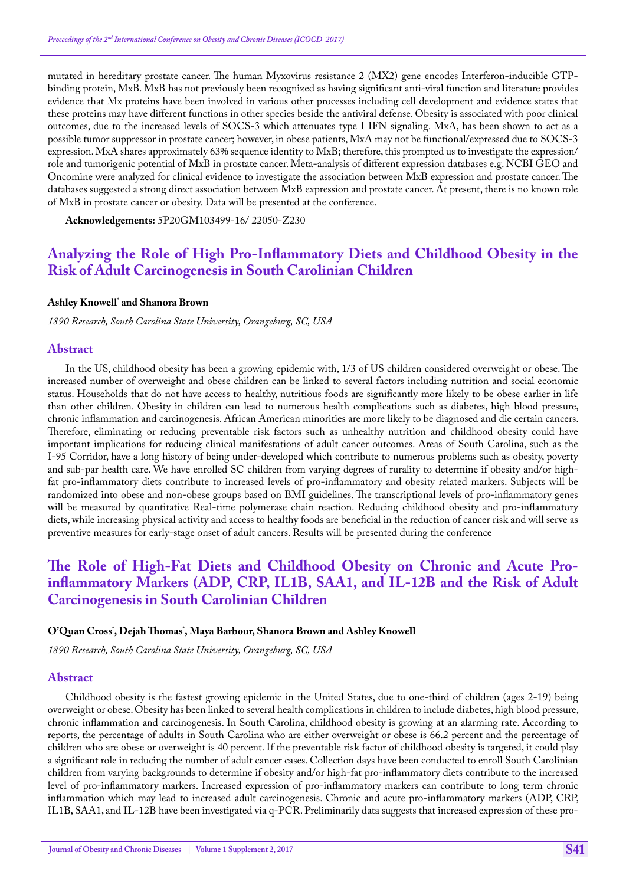mutated in hereditary prostate cancer. The human Myxovirus resistance 2 (MX2) gene encodes Interferon-inducible GTP-binding protein, MxB. MxB has not previously been recognized as having significant anti-viral function and literature provides evidence that Mx proteins have been involved in various other processes including cell development and evidence states that these proteins may have different functions in other species beside the antiviral defense. Obesity is associated with poor clinical outcomes, due to the increased levels of SOCS-3 which attenuates type I IFN signaling. MxA, has been shown to act as a possible tumor suppressor in prostate cancer; however, in obese patients, MxA may not be functional/expressed due to SOCS-3 expression. MxA shares approximately 63% sequence identity to MxB; therefore, this prompted us to investigate the expression/role and tumorigenic potential of MxB in prostate cancer. Meta-analysis of different expression databases e.g. NCBI GEO and Oncomine were analyzed for clinical evidence to investigate the association between MxB expression and prostate cancer. The databases suggested a strong direct association between MxB expression and prostate cancer. At present, there is no known role of MxB in prostate cancer or obesity. Data will be presented at the conference.

**Acknowledgements:** 5P20GM103499-16/ 22050-Z230

## Analyzing the Role of High Pro-Inflammatory Diets and Childhood Obesity in the Risk of Adult Carcinogenesis in South Carolinian Children

**Ashley Knowell*** **and Shanora Brown**

*1890 Research, South Carolina State University, Orangeburg, SC, USA*

### Abstract

In the US, childhood obesity has been a growing epidemic with, 1/3 of US children considered overweight or obese. The increased number of overweight and obese children can be linked to several factors including nutrition and social economic status. Households that do not have access to healthy, nutritious foods are significantly more likely to be obese earlier in life than other children. Obesity in children can lead to numerous health complications such as diabetes, high blood pressure, chronic inflammation and carcinogenesis. African American minorities are more likely to be diagnosed and die certain cancers. Therefore, eliminating or reducing preventable risk factors such as unhealthy nutrition and childhood obesity could have important implications for reducing clinical manifestations of adult cancer outcomes. Areas of South Carolina, such as the I-95 Corridor, have a long history of being under-developed which contribute to numerous problems such as obesity, poverty and sub-par health care. We have enrolled SC children from varying degrees of rurality to determine if obesity and/or high-fat pro-inflammatory diets contribute to increased levels of pro-inflammatory and obesity related markers. Subjects will be randomized into obese and non-obese groups based on BMI guidelines. The transcriptional levels of pro-inflammatory genes will be measured by quantitative Real-time polymerase chain reaction. Reducing childhood obesity and pro-inflammatory diets, while increasing physical activity and access to healthy foods are beneficial in the reduction of cancer risk and will serve as preventive measures for early-stage onset of adult cancers. Results will be presented during the conference

## The Role of High-Fat Diets and Childhood Obesity on Chronic and Acute Pro-inflammatory Markers (ADP, CRP, IL1B, SAA1, and IL-12B and the Risk of Adult Carcinogenesis in South Carolinian Children

**O'Quan Cross*, Dejah Thomas*, Maya Barbour, Shanora Brown and Ashley Knowell**

*1890 Research, South Carolina State University, Orangeburg, SC, USA*

### Abstract

Childhood obesity is the fastest growing epidemic in the United States, due to one-third of children (ages 2-19) being overweight or obese. Obesity has been linked to several health complications in children to include diabetes, high blood pressure, chronic inflammation and carcinogenesis. In South Carolina, childhood obesity is growing at an alarming rate. According to reports, the percentage of adults in South Carolina who are either overweight or obese is 66.2 percent and the percentage of children who are obese or overweight is 40 percent. If the preventable risk factor of childhood obesity is targeted, it could play a significant role in reducing the number of adult cancer cases. Collection days have been conducted to enroll South Carolinian children from varying backgrounds to determine if obesity and/or high-fat pro-inflammatory diets contribute to the increased level of pro-inflammatory markers. Increased expression of pro-inflammatory markers can contribute to long term chronic inflammation which may lead to increased adult carcinogenesis. Chronic and acute pro-inflammatory markers (ADP, CRP, IL1B, SAA1, and IL-12B have been investigated via q-PCR. Preliminarily data suggests that increased expression of these pro-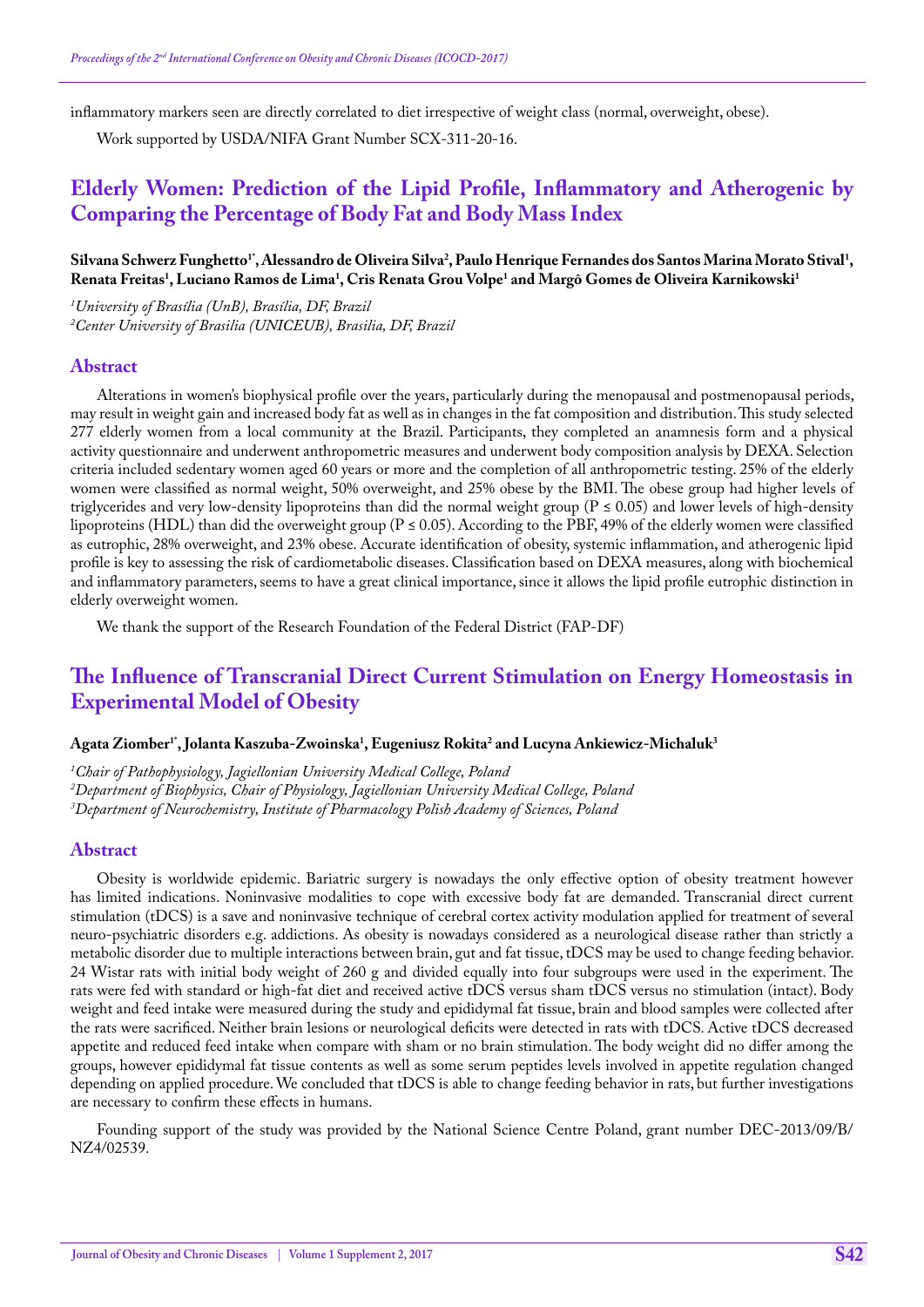inflammatory markers seen are directly correlated to diet irrespective of weight class (normal, overweight, obese).

Work supported by USDA/NIFA Grant Number SCX-311-20-16.

## Elderly Women: Prediction of the Lipid Profile, Inflammatory and Atherogenic by Comparing the Percentage of Body Fat and Body Mass Index

**Silvana Schwerz Funghetto[1*], Alessandro de Oliveira Silva[2], Paulo Henrique Fernandes dos Santos Marina Morato Stival[1], Renata Freitas[1], Luciano Ramos de Lima[1], Cris Renata Grou Volpe[1] and Margô Gomes de Oliveira Karnikowski[1]**

*[1]University of Brasília (UnB), Brasília, DF, Brazil*
*[2]Center University of Brasilia (UNICEUB), Brasilia, DF, Brazil*

### Abstract

Alterations in women's biophysical profile over the years, particularly during the menopausal and postmenopausal periods, may result in weight gain and increased body fat as well as in changes in the fat composition and distribution. This study selected 277 elderly women from a local community at the Brazil. Participants, they completed an anamnesis form and a physical activity questionnaire and underwent anthropometric measures and underwent body composition analysis by DEXA. Selection criteria included sedentary women aged 60 years or more and the completion of all anthropometric testing. 25% of the elderly women were classified as normal weight, 50% overweight, and 25% obese by the BMI. The obese group had higher levels of triglycerides and very low-density lipoproteins than did the normal weight group ($P \leq 0.05$) and lower levels of high-density lipoproteins (HDL) than did the overweight group ($P \leq 0.05$). According to the PBF, 49% of the elderly women were classified as eutrophic, 28% overweight, and 23% obese. Accurate identification of obesity, systemic inflammation, and atherogenic lipid profile is key to assessing the risk of cardiometabolic diseases. Classification based on DEXA measures, along with biochemical and inflammatory parameters, seems to have a great clinical importance, since it allows the lipid profile eutrophic distinction in elderly overweight women.

We thank the support of the Research Foundation of the Federal District (FAP-DF)

## The Influence of Transcranial Direct Current Stimulation on Energy Homeostasis in Experimental Model of Obesity

**Agata Ziomber[1*], Jolanta Kaszuba-Zwoinska[1], Eugeniusz Rokita[2] and Lucyna Ankiewicz-Michaluk[3]**

*[1]Chair of Pathophysiology, Jagiellonian University Medical College, Poland*
*[2]Department of Biophysics, Chair of Physiology, Jagiellonian University Medical College, Poland*
*[3]Department of Neurochemistry, Institute of Pharmacology Polish Academy of Sciences, Poland*

### Abstract

Obesity is worldwide epidemic. Bariatric surgery is nowadays the only effective option of obesity treatment however has limited indications. Noninvasive modalities to cope with excessive body fat are demanded. Transcranial direct current stimulation (tDCS) is a save and noninvasive technique of cerebral cortex activity modulation applied for treatment of several neuro-psychiatric disorders e.g. addictions. As obesity is nowadays considered as a neurological disease rather than strictly a metabolic disorder due to multiple interactions between brain, gut and fat tissue, tDCS may be used to change feeding behavior. 24 Wistar rats with initial body weight of 260 g and divided equally into four subgroups were used in the experiment. The rats were fed with standard or high-fat diet and received active tDCS versus sham tDCS versus no stimulation (intact). Body weight and feed intake were measured during the study and epididymal fat tissue, brain and blood samples were collected after the rats were sacrificed. Neither brain lesions or neurological deficits were detected in rats with tDCS. Active tDCS decreased appetite and reduced feed intake when compare with sham or no brain stimulation. The body weight did no differ among the groups, however epididymal fat tissue contents as well as some serum peptides levels involved in appetite regulation changed depending on applied procedure. We concluded that tDCS is able to change feeding behavior in rats, but further investigations are necessary to confirm these effects in humans.

Founding support of the study was provided by the National Science Centre Poland, grant number DEC-2013/09/B/NZ4/02539.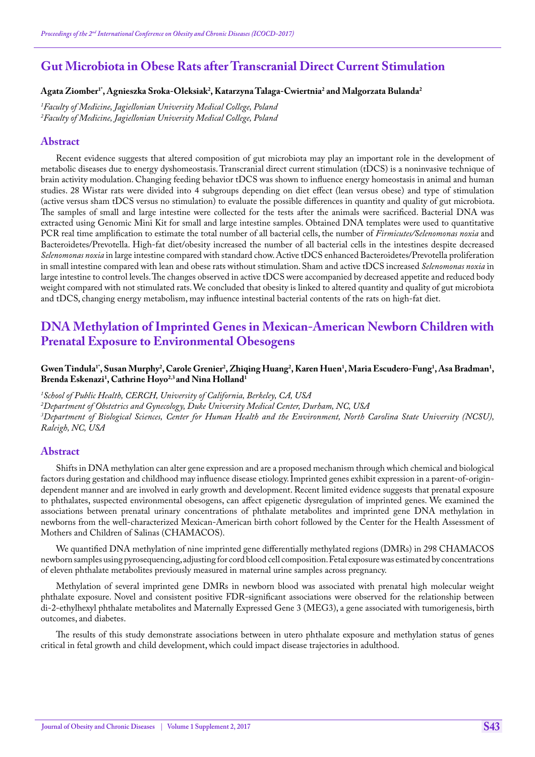# Gut Microbiota in Obese Rats after Transcranial Direct Current Stimulation

**Agata Ziomber[1*], Agnieszka Sroka-Oleksiak[2], Katarzyna Talaga-Cwiertnia[2] and Malgorzata Bulanda[2]**

*[1]Faculty of Medicine, Jagiellonian University Medical College, Poland*
*[2]Faculty of Medicine, Jagiellonian University Medical College, Poland*

## Abstract

Recent evidence suggests that altered composition of gut microbiota may play an important role in the development of metabolic diseases due to energy dyshomeostasis. Transcranial direct current stimulation (tDCS) is a noninvasive technique of brain activity modulation. Changing feeding behavior tDCS was shown to influence energy homeostasis in animal and human studies. 28 Wistar rats were divided into 4 subgroups depending on diet effect (lean versus obese) and type of stimulation (active versus sham tDCS versus no stimulation) to evaluate the possible differences in quantity and quality of gut microbiota. The samples of small and large intestine were collected for the tests after the animals were sacrificed. Bacterial DNA was extracted using Genomic Mini Kit for small and large intestine samples. Obtained DNA templates were used to quantitative PCR real time amplification to estimate the total number of all bacterial cells, the number of *Firmicutes/Selenomonas noxia* and Bacteroidetes/Prevotella. High-fat diet/obesity increased the number of all bacterial cells in the intestines despite decreased *Selenomonas noxia* in large intestine compared with standard chow. Active tDCS enhanced Bacteroidetes/Prevotella proliferation in small intestine compared with lean and obese rats without stimulation. Sham and active tDCS increased *Selenomonas noxia* in large intestine to control levels. The changes observed in active tDCS were accompanied by decreased appetite and reduced body weight compared with not stimulated rats. We concluded that obesity is linked to altered quantity and quality of gut microbiota and tDCS, changing energy metabolism, may influence intestinal bacterial contents of the rats on high-fat diet.

# DNA Methylation of Imprinted Genes in Mexican-American Newborn Children with Prenatal Exposure to Environmental Obesogens

**Gwen Tindula[1*], Susan Murphy[2], Carole Grenier[2], Zhiqing Huang[2], Karen Huen[1], Maria Escudero-Fung[1], Asa Bradman[1], Brenda Eskenazi[1], Cathrine Hoyo[2,3] and Nina Holland[1]**

*[1]School of Public Health, CERCH, University of California, Berkeley, CA, USA*
*[2]Department of Obstetrics and Gynecology, Duke University Medical Center, Durham, NC, USA*
*[3]Department of Biological Sciences, Center for Human Health and the Environment, North Carolina State University (NCSU), Raleigh, NC, USA*

## Abstract

Shifts in DNA methylation can alter gene expression and are a proposed mechanism through which chemical and biological factors during gestation and childhood may influence disease etiology. Imprinted genes exhibit expression in a parent-of-origin-dependent manner and are involved in early growth and development. Recent limited evidence suggests that prenatal exposure to phthalates, suspected environmental obesogens, can affect epigenetic dysregulation of imprinted genes. We examined the associations between prenatal urinary concentrations of phthalate metabolites and imprinted gene DNA methylation in newborns from the well-characterized Mexican-American birth cohort followed by the Center for the Health Assessment of Mothers and Children of Salinas (CHAMACOS).

We quantified DNA methylation of nine imprinted gene differentially methylated regions (DMRs) in 298 CHAMACOS newborn samples using pyrosequencing, adjusting for cord blood cell composition. Fetal exposure was estimated by concentrations of eleven phthalate metabolites previously measured in maternal urine samples across pregnancy.

Methylation of several imprinted gene DMRs in newborn blood was associated with prenatal high molecular weight phthalate exposure. Novel and consistent positive FDR-significant associations were observed for the relationship between di-2-ethylhexyl phthalate metabolites and Maternally Expressed Gene 3 (MEG3), a gene associated with tumorigenesis, birth outcomes, and diabetes.

The results of this study demonstrate associations between in utero phthalate exposure and methylation status of genes critical in fetal growth and child development, which could impact disease trajectories in adulthood.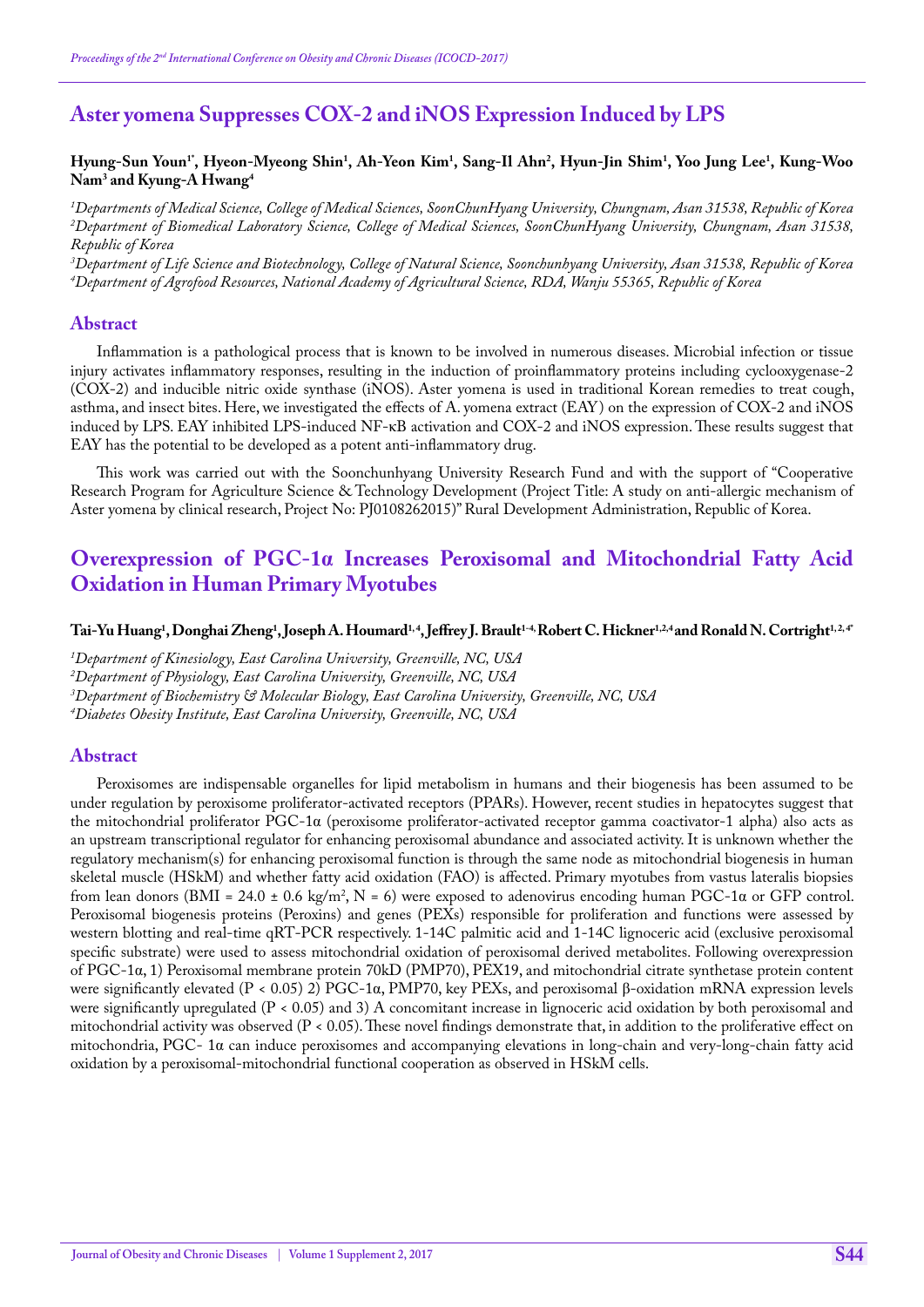# Aster yomena Suppresses COX-2 and iNOS Expression Induced by LPS

**Hyung-Sun Youn[1*], Hyeon-Myeong Shin[1], Ah-Yeon Kim[1], Sang-Il Ahn[2], Hyun-Jin Shim[1], Yoo Jung Lee[1], Kung-Woo Nam[3] and Kyung-A Hwang[4]**

*[1]Departments of Medical Science, College of Medical Sciences, SoonChunHyang University, Chungnam, Asan 31538, Republic of Korea*
*[2]Department of Biomedical Laboratory Science, College of Medical Sciences, SoonChunHyang University, Chungnam, Asan 31538, Republic of Korea*
*[3]Department of Life Science and Biotechnology, College of Natural Science, Soonchunhyang University, Asan 31538, Republic of Korea*
*[4]Department of Agrofood Resources, National Academy of Agricultural Science, RDA, Wanju 55365, Republic of Korea*

## Abstract

Inflammation is a pathological process that is known to be involved in numerous diseases. Microbial infection or tissue injury activates inflammatory responses, resulting in the induction of proinflammatory proteins including cyclooxygenase-2 (COX-2) and inducible nitric oxide synthase (iNOS). Aster yomena is used in traditional Korean remedies to treat cough, asthma, and insect bites. Here, we investigated the effects of A. yomena extract (EAY) on the expression of COX-2 and iNOS induced by LPS. EAY inhibited LPS-induced NF-κB activation and COX-2 and iNOS expression. These results suggest that EAY has the potential to be developed as a potent anti-inflammatory drug.

This work was carried out with the Soonchunhyang University Research Fund and with the support of "Cooperative Research Program for Agriculture Science & Technology Development (Project Title: A study on anti-allergic mechanism of Aster yomena by clinical research, Project No: PJ0108262015)" Rural Development Administration, Republic of Korea.

# Overexpression of PGC-1α Increases Peroxisomal and Mitochondrial Fatty Acid Oxidation in Human Primary Myotubes

**Tai-Yu Huang[1], Donghai Zheng[1], Joseph A. Houmard[1,4], Jeffrey J. Brault[1-4], Robert C. Hickner[1,2,4] and Ronald N. Cortright[1,2,4*]**

*[1]Department of Kinesiology, East Carolina University, Greenville, NC, USA*
*[2]Department of Physiology, East Carolina University, Greenville, NC, USA*
*[3]Department of Biochemistry & Molecular Biology, East Carolina University, Greenville, NC, USA*
*[4]Diabetes Obesity Institute, East Carolina University, Greenville, NC, USA*

## Abstract

Peroxisomes are indispensable organelles for lipid metabolism in humans and their biogenesis has been assumed to be under regulation by peroxisome proliferator-activated receptors (PPARs). However, recent studies in hepatocytes suggest that the mitochondrial proliferator PGC-1α (peroxisome proliferator-activated receptor gamma coactivator-1 alpha) also acts as an upstream transcriptional regulator for enhancing peroxisomal abundance and associated activity. It is unknown whether the regulatory mechanism(s) for enhancing peroxisomal function is through the same node as mitochondrial biogenesis in human skeletal muscle (HSkM) and whether fatty acid oxidation (FAO) is affected. Primary myotubes from vastus lateralis biopsies from lean donors (BMI = 24.0 ± 0.6 kg/m$^2$, N = 6) were exposed to adenovirus encoding human PGC-1α or GFP control. Peroxisomal biogenesis proteins (Peroxins) and genes (PEXs) responsible for proliferation and functions were assessed by western blotting and real-time qRT-PCR respectively. 1-14C palmitic acid and 1-14C lignoceric acid (exclusive peroxisomal specific substrate) were used to assess mitochondrial oxidation of peroxisomal derived metabolites. Following overexpression of PGC-1α, 1) Peroxisomal membrane protein 70kD (PMP70), PEX19, and mitochondrial citrate synthetase protein content were significantly elevated ($P < 0.05$) 2) PGC-1α, PMP70, key PEXs, and peroxisomal β-oxidation mRNA expression levels were significantly upregulated ($P < 0.05$) and 3) A concomitant increase in lignoceric acid oxidation by both peroxisomal and mitochondrial activity was observed ($P < 0.05$). These novel findings demonstrate that, in addition to the proliferative effect on mitochondria, PGC- 1α can induce peroxisomes and accompanying elevations in long-chain and very-long-chain fatty acid oxidation by a peroxisomal-mitochondrial functional cooperation as observed in HSkM cells.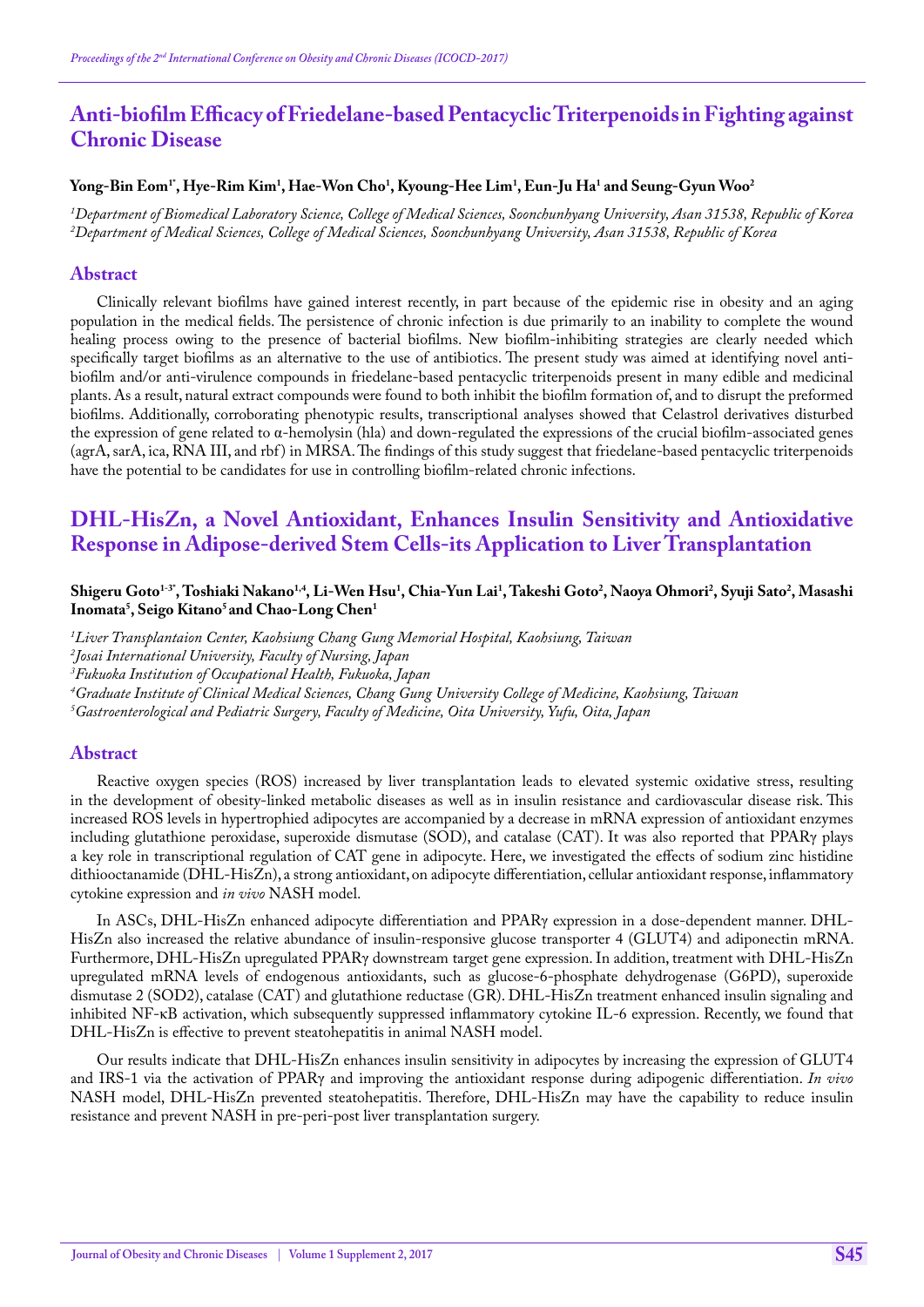## Anti-biofilm Efficacy of Friedelane-based Pentacyclic Triterpenoids in Fighting against Chronic Disease

**Yong-Bin Eom[1*], Hye-Rim Kim[1], Hae-Won Cho[1], Kyoung-Hee Lim[1], Eun-Ju Ha[1] and Seung-Gyun Woo[2]**

*[1]Department of Biomedical Laboratory Science, College of Medical Sciences, Soonchunhyang University, Asan 31538, Republic of Korea*
*[2]Department of Medical Sciences, College of Medical Sciences, Soonchunhyang University, Asan 31538, Republic of Korea*

### Abstract

Clinically relevant biofilms have gained interest recently, in part because of the epidemic rise in obesity and an aging population in the medical fields. The persistence of chronic infection is due primarily to an inability to complete the wound healing process owing to the presence of bacterial biofilms. New biofilm-inhibiting strategies are clearly needed which specifically target biofilms as an alternative to the use of antibiotics. The present study was aimed at identifying novel anti-biofilm and/or anti-virulence compounds in friedelane-based pentacyclic triterpenoids present in many edible and medicinal plants. As a result, natural extract compounds were found to both inhibit the biofilm formation of, and to disrupt the preformed biofilms. Additionally, corroborating phenotypic results, transcriptional analyses showed that Celastrol derivatives disturbed the expression of gene related to α-hemolysin (hla) and down-regulated the expressions of the crucial biofilm-associated genes (agrA, sarA, ica, RNA III, and rbf) in MRSA. The findings of this study suggest that friedelane-based pentacyclic triterpenoids have the potential to be candidates for use in controlling biofilm-related chronic infections.

## DHL-HisZn, a Novel Antioxidant, Enhances Insulin Sensitivity and Antioxidative Response in Adipose-derived Stem Cells-its Application to Liver Transplantation

**Shigeru Goto[1-3*], Toshiaki Nakano[1,4], Li-Wen Hsu[1], Chia-Yun Lai[1], Takeshi Goto[2], Naoya Ohmori[2], Syuji Sato[2], Masashi Inomata[5], Seigo Kitano[5] and Chao-Long Chen[1]**

*[1]Liver Transplantaion Center, Kaohsiung Chang Gung Memorial Hospital, Kaohsiung, Taiwan*
*[2]Josai International University, Faculty of Nursing, Japan*
*[3]Fukuoka Institution of Occupational Health, Fukuoka, Japan*
*[4]Graduate Institute of Clinical Medical Sciences, Chang Gung University College of Medicine, Kaohsiung, Taiwan*
*[5]Gastroenterological and Pediatric Surgery, Faculty of Medicine, Oita University, Yufu, Oita, Japan*

### Abstract

Reactive oxygen species (ROS) increased by liver transplantation leads to elevated systemic oxidative stress, resulting in the development of obesity-linked metabolic diseases as well as in insulin resistance and cardiovascular disease risk. This increased ROS levels in hypertrophied adipocytes are accompanied by a decrease in mRNA expression of antioxidant enzymes including glutathione peroxidase, superoxide dismutase (SOD), and catalase (CAT). It was also reported that PPARγ plays a key role in transcriptional regulation of CAT gene in adipocyte. Here, we investigated the effects of sodium zinc histidine dithiooctanamide (DHL-HisZn), a strong antioxidant, on adipocyte differentiation, cellular antioxidant response, inflammatory cytokine expression and *in vivo* NASH model.

In ASCs, DHL-HisZn enhanced adipocyte differentiation and PPARγ expression in a dose-dependent manner. DHL-HisZn also increased the relative abundance of insulin-responsive glucose transporter 4 (GLUT4) and adiponectin mRNA. Furthermore, DHL-HisZn upregulated PPARγ downstream target gene expression. In addition, treatment with DHL-HisZn upregulated mRNA levels of endogenous antioxidants, such as glucose-6-phosphate dehydrogenase (G6PD), superoxide dismutase 2 (SOD2), catalase (CAT) and glutathione reductase (GR). DHL-HisZn treatment enhanced insulin signaling and inhibited NF-κB activation, which subsequently suppressed inflammatory cytokine IL-6 expression. Recently, we found that DHL-HisZn is effective to prevent steatohepatitis in animal NASH model.

Our results indicate that DHL-HisZn enhances insulin sensitivity in adipocytes by increasing the expression of GLUT4 and IRS-1 via the activation of PPARγ and improving the antioxidant response during adipogenic differentiation. *In vivo* NASH model, DHL-HisZn prevented steatohepatitis. Therefore, DHL-HisZn may have the capability to reduce insulin resistance and prevent NASH in pre-peri-post liver transplantation surgery.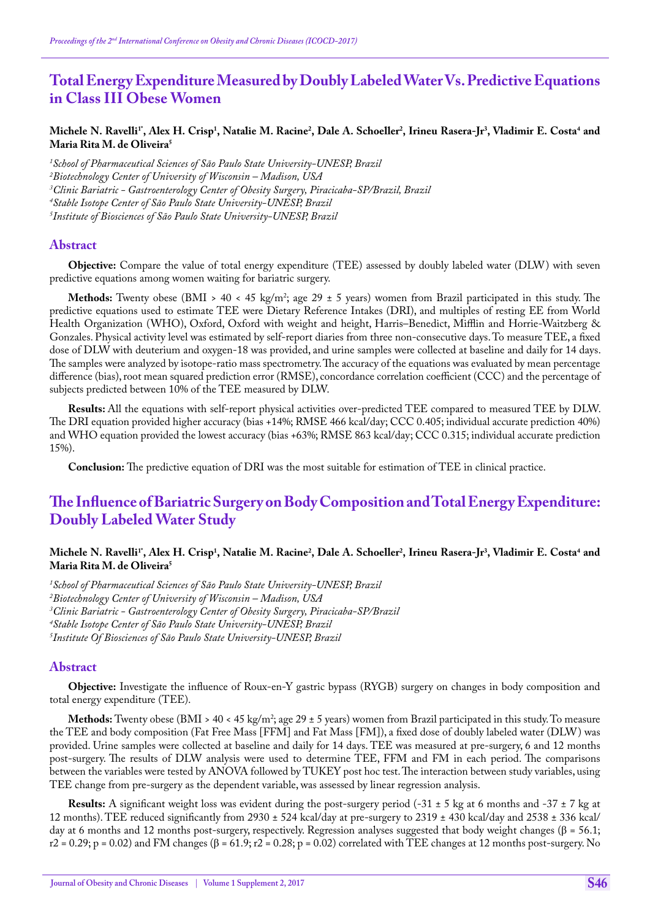## Total Energy Expenditure Measured by Doubly Labeled Water Vs. Predictive Equations in Class III Obese Women

**Michele N. Ravelli[1*], Alex H. Crisp[1], Natalie M. Racine[2], Dale A. Schoeller[2], Irineu Rasera-Jr[3], Vladimir E. Costa[4] and Maria Rita M. de Oliveira[5]**

*[1]School of Pharmaceutical Sciences of São Paulo State University-UNESP, Brazil*
*[2]Biotechnology Center of University of Wisconsin – Madison, USA*
*[3]Clinic Bariatric - Gastroenterology Center of Obesity Surgery, Piracicaba-SP/Brazil, Brazil*
*[4]Stable Isotope Center of São Paulo State University-UNESP, Brazil*
*[5]Institute of Biosciences of São Paulo State University-UNESP, Brazil*

### Abstract

**Objective:** Compare the value of total energy expenditure (TEE) assessed by doubly labeled water (DLW) with seven predictive equations among women waiting for bariatric surgery.

**Methods:** Twenty obese (BMI > 40 < 45 kg/m$^2$; age 29 ± 5 years) women from Brazil participated in this study. The predictive equations used to estimate TEE were Dietary Reference Intakes (DRI), and multiples of resting EE from World Health Organization (WHO), Oxford, Oxford with weight and height, Harris–Benedict, Mifflin and Horrie-Waitzberg & Gonzales. Physical activity level was estimated by self-report diaries from three non-consecutive days. To measure TEE, a fixed dose of DLW with deuterium and oxygen-18 was provided, and urine samples were collected at baseline and daily for 14 days. The samples were analyzed by isotope-ratio mass spectrometry. The accuracy of the equations was evaluated by mean percentage difference (bias), root mean squared prediction error (RMSE), concordance correlation coefficient (CCC) and the percentage of subjects predicted between 10% of the TEE measured by DLW.

**Results:** All the equations with self-report physical activities over-predicted TEE compared to measured TEE by DLW. The DRI equation provided higher accuracy (bias +14%; RMSE 466 kcal/day; CCC 0.405; individual accurate prediction 40%) and WHO equation provided the lowest accuracy (bias +63%; RMSE 863 kcal/day; CCC 0.315; individual accurate prediction 15%).

**Conclusion:** The predictive equation of DRI was the most suitable for estimation of TEE in clinical practice.

## The Influence of Bariatric Surgery on Body Composition and Total Energy Expenditure: Doubly Labeled Water Study

**Michele N. Ravelli[1*], Alex H. Crisp[1], Natalie M. Racine[2], Dale A. Schoeller[2], Irineu Rasera-Jr[3], Vladimir E. Costa[4] and Maria Rita M. de Oliveira[5]**

*[1]School of Pharmaceutical Sciences of São Paulo State University-UNESP, Brazil*
*[2]Biotechnology Center of University of Wisconsin – Madison, USA*
*[3]Clinic Bariatric - Gastroenterology Center of Obesity Surgery, Piracicaba-SP/Brazil*
*[4]Stable Isotope Center of São Paulo State University-UNESP, Brazil*
*[5]Institute Of Biosciences of São Paulo State University-UNESP, Brazil*

### Abstract

**Objective:** Investigate the influence of Roux-en-Y gastric bypass (RYGB) surgery on changes in body composition and total energy expenditure (TEE).

**Methods:** Twenty obese (BMI > 40 < 45 kg/m$^2$; age 29 ± 5 years) women from Brazil participated in this study. To measure the TEE and body composition (Fat Free Mass [FFM] and Fat Mass [FM]), a fixed dose of doubly labeled water (DLW) was provided. Urine samples were collected at baseline and daily for 14 days. TEE was measured at pre-surgery, 6 and 12 months post-surgery. The results of DLW analysis were used to determine TEE, FFM and FM in each period. The comparisons between the variables were tested by ANOVA followed by TUKEY post hoc test. The interaction between study variables, using TEE change from pre-surgery as the dependent variable, was assessed by linear regression analysis.

**Results:** A significant weight loss was evident during the post-surgery period (-31 ± 5 kg at 6 months and -37 ± 7 kg at 12 months). TEE reduced significantly from 2930 ± 524 kcal/day at pre-surgery to 2319 ± 430 kcal/day and 2538 ± 336 kcal/day at 6 months and 12 months post-surgery, respectively. Regression analyses suggested that body weight changes ($\beta$ = 56.1; $r^2$ = 0.29; $p$ = 0.02) and FM changes ($\beta$ = 61.9; $r^2$ = 0.28; $p$ = 0.02) correlated with TEE changes at 12 months post-surgery. No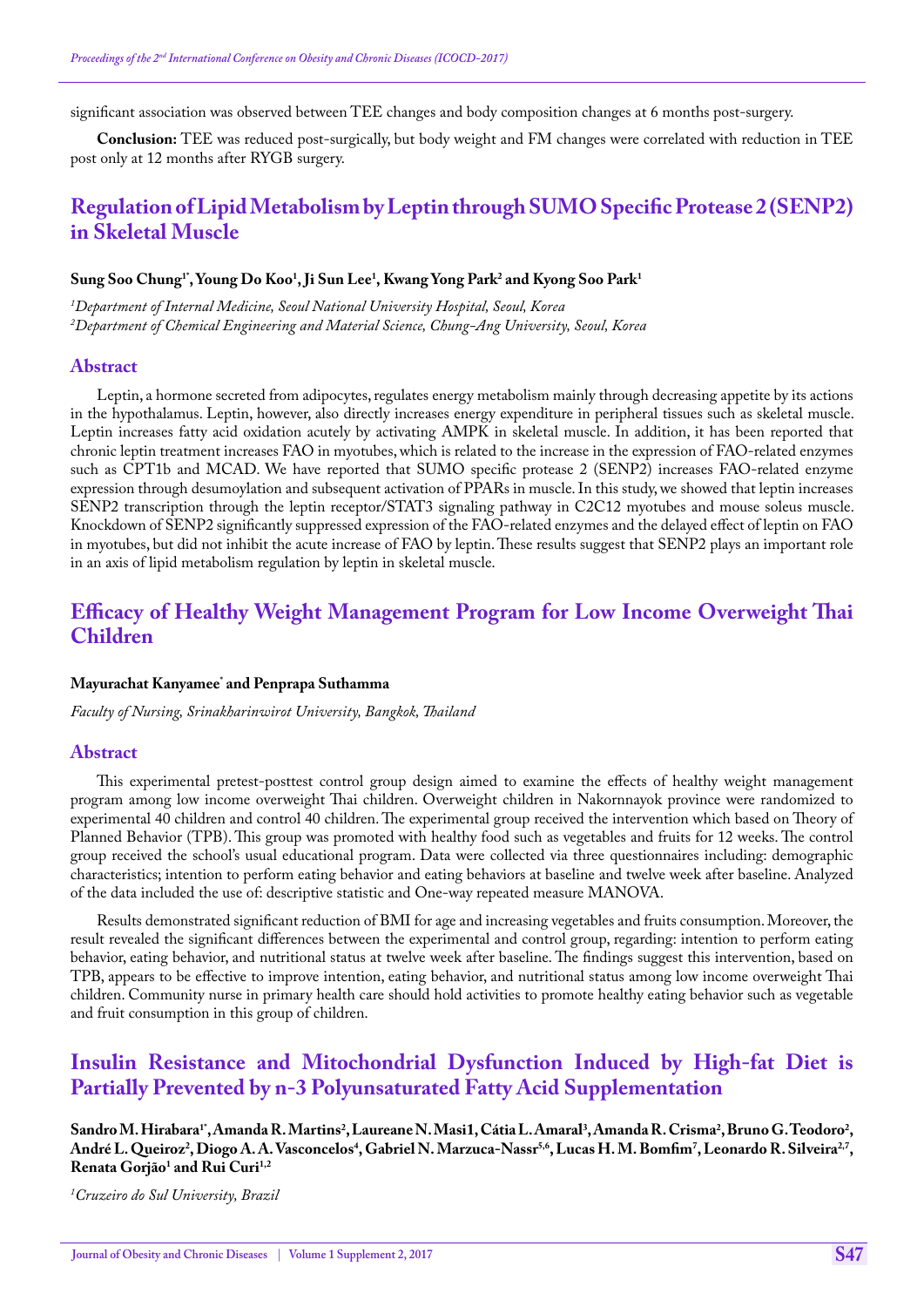significant association was observed between TEE changes and body composition changes at 6 months post-surgery.

**Conclusion:** TEE was reduced post-surgically, but body weight and FM changes were correlated with reduction in TEE post only at 12 months after RYGB surgery.

## Regulation of Lipid Metabolism by Leptin through SUMO Specific Protease 2 (SENP2) in Skeletal Muscle

**Sung Soo Chung[1*], Young Do Koo[1], Ji Sun Lee[1], Kwang Yong Park[2] and Kyong Soo Park[1]**

*[1]Department of Internal Medicine, Seoul National University Hospital, Seoul, Korea*
*[2]Department of Chemical Engineering and Material Science, Chung-Ang University, Seoul, Korea*

### Abstract

Leptin, a hormone secreted from adipocytes, regulates energy metabolism mainly through decreasing appetite by its actions in the hypothalamus. Leptin, however, also directly increases energy expenditure in peripheral tissues such as skeletal muscle. Leptin increases fatty acid oxidation acutely by activating AMPK in skeletal muscle. In addition, it has been reported that chronic leptin treatment increases FAO in myotubes, which is related to the increase in the expression of FAO-related enzymes such as CPT1b and MCAD. We have reported that SUMO specific protease 2 (SENP2) increases FAO-related enzyme expression through desumoylation and subsequent activation of PPARs in muscle. In this study, we showed that leptin increases SENP2 transcription through the leptin receptor/STAT3 signaling pathway in C2C12 myotubes and mouse soleus muscle. Knockdown of SENP2 significantly suppressed expression of the FAO-related enzymes and the delayed effect of leptin on FAO in myotubes, but did not inhibit the acute increase of FAO by leptin. These results suggest that SENP2 plays an important role in an axis of lipid metabolism regulation by leptin in skeletal muscle.

## Efficacy of Healthy Weight Management Program for Low Income Overweight Thai Children

**Mayurachat Kanyamee* and Penprapa Suthamma**

*Faculty of Nursing, Srinakharinwirot University, Bangkok, Thailand*

### Abstract

This experimental pretest-posttest control group design aimed to examine the effects of healthy weight management program among low income overweight Thai children. Overweight children in Nakornnayok province were randomized to experimental 40 children and control 40 children. The experimental group received the intervention which based on Theory of Planned Behavior (TPB). This group was promoted with healthy food such as vegetables and fruits for 12 weeks. The control group received the school's usual educational program. Data were collected via three questionnaires including: demographic characteristics; intention to perform eating behavior and eating behaviors at baseline and twelve week after baseline. Analyzed of the data included the use of: descriptive statistic and One-way repeated measure MANOVA.

Results demonstrated significant reduction of BMI for age and increasing vegetables and fruits consumption. Moreover, the result revealed the significant differences between the experimental and control group, regarding: intention to perform eating behavior, eating behavior, and nutritional status at twelve week after baseline. The findings suggest this intervention, based on TPB, appears to be effective to improve intention, eating behavior, and nutritional status among low income overweight Thai children. Community nurse in primary health care should hold activities to promote healthy eating behavior such as vegetable and fruit consumption in this group of children.

## Insulin Resistance and Mitochondrial Dysfunction Induced by High-fat Diet is Partially Prevented by n-3 Polyunsaturated Fatty Acid Supplementation

**Sandro M. Hirabara[1*], Amanda R. Martins[2], Laureane N. Masi1, Cátia L. Amaral[3], Amanda R. Crisma[2], Bruno G. Teodoro[2], André L. Queiroz[2], Diogo A. A. Vasconcelos[4], Gabriel N. Marzuca-Nassr[5,6], Lucas H. M. Bomfim[7], Leonardo R. Silveira[2,7], Renata Gorjão[1] and Rui Curi[1,2]**

*[1]Cruzeiro do Sul University, Brazil*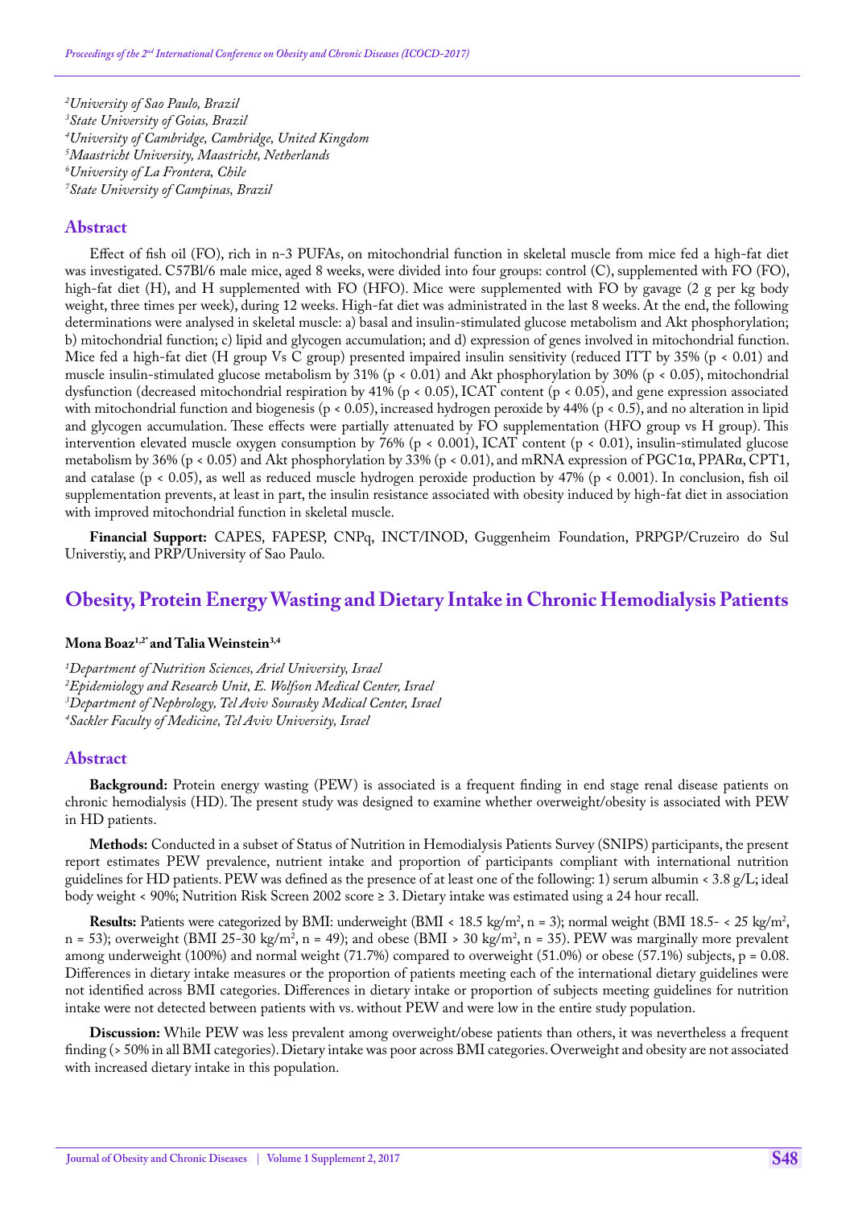[2]University of Sao Paulo, Brazil
[3]State University of Goias, Brazil
[4]University of Cambridge, Cambridge, United Kingdom
[5]Maastricht University, Maastricht, Netherlands
[6]University of La Frontera, Chile
[7]State University of Campinas, Brazil

### Abstract

Effect of fish oil (FO), rich in n-3 PUFAs, on mitochondrial function in skeletal muscle from mice fed a high-fat diet was investigated. C57Bl/6 male mice, aged 8 weeks, were divided into four groups: control (C), supplemented with FO (FO), high-fat diet (H), and H supplemented with FO (HFO). Mice were supplemented with FO by gavage (2 g per kg body weight, three times per week), during 12 weeks. High-fat diet was administrated in the last 8 weeks. At the end, the following determinations were analysed in skeletal muscle: a) basal and insulin-stimulated glucose metabolism and Akt phosphorylation; b) mitochondrial function; c) lipid and glycogen accumulation; and d) expression of genes involved in mitochondrial function. Mice fed a high-fat diet (H group Vs C group) presented impaired insulin sensitivity (reduced ITT by 35% ($p < 0.01$) and muscle insulin-stimulated glucose metabolism by 31% ($p < 0.01$) and Akt phosphorylation by 30% ($p < 0.05$), mitochondrial dysfunction (decreased mitochondrial respiration by 41% ($p < 0.05$), ICAT content ($p < 0.05$), and gene expression associated with mitochondrial function and biogenesis ($p < 0.05$), increased hydrogen peroxide by 44% ($p < 0.5$), and no alteration in lipid and glycogen accumulation. These effects were partially attenuated by FO supplementation (HFO group vs H group). This intervention elevated muscle oxygen consumption by 76% ($p < 0.001$), ICAT content ($p < 0.01$), insulin-stimulated glucose metabolism by 36% ($p < 0.05$) and Akt phosphorylation by 33% ($p < 0.01$), and mRNA expression of PGC1α, PPARα, CPT1, and catalase ($p < 0.05$), as well as reduced muscle hydrogen peroxide production by 47% ($p < 0.001$). In conclusion, fish oil supplementation prevents, at least in part, the insulin resistance associated with obesity induced by high-fat diet in association with improved mitochondrial function in skeletal muscle.

**Financial Support:** CAPES, FAPESP, CNPq, INCT/INOD, Guggenheim Foundation, PRPGP/Cruzeiro do Sul Universtiy, and PRP/University of Sao Paulo.

## Obesity, Protein Energy Wasting and Dietary Intake in Chronic Hemodialysis Patients

**Mona Boaz[1,2*] and Talia Weinstein[3,4]**

[1]Department of Nutrition Sciences, Ariel University, Israel
[2]Epidemiology and Research Unit, E. Wolfson Medical Center, Israel
[3]Department of Nephrology, Tel Aviv Sourasky Medical Center, Israel
[4]Sackler Faculty of Medicine, Tel Aviv University, Israel

### Abstract

**Background:** Protein energy wasting (PEW) is associated is a frequent finding in end stage renal disease patients on chronic hemodialysis (HD). The present study was designed to examine whether overweight/obesity is associated with PEW in HD patients.

**Methods:** Conducted in a subset of Status of Nutrition in Hemodialysis Patients Survey (SNIPS) participants, the present report estimates PEW prevalence, nutrient intake and proportion of participants compliant with international nutrition guidelines for HD patients. PEW was defined as the presence of at least one of the following: 1) serum albumin < 3.8 g/L; ideal body weight < 90%; Nutrition Risk Screen 2002 score ≥ 3. Dietary intake was estimated using a 24 hour recall.

**Results:** Patients were categorized by BMI: underweight (BMI < 18.5 kg/m$^2$, n = 3); normal weight (BMI 18.5- < 25 kg/m$^2$, n = 53); overweight (BMI 25-30 kg/m$^2$, n = 49); and obese (BMI > 30 kg/m$^2$, n = 35). PEW was marginally more prevalent among underweight (100%) and normal weight (71.7%) compared to overweight (51.0%) or obese (57.1%) subjects, $p = 0.08$. Differences in dietary intake measures or the proportion of patients meeting each of the international dietary guidelines were not identified across BMI categories. Differences in dietary intake or proportion of subjects meeting guidelines for nutrition intake were not detected between patients with vs. without PEW and were low in the entire study population.

**Discussion:** While PEW was less prevalent among overweight/obese patients than others, it was nevertheless a frequent finding (> 50% in all BMI categories). Dietary intake was poor across BMI categories. Overweight and obesity are not associated with increased dietary intake in this population.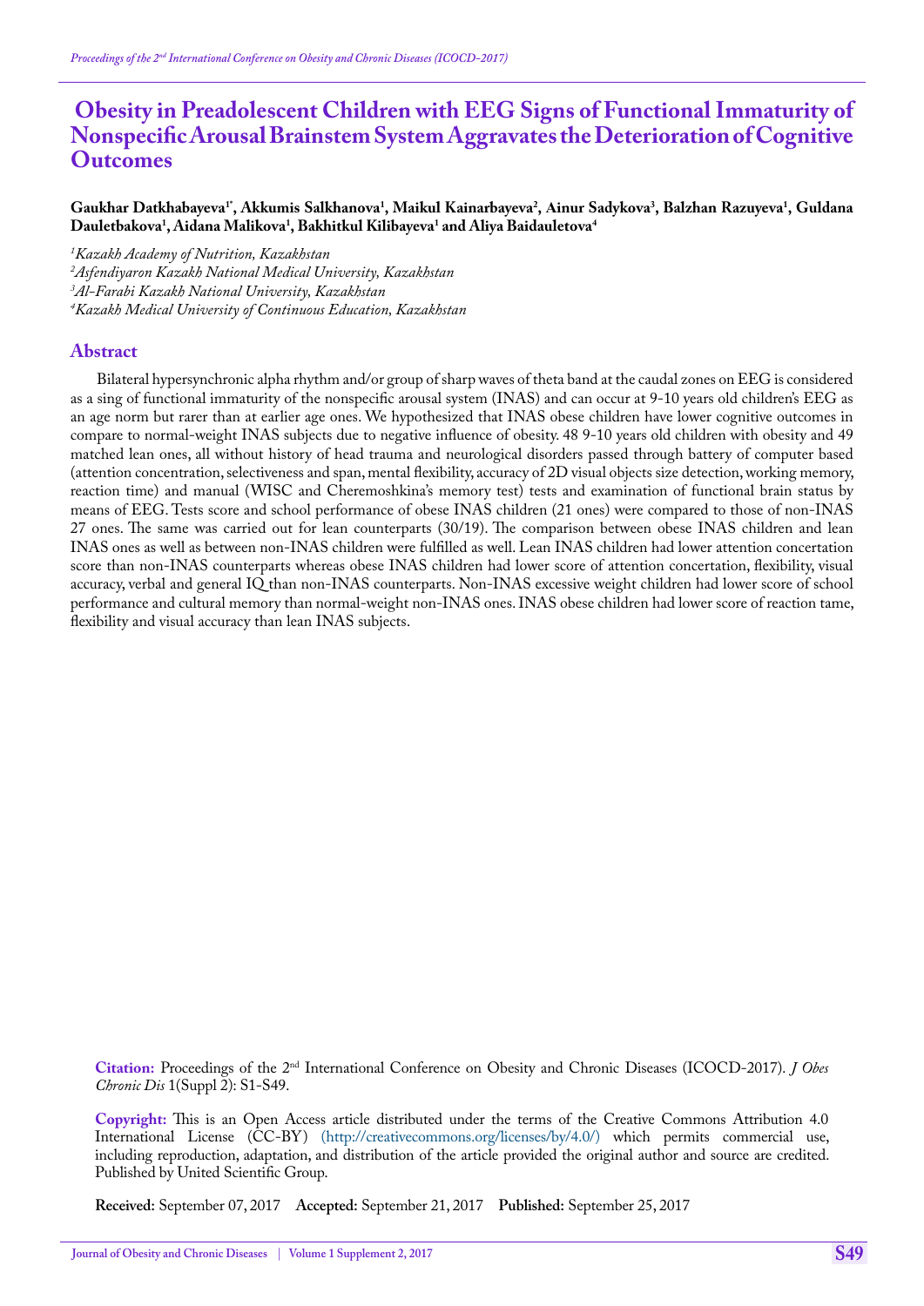# Obesity in Preadolescent Children with EEG Signs of Functional Immaturity of Nonspecific Arousal Brainstem System Aggravates the Deterioration of Cognitive Outcomes

**Gaukhar Datkhabayeva[1*], Akkumis Salkhanova[1], Maikul Kainarbayeva[2], Ainur Sadykova[3], Balzhan Razuyeva[1], Guldana Dauletbakova[1], Aidana Malikova[1], Bakhitkul Kilibayeva[1] and Aliya Baidauletova[4]**

[1]*Kazakh Academy of Nutrition, Kazakhstan*
[2]*Asfendiyaron Kazakh National Medical University, Kazakhstan*
[3]*Al-Farabi Kazakh National University, Kazakhstan*
[4]*Kazakh Medical University of Continuous Education, Kazakhstan*

## Abstract

Bilateral hypersynchronic alpha rhythm and/or group of sharp waves of theta band at the caudal zones on EEG is considered as a sing of functional immaturity of the nonspecific arousal system (INAS) and can occur at 9-10 years old children's EEG as an age norm but rarer than at earlier age ones. We hypothesized that INAS obese children have lower cognitive outcomes in compare to normal-weight INAS subjects due to negative influence of obesity. 48 9-10 years old children with obesity and 49 matched lean ones, all without history of head trauma and neurological disorders passed through battery of computer based (attention concentration, selectiveness and span, mental flexibility, accuracy of 2D visual objects size detection, working memory, reaction time) and manual (WISC and Cheremoshkina's memory test) tests and examination of functional brain status by means of EEG. Tests score and school performance of obese INAS children (21 ones) were compared to those of non-INAS 27 ones. The same was carried out for lean counterparts (30/19). The comparison between obese INAS children and lean INAS ones as well as between non-INAS children were fulfilled as well. Lean INAS children had lower attention concertation score than non-INAS counterparts whereas obese INAS children had lower score of attention concertation, flexibility, visual accuracy, verbal and general IQ than non-INAS counterparts. Non-INAS excessive weight children had lower score of school performance and cultural memory than normal-weight non-INAS ones. INAS obese children had lower score of reaction tame, flexibility and visual accuracy than lean INAS subjects.

**Citation:** Proceedings of the 2nd International Conference on Obesity and Chronic Diseases (ICOCD-2017). *J Obes Chronic Dis* 1(Suppl 2): S1-S49.

**Copyright:** This is an Open Access article distributed under the terms of the Creative Commons Attribution 4.0 International License (CC-BY) (http://creativecommons.org/licenses/by/4.0/) which permits commercial use, including reproduction, adaptation, and distribution of the article provided the original author and source are credited. Published by United Scientific Group.

**Received:** September 07, 2017 **Accepted:** September 21, 2017 **Published:** September 25, 2017